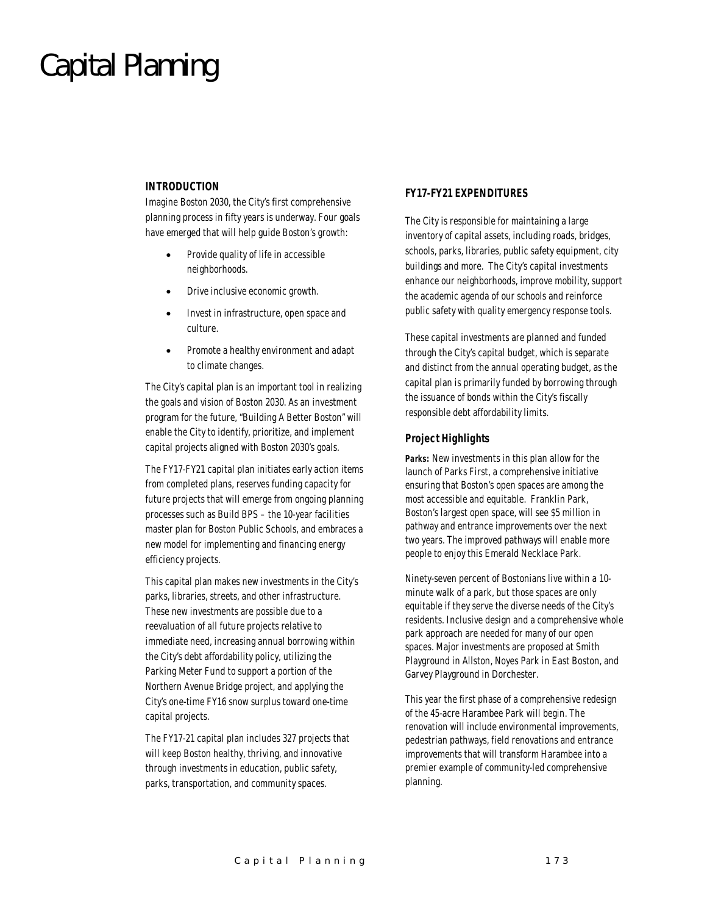# Capital Planning

### INTRODUCTION

Imagine Boston 2030, the City's first comprehensive planning process in fifty years is underway. Four goals have emerged that will help guide Boston's growth:

- Provide quality of life in accessible neighborhoods.
- Drive inclusive economic growth.
- Invest in infrastructure, open space and culture.
- Promote a healthy environment and adapt to climate changes.

The City's capital plan is an important tool in realizing the goals and vision of Boston 2030. As an investment program for the future, "Building A Better Boston" will enable the City to identify, prioritize, and implement capital projects aligned with Boston 2030's goals.

The FY17-FY21 capital plan initiates early action items from completed plans, reserves funding capacity for future projects that will emerge from ongoing planning processes such as Build BPS – the 10-year facilities master plan for Boston Public Schools, and embraces a new model for implementing and financing energy efficiency projects.

This capital plan makes new investments in the City's parks, libraries, streets, and other infrastructure. These new investments are possible due to a reevaluation of all future projects relative to immediate need, increasing annual borrowing within the City's debt affordability policy, utilizing the Parking Meter Fund to support a portion of the Northern Avenue Bridge project, and applying the City's one-time FY16 snow surplus toward one-time capital projects.

The FY17-21 capital plan includes 327 projects that will keep Boston healthy, thriving, and innovative through investments in education, public safety, parks, transportation, and community spaces.

### FY17-FY21 EXPENDITURES

The City is responsible for maintaining a large inventory of capital assets, including roads, bridges, schools, parks, libraries, public safety equipment, city buildings and more. The City's capital investments enhance our neighborhoods, improve mobility, support the academic agenda of our schools and reinforce public safety with quality emergency response tools.

These capital investments are planned and funded through the City's capital budget, which is separate and distinct from the annual operating budget, as the capital plan is primarily funded by borrowing through the issuance of bonds within the City's fiscally responsible debt affordability limits.

#### Project Highlights

**Parks:** New investments in this plan allow for the launch of Parks First, a comprehensive initiative ensuring that Boston's open spaces are among the most accessible and equitable. Franklin Park, Boston's largest open space, will see $5 million in pathway and entrance improvements over the next two years. The improved pathways will enable more people to enjoy this Emerald Necklace Park.

Ninety-seven percent of Bostonians live within a 10-minute walk of a park, but those spaces are only equitable if they serve the diverse needs of the City's residents. Inclusive design and a comprehensive whole park approach are needed for many of our open spaces. Major investments are proposed at Smith Playground in Allston, Noyes Park in East Boston, and Garvey Playground in Dorchester.

This year the first phase of a comprehensive redesign of the 45-acre Harambee Park will begin. The renovation will include environmental improvements, pedestrian pathways, field renovations and entrance improvements that will transform Harambee into a premier example of community-led comprehensive planning.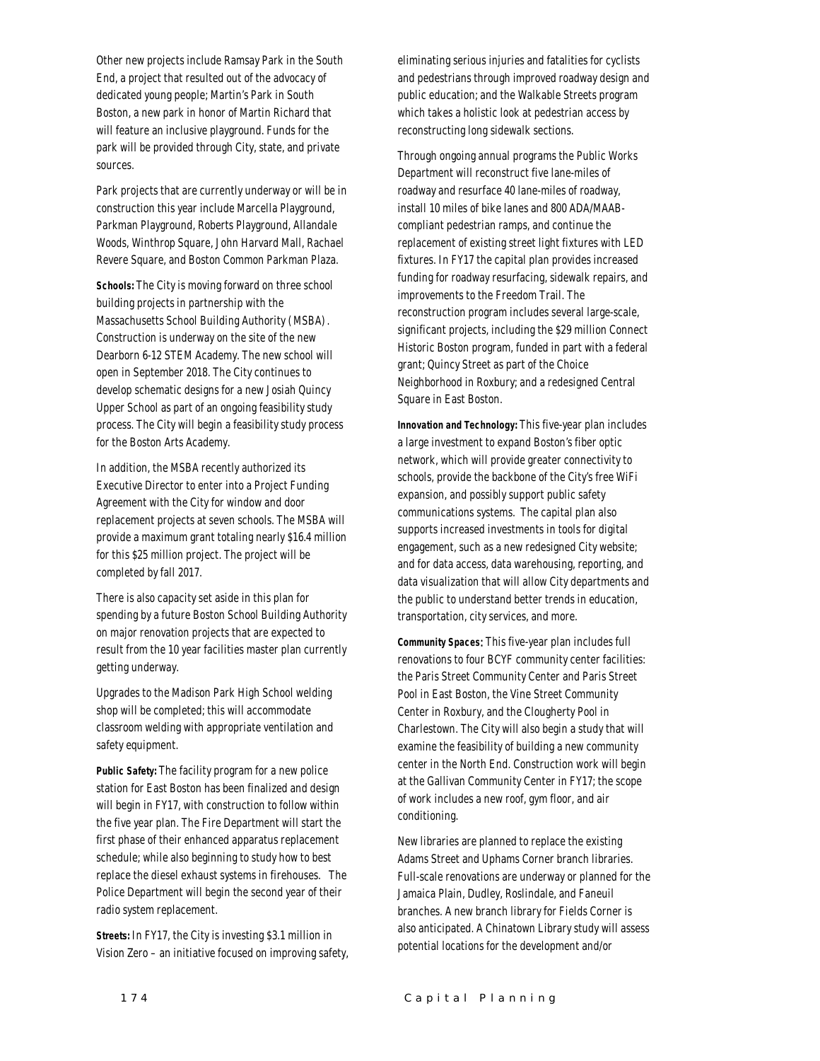Other new projects include Ramsay Park in the South End, a project that resulted out of the advocacy of dedicated young people; Martin's Park in South Boston, a new park in honor of Martin Richard that will feature an inclusive playground. Funds for the park will be provided through City, state, and private sources.

Park projects that are currently underway or will be in construction this year include Marcella Playground, Parkman Playground, Roberts Playground, Allandale Woods, Winthrop Square, John Harvard Mall, Rachael Revere Square, and Boston Common Parkman Plaza.

**Schools:** The City is moving forward on three school building projects in partnership with the Massachusetts School Building Authority (MSBA). Construction is underway on the site of the new Dearborn 6-12 STEM Academy. The new school will open in September 2018. The City continues to develop schematic designs for a new Josiah Quincy Upper School as part of an ongoing feasibility study process. The City will begin a feasibility study process for the Boston Arts Academy.

In addition, the MSBA recently authorized its Executive Director to enter into a Project Funding Agreement with the City for window and door replacement projects at seven schools. The MSBA will provide a maximum grant totaling nearly $16.4 million for this $25 million project. The project will be completed by fall 2017.

There is also capacity set aside in this plan for spending by a future Boston School Building Authority on major renovation projects that are expected to result from the 10 year facilities master plan currently getting underway.

Upgrades to the Madison Park High School welding shop will be completed; this will accommodate classroom welding with appropriate ventilation and safety equipment.

**Public Safety:** The facility program for a new police station for East Boston has been finalized and design will begin in FY17, with construction to follow within the five year plan. The Fire Department will start the first phase of their enhanced apparatus replacement schedule; while also beginning to study how to best replace the diesel exhaust systems in firehouses. The Police Department will begin the second year of their radio system replacement.

**Streets:** In FY17, the City is investing $3.1 million in Vision Zero – an initiative focused on improving safety, eliminating serious injuries and fatalities for cyclists and pedestrians through improved roadway design and public education; and the Walkable Streets program which takes a holistic look at pedestrian access by reconstructing long sidewalk sections.

Through ongoing annual programs the Public Works Department will reconstruct five lane-miles of roadway and resurface 40 lane-miles of roadway, install 10 miles of bike lanes and 800 ADA/MAAB-compliant pedestrian ramps, and continue the replacement of existing street light fixtures with LED fixtures. In FY17 the capital plan provides increased funding for roadway resurfacing, sidewalk repairs, and improvements to the Freedom Trail. The reconstruction program includes several large-scale, significant projects, including the $29 million Connect Historic Boston program, funded in part with a federal grant; Quincy Street as part of the Choice Neighborhood in Roxbury; and a redesigned Central Square in East Boston.

**Innovation and Technology:** This five-year plan includes a large investment to expand Boston's fiber optic network, which will provide greater connectivity to schools, provide the backbone of the City's free WiFi expansion, and possibly support public safety communications systems. The capital plan also supports increased investments in tools for digital engagement, such as a new redesigned City website; and for data access, data warehousing, reporting, and data visualization that will allow City departments and the public to understand better trends in education, transportation, city services, and more.

**Community Spaces:** This five-year plan includes full renovations to four BCYF community center facilities: the Paris Street Community Center and Paris Street Pool in East Boston, the Vine Street Community Center in Roxbury, and the Clougherty Pool in Charlestown. The City will also begin a study that will examine the feasibility of building a new community center in the North End. Construction work will begin at the Gallivan Community Center in FY17; the scope of work includes a new roof, gym floor, and air conditioning.

New libraries are planned to replace the existing Adams Street and Uphams Corner branch libraries. Full-scale renovations are underway or planned for the Jamaica Plain, Dudley, Roslindale, and Faneuil branches. A new branch library for Fields Corner is also anticipated. A Chinatown Library study will assess potential locations for the development and/or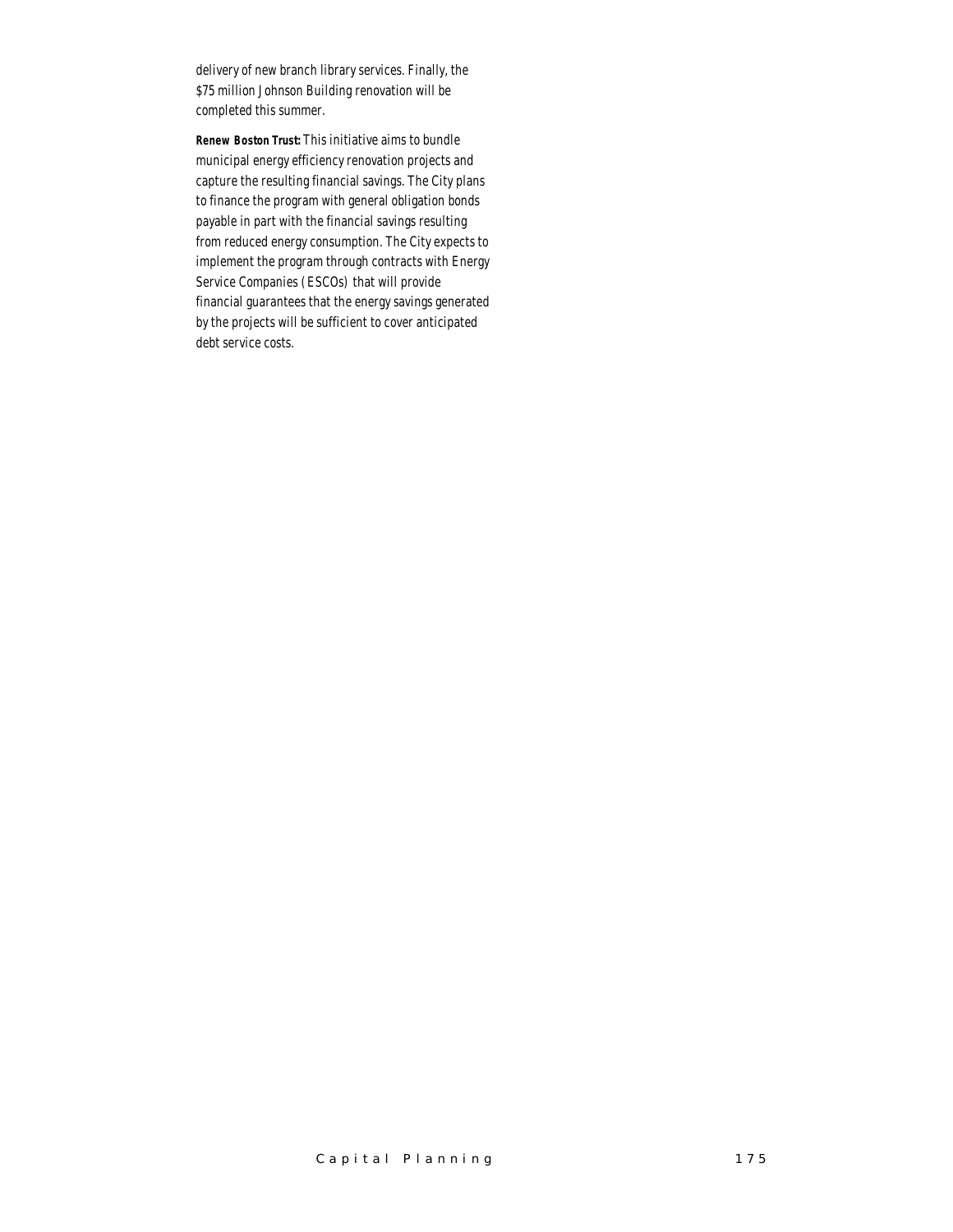delivery of new branch library services. Finally, the $75 million Johnson Building renovation will be completed this summer.

**Renew Boston Trust:** This initiative aims to bundle municipal energy efficiency renovation projects and capture the resulting financial savings. The City plans to finance the program with general obligation bonds payable in part with the financial savings resulting from reduced energy consumption. The City expects to implement the program through contracts with Energy Service Companies (ESCOs) that will provide financial guarantees that the energy savings generated by the projects will be sufficient to cover anticipated debt service costs.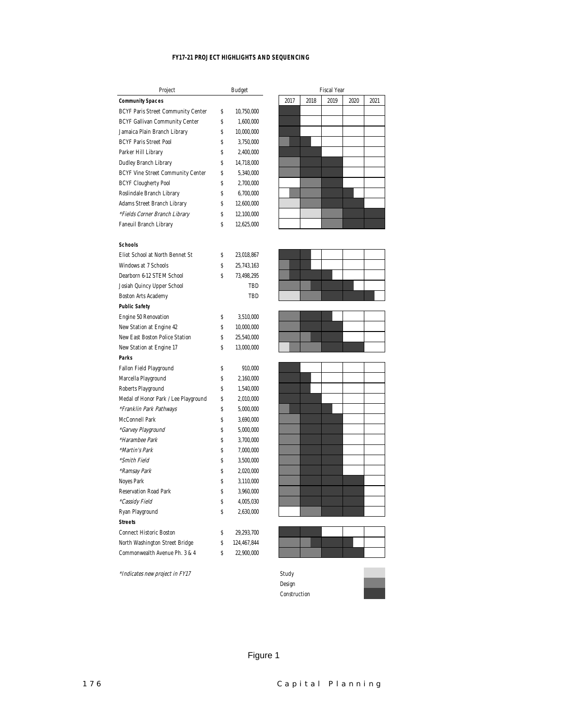**FY17-21 PROJECT HIGHLIGHTS AND SEQUENCING**

| Project | Budget |
|---|---|
| **Community Spaces** | |
| BCYF Paris Street Community Center | $ 10,750,000 |
| BCYF Gallivan Community Center | $ 1,600,000 |
| Jamaica Plain Branch Library | $ 10,000,000 |
| BCYF Paris Street Pool | $ 3,750,000 |
| Parker Hill Library | $ 2,400,000 |
| Dudley Branch Library | $ 14,718,000 |
| BCYF Vine Street Community Center | $ 5,340,000 |
| BCYF Clougherty Pool | $ 2,700,000 |
| Roslindale Branch Library | $ 6,700,000 |
| Adams Street Branch Library | $ 12,600,000 |
| *\*Fields Corner Branch Library* | $ 12,100,000 |
| Faneuil Branch Library | $ 12,625,000 |
| **Schools** | |
| Eliot School at North Bennet St | $ 23,018,867 |
| Windows at 7 Schools | $ 25,743,163 |
| Dearborn 6-12 STEM School | $ 73,498,295 |
| Josiah Quincy Upper School | TBD |
| Boston Arts Academy | TBD |
| **Public Safety** | |
| Engine 50 Renovation | $ 3,510,000 |
| New Station at Engine 42 | $ 10,000,000 |
| New East Boston Police Station | $ 25,540,000 |
| New Station at Engine 17 | $ 13,000,000 |
| **Parks** | |
| Fallon Field Playground | $ 910,000 |
| Marcella Playground | $ 2,160,000 |
| Roberts Playground | $ 1,540,000 |
| Medal of Honor Park / Lee Playground | $ 2,010,000 |
| *\*Franklin Park Pathways* | $ 5,000,000 |
| McConnell Park | $ 3,690,000 |
| *\*Garvey Playground* | $ 5,000,000 |
| *\*Harambee Park* | $ 3,700,000 |
| *\*Martin's Park* | $ 7,000,000 |
| *\*Smith Field* | $ 3,500,000 |
| *\*Ramsay Park* | $ 2,020,000 |
| Noyes Park | $ 3,110,000 |
| Reservation Road Park | $ 3,960,000 |
| *\*Cassidy Field* | $ 4,005,030 |
| Ryan Playground | $ 2,630,000 |
| **Streets** | |
| Connect Historic Boston | $ 29,293,700 |
| North Washington Street Bridge | $ 124,467,844 |
| Commonwealth Avenue Ph. 3 & 4 | $ 22,900,000 |

Fiscal Year

2017 2018 2019 2020 2021

*\*Indicates new project in FY17*

Study

Design

Construction

Figure 1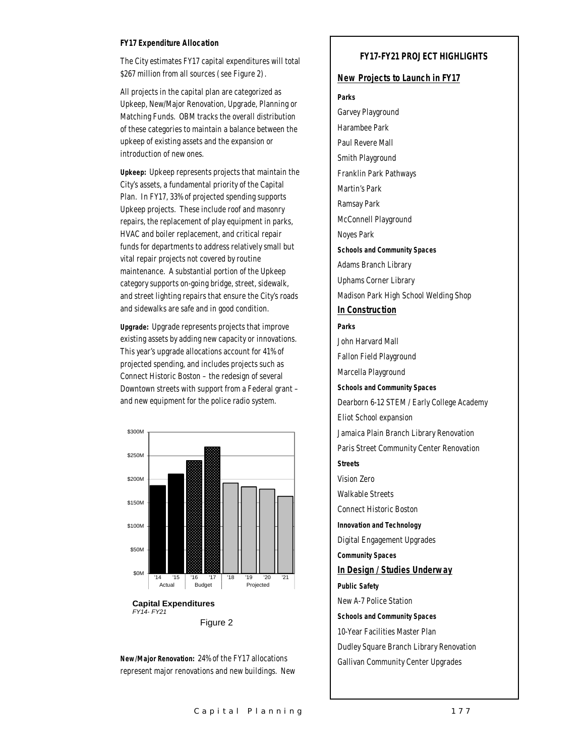### FY17 Expenditure Allocation

The City estimates FY17 capital expenditures will total $267 million from all sources (see Figure 2).

All projects in the capital plan are categorized as Upkeep, New/Major Renovation, Upgrade, Planning or Matching Funds. OBM tracks the overall distribution of these categories to maintain a balance between the upkeep of existing assets and the expansion or introduction of new ones.

**Upkeep:** Upkeep represents projects that maintain the City's assets, a fundamental priority of the Capital Plan. In FY17, 33% of projected spending supports Upkeep projects. These include roof and masonry repairs, the replacement of play equipment in parks, HVAC and boiler replacement, and critical repair funds for departments to address relatively small but vital repair projects not covered by routine maintenance. A substantial portion of the Upkeep category supports on-going bridge, street, sidewalk, and street lighting repairs that ensure the City's roads and sidewalks are safe and in good condition.

**Upgrade:** Upgrade represents projects that improve existing assets by adding new capacity or innovations. This year's upgrade allocations account for 41% of projected spending, and includes projects such as Connect Historic Boston – the redesign of several Downtown streets with support from a Federal grant – and new equipment for the police radio system.

$300M
$250M
$200M
$150M
$100M
$50M
$0M
'14 '15 '16 '17 '18 '19 '20 '21
Actual
Budget
Projected

**Capital Expenditures**
*FY14- FY21*

Figure 2

**New/Major Renovation:** 24% of the FY17 allocations represent major renovations and new buildings. New

## FY17-FY21 PROJECT HIGHLIGHTS

### New Projects to Launch in FY17

**Parks**

Garvey Playground
Harambee Park
Paul Revere Mall
Smith Playground
Franklin Park Pathways
Martin's Park
Ramsay Park
McConnell Playground
Noyes Park

**Schools and Community Spaces**

Adams Branch Library
Uphams Corner Library
Madison Park High School Welding Shop

### In Construction

**Parks**

John Harvard Mall
Fallon Field Playground
Marcella Playground

**Schools and Community Spaces**

Dearborn 6-12 STEM / Early College Academy
Eliot School expansion
Jamaica Plain Branch Library Renovation
Paris Street Community Center Renovation

**Streets**

Vision Zero
Walkable Streets
Connect Historic Boston

**Innovation and Technology**

Digital Engagement Upgrades

**Community Spaces**

### In Design / Studies Underway

**Public Safety**

New A-7 Police Station

**Schools and Community Spaces**

10-Year Facilities Master Plan
Dudley Square Branch Library Renovation
Gallivan Community Center Upgrades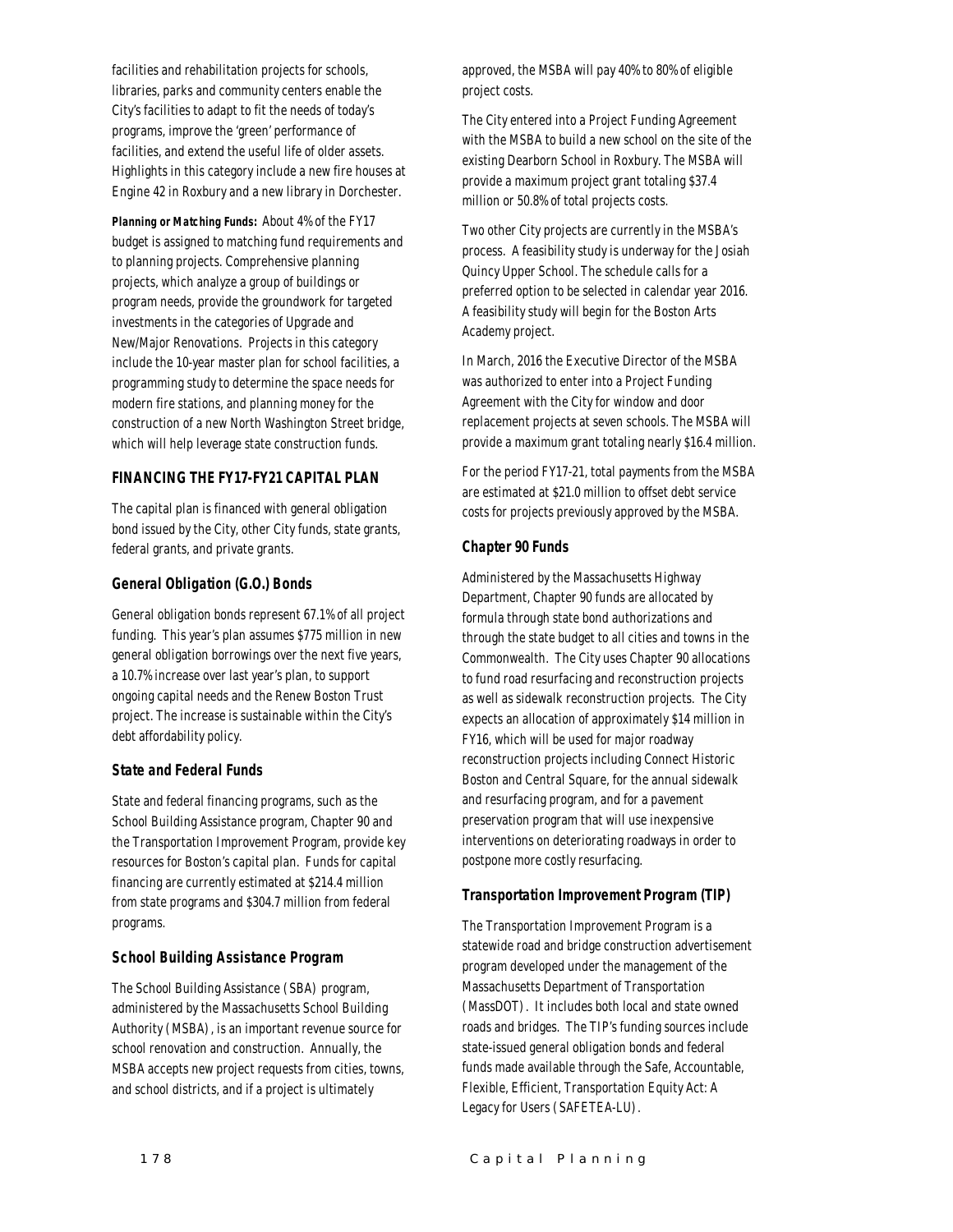facilities and rehabilitation projects for schools, libraries, parks and community centers enable the City's facilities to adapt to fit the needs of today's programs, improve the 'green' performance of facilities, and extend the useful life of older assets. Highlights in this category include a new fire houses at Engine 42 in Roxbury and a new library in Dorchester.

**Planning or Matching Funds:** About 4% of the FY17 budget is assigned to matching fund requirements and to planning projects. Comprehensive planning projects, which analyze a group of buildings or program needs, provide the groundwork for targeted investments in the categories of Upgrade and New/Major Renovations. Projects in this category include the 10-year master plan for school facilities, a programming study to determine the space needs for modern fire stations, and planning money for the construction of a new North Washington Street bridge, which will help leverage state construction funds.

## FINANCING THE FY17-FY21 CAPITAL PLAN

The capital plan is financed with general obligation bond issued by the City, other City funds, state grants, federal grants, and private grants.

### General Obligation (G.O.) Bonds

General obligation bonds represent 67.1% of all project funding. This year's plan assumes $775 million in new general obligation borrowings over the next five years, a 10.7% increase over last year's plan, to support ongoing capital needs and the Renew Boston Trust project. The increase is sustainable within the City's debt affordability policy.

### State and Federal Funds

State and federal financing programs, such as the School Building Assistance program, Chapter 90 and the Transportation Improvement Program, provide key resources for Boston's capital plan. Funds for capital financing are currently estimated at $214.4 million from state programs and $304.7 million from federal programs.

### School Building Assistance Program

The School Building Assistance (SBA) program, administered by the Massachusetts School Building Authority (MSBA), is an important revenue source for school renovation and construction. Annually, the MSBA accepts new project requests from cities, towns, and school districts, and if a project is ultimately approved, the MSBA will pay 40% to 80% of eligible project costs.

The City entered into a Project Funding Agreement with the MSBA to build a new school on the site of the existing Dearborn School in Roxbury. The MSBA will provide a maximum project grant totaling $37.4 million or 50.8% of total projects costs.

Two other City projects are currently in the MSBA's process. A feasibility study is underway for the Josiah Quincy Upper School. The schedule calls for a preferred option to be selected in calendar year 2016. A feasibility study will begin for the Boston Arts Academy project.

In March, 2016 the Executive Director of the MSBA was authorized to enter into a Project Funding Agreement with the City for window and door replacement projects at seven schools. The MSBA will provide a maximum grant totaling nearly $16.4 million.

For the period FY17-21, total payments from the MSBA are estimated at $21.0 million to offset debt service costs for projects previously approved by the MSBA.

### Chapter 90 Funds

Administered by the Massachusetts Highway Department, Chapter 90 funds are allocated by formula through state bond authorizations and through the state budget to all cities and towns in the Commonwealth. The City uses Chapter 90 allocations to fund road resurfacing and reconstruction projects as well as sidewalk reconstruction projects. The City expects an allocation of approximately $14 million in FY16, which will be used for major roadway reconstruction projects including Connect Historic Boston and Central Square, for the annual sidewalk and resurfacing program, and for a pavement preservation program that will use inexpensive interventions on deteriorating roadways in order to postpone more costly resurfacing.

### Transportation Improvement Program (TIP)

The Transportation Improvement Program is a statewide road and bridge construction advertisement program developed under the management of the Massachusetts Department of Transportation (MassDOT). It includes both local and state owned roads and bridges. The TIP's funding sources include state-issued general obligation bonds and federal funds made available through the Safe, Accountable, Flexible, Efficient, Transportation Equity Act: A Legacy for Users (SAFETEA-LU).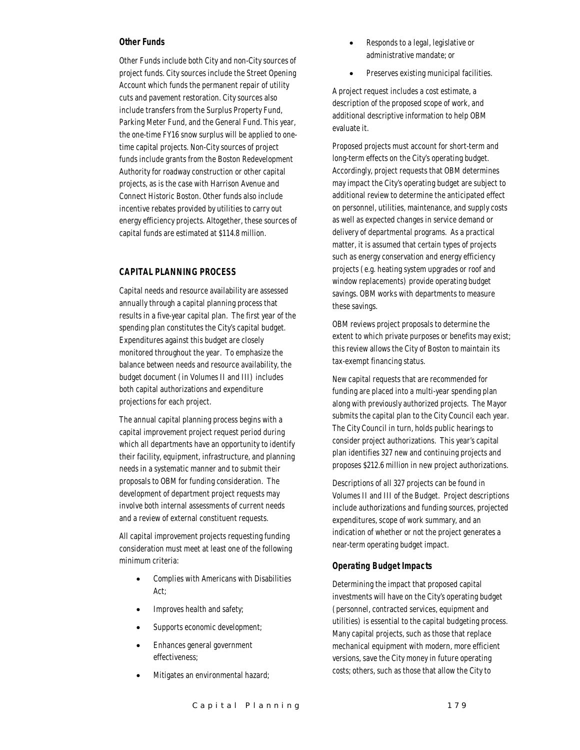### Other Funds

Other Funds include both City and non-City sources of project funds. City sources include the Street Opening Account which funds the permanent repair of utility cuts and pavement restoration. City sources also include transfers from the Surplus Property Fund, Parking Meter Fund, and the General Fund. This year, the one-time FY16 snow surplus will be applied to one-time capital projects. Non-City sources of project funds include grants from the Boston Redevelopment Authority for roadway construction or other capital projects, as is the case with Harrison Avenue and Connect Historic Boston. Other funds also include incentive rebates provided by utilities to carry out energy efficiency projects. Altogether, these sources of capital funds are estimated at $114.8 million.

## CAPITAL PLANNING PROCESS

Capital needs and resource availability are assessed annually through a capital planning process that results in a five-year capital plan. The first year of the spending plan constitutes the City's capital budget. Expenditures against this budget are closely monitored throughout the year. To emphasize the balance between needs and resource availability, the budget document (in Volumes II and III) includes both capital authorizations and expenditure projections for each project.

The annual capital planning process begins with a capital improvement project request period during which all departments have an opportunity to identify their facility, equipment, infrastructure, and planning needs in a systematic manner and to submit their proposals to OBM for funding consideration. The development of department project requests may involve both internal assessments of current needs and a review of external constituent requests.

All capital improvement projects requesting funding consideration must meet at least one of the following minimum criteria:

- Complies with Americans with Disabilities Act;
- Improves health and safety;
- Supports economic development;
- Enhances general government effectiveness;
- Mitigates an environmental hazard;
- Responds to a legal, legislative or administrative mandate; or
- Preserves existing municipal facilities.

A project request includes a cost estimate, a description of the proposed scope of work, and additional descriptive information to help OBM evaluate it.

Proposed projects must account for short-term and long-term effects on the City's operating budget. Accordingly, project requests that OBM determines may impact the City's operating budget are subject to additional review to determine the anticipated effect on personnel, utilities, maintenance, and supply costs as well as expected changes in service demand or delivery of departmental programs. As a practical matter, it is assumed that certain types of projects such as energy conservation and energy efficiency projects (e.g. heating system upgrades or roof and window replacements) provide operating budget savings. OBM works with departments to measure these savings.

OBM reviews project proposals to determine the extent to which private purposes or benefits may exist; this review allows the City of Boston to maintain its tax-exempt financing status.

New capital requests that are recommended for funding are placed into a multi-year spending plan along with previously authorized projects. The Mayor submits the capital plan to the City Council each year. The City Council in turn, holds public hearings to consider project authorizations. This year's capital plan identifies 327 new and continuing projects and proposes $212.6 million in new project authorizations.

Descriptions of all 327 projects can be found in Volumes II and III of the Budget. Project descriptions include authorizations and funding sources, projected expenditures, scope of work summary, and an indication of whether or not the project generates a near-term operating budget impact.

### Operating Budget Impacts

Determining the impact that proposed capital investments will have on the City's operating budget (personnel, contracted services, equipment and utilities) is essential to the capital budgeting process. Many capital projects, such as those that replace mechanical equipment with modern, more efficient versions, save the City money in future operating costs; others, such as those that allow the City to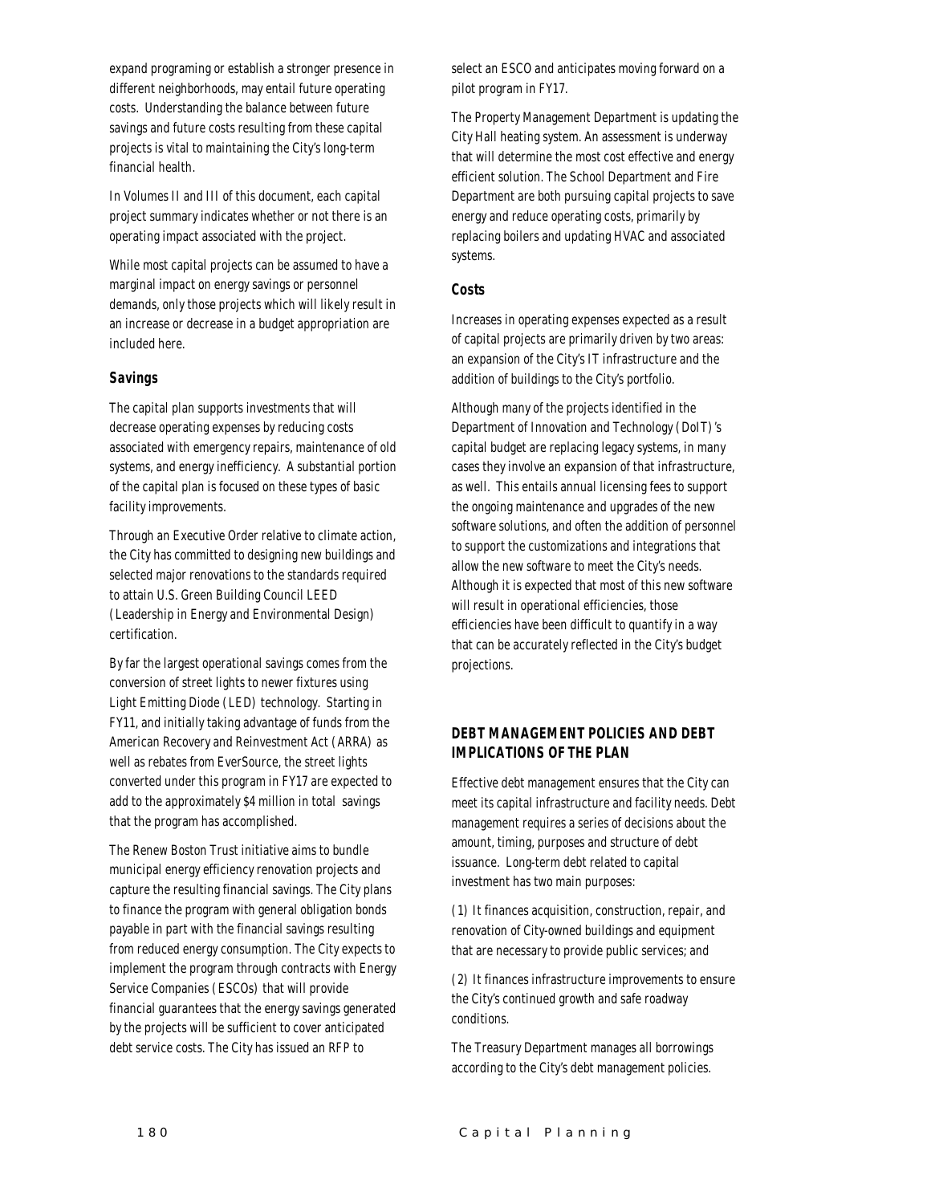expand programing or establish a stronger presence in different neighborhoods, may entail future operating costs. Understanding the balance between future savings and future costs resulting from these capital projects is vital to maintaining the City's long-term financial health.

In Volumes II and III of this document, each capital project summary indicates whether or not there is an operating impact associated with the project.

While most capital projects can be assumed to have a marginal impact on energy savings or personnel demands, only those projects which will likely result in an increase or decrease in a budget appropriation are included here.

### Savings

The capital plan supports investments that will decrease operating expenses by reducing costs associated with emergency repairs, maintenance of old systems, and energy inefficiency. A substantial portion of the capital plan is focused on these types of basic facility improvements.

Through an Executive Order relative to climate action, the City has committed to designing new buildings and selected major renovations to the standards required to attain U.S. Green Building Council LEED (Leadership in Energy and Environmental Design) certification.

By far the largest operational savings comes from the conversion of street lights to newer fixtures using Light Emitting Diode (LED) technology. Starting in FY11, and initially taking advantage of funds from the American Recovery and Reinvestment Act (ARRA) as well as rebates from EverSource, the street lights converted under this program in FY17 are expected to add to the approximately $4 million in total savings that the program has accomplished.

The Renew Boston Trust initiative aims to bundle municipal energy efficiency renovation projects and capture the resulting financial savings. The City plans to finance the program with general obligation bonds payable in part with the financial savings resulting from reduced energy consumption. The City expects to implement the program through contracts with Energy Service Companies (ESCOs) that will provide financial guarantees that the energy savings generated by the projects will be sufficient to cover anticipated debt service costs. The City has issued an RFP to select an ESCO and anticipates moving forward on a pilot program in FY17.

The Property Management Department is updating the City Hall heating system. An assessment is underway that will determine the most cost effective and energy efficient solution. The School Department and Fire Department are both pursuing capital projects to save energy and reduce operating costs, primarily by replacing boilers and updating HVAC and associated systems.

### Costs

Increases in operating expenses expected as a result of capital projects are primarily driven by two areas: an expansion of the City's IT infrastructure and the addition of buildings to the City's portfolio.

Although many of the projects identified in the Department of Innovation and Technology (DoIT)'s capital budget are replacing legacy systems, in many cases they involve an expansion of that infrastructure, as well. This entails annual licensing fees to support the ongoing maintenance and upgrades of the new software solutions, and often the addition of personnel to support the customizations and integrations that allow the new software to meet the City's needs. Although it is expected that most of this new software will result in operational efficiencies, those efficiencies have been difficult to quantify in a way that can be accurately reflected in the City's budget projections.

## DEBT MANAGEMENT POLICIES AND DEBT IMPLICATIONS OF THE PLAN

Effective debt management ensures that the City can meet its capital infrastructure and facility needs. Debt management requires a series of decisions about the amount, timing, purposes and structure of debt issuance. Long-term debt related to capital investment has two main purposes:

(1) It finances acquisition, construction, repair, and renovation of City-owned buildings and equipment that are necessary to provide public services; and

(2) It finances infrastructure improvements to ensure the City's continued growth and safe roadway conditions.

The Treasury Department manages all borrowings according to the City's debt management policies.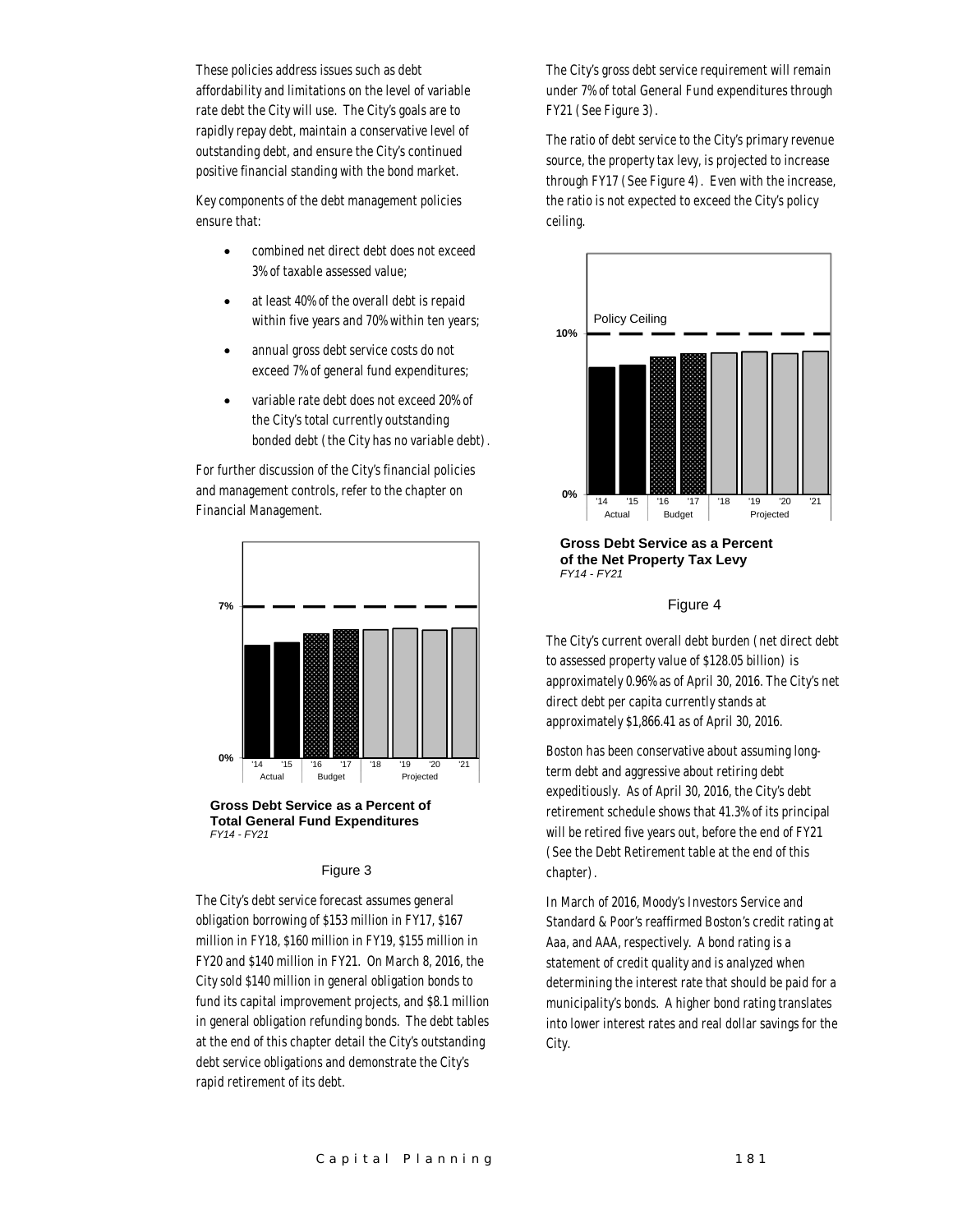These policies address issues such as debt affordability and limitations on the level of variable rate debt the City will use. The City's goals are to rapidly repay debt, maintain a conservative level of outstanding debt, and ensure the City's continued positive financial standing with the bond market.

Key components of the debt management policies ensure that:

- combined net direct debt does not exceed 3% of taxable assessed value;
- at least 40% of the overall debt is repaid within five years and 70% within ten years;
- annual gross debt service costs do not exceed 7% of general fund expenditures;
- variable rate debt does not exceed 20% of the City's total currently outstanding bonded debt (the City has no variable debt).

For further discussion of the City's financial policies and management controls, refer to the chapter on Financial Management.

7%

0%

'14 '15 '16 '17 '18 '19 '20 '21

Actual Budget Projected

**Gross Debt Service as a Percent of Total General Fund Expenditures**
*FY14 - FY21*

Figure 3

The City's debt service forecast assumes general obligation borrowing of $153 million in FY17, $167 million in FY18, $160 million in FY19, $155 million in FY20 and $140 million in FY21. On March 8, 2016, the City sold $140 million in general obligation bonds to fund its capital improvement projects, and $8.1 million in general obligation refunding bonds. The debt tables at the end of this chapter detail the City's outstanding debt service obligations and demonstrate the City's rapid retirement of its debt.

The City's gross debt service requirement will remain under 7% of total General Fund expenditures through FY21 (See Figure 3).

The ratio of debt service to the City's primary revenue source, the property tax levy, is projected to increase through FY17 (See Figure 4). Even with the increase, the ratio is not expected to exceed the City's policy ceiling.

Policy Ceiling

10%

0%

'14 '15 '16 '17 '18 '19 '20 '21

Actual Budget Projected

**Gross Debt Service as a Percent of the Net Property Tax Levy**
*FY14 - FY21*

Figure 4

The City's current overall debt burden (net direct debt to assessed property value of $128.05 billion) is approximately 0.96% as of April 30, 2016. The City's net direct debt per capita currently stands at approximately $1,866.41 as of April 30, 2016.

Boston has been conservative about assuming long-term debt and aggressive about retiring debt expeditiously. As of April 30, 2016, the City's debt retirement schedule shows that 41.3% of its principal will be retired five years out, before the end of FY21 (See the Debt Retirement table at the end of this chapter).

In March of 2016, Moody's Investors Service and Standard & Poor's reaffirmed Boston's credit rating at Aaa, and AAA, respectively. A bond rating is a statement of credit quality and is analyzed when determining the interest rate that should be paid for a municipality's bonds. A higher bond rating translates into lower interest rates and real dollar savings for the City.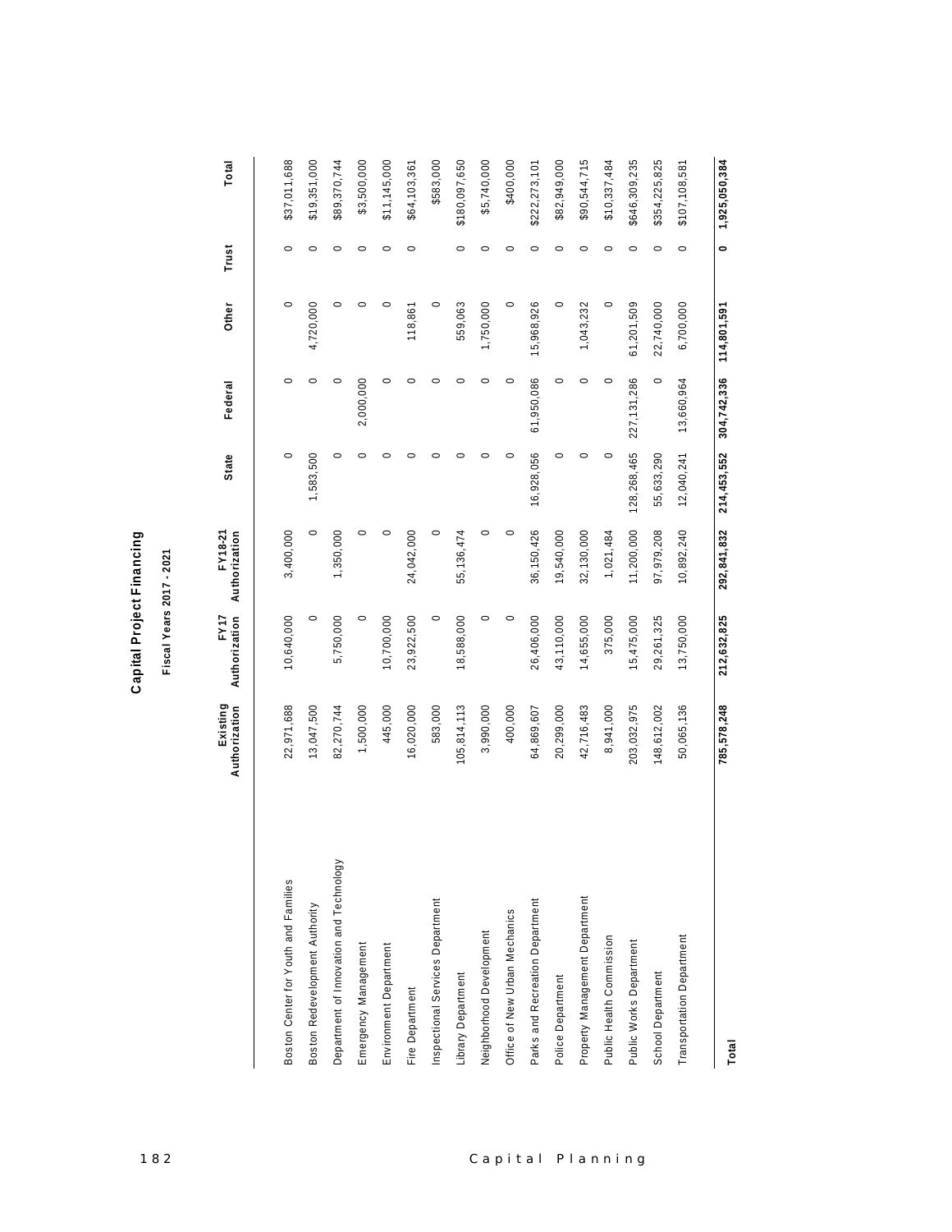# Capital Project Financing

## Fiscal Years 2017 - 2021

| | Existing Authorization | FY17 Authorization | FY18-21 Authorization | State | Federal | Other | Trust | Total |
|---|---|---|---|---|---|---|---|---|
| Boston Center for Youth and Families | 22,971,688 | 10,640,000 | 3,400,000 | 0 | 0 | 0 | 0 | $37,011,688 |
| Boston Redevelopment Authority | 13,047,500 | 0 | 0 | 1,583,500 | 0 | 4,720,000 | 0 | $19,351,000 |
| Department of Innovation and Technology | 82,270,744 | 5,750,000 | 1,350,000 | 0 | 0 | 0 | 0 | $89,370,744 |
| Emergency Management | 1,500,000 | 0 | 0 | 0 | 2,000,000 | 0 | 0 | $3,500,000 |
| Environment Department | 445,000 | 10,700,000 | 0 | 0 | 0 | 0 | 0 | $11,145,000 |
| Fire Department | 16,020,000 | 23,922,500 | 24,042,000 | 0 | 0 | 118,861 | 0 | $64,103,361 |
| Inspectional Services Department | 583,000 | 0 | 0 | 0 | 0 | 0 | | $583,000 |
| Library Department | 105,814,113 | 18,588,000 | 55,136,474 | 0 | 0 | 559,063 | 0 | $180,097,650 |
| Neighborhood Development | 3,990,000 | 0 | 0 | 0 | 0 | 1,750,000 | 0 | $5,740,000 |
| Office of New Urban Mechanics | 400,000 | 0 | 0 | 0 | 0 | 0 | 0 | $400,000 |
| Parks and Recreation Department | 64,869,607 | 26,406,000 | 36,150,426 | 16,928,056 | 61,950,086 | 15,968,926 | 0 | $222,273,101 |
| Police Department | 20,299,000 | 43,110,000 | 19,540,000 | 0 | 0 | 0 | 0 | $82,949,000 |
| Property Management Department | 42,716,483 | 14,655,000 | 32,130,000 | 0 | 0 | 1,043,232 | 0 | $90,544,715 |
| Public Health Commission | 8,941,000 | 375,000 | 1,021,484 | 0 | 0 | 0 | 0 | $10,337,484 |
| Public Works Department | 203,032,975 | 15,475,000 | 11,200,000 | 128,268,465 | 227,131,286 | 61,201,509 | 0 | $646,309,235 |
| School Department | 148,612,002 | 29,261,325 | 97,979,208 | 55,633,290 | 0 | 22,740,000 | 0 | $354,225,825 |
| Transportation Department | 50,065,136 | 13,750,000 | 10,892,240 | 12,040,241 | 13,660,964 | 6,700,000 | 0 | $107,108,581 |
| **Total** | **785,578,248** | **212,632,825** | **292,841,832** | **214,453,552** | **304,742,336** | **114,801,591** | **0** | **1,925,050,384** |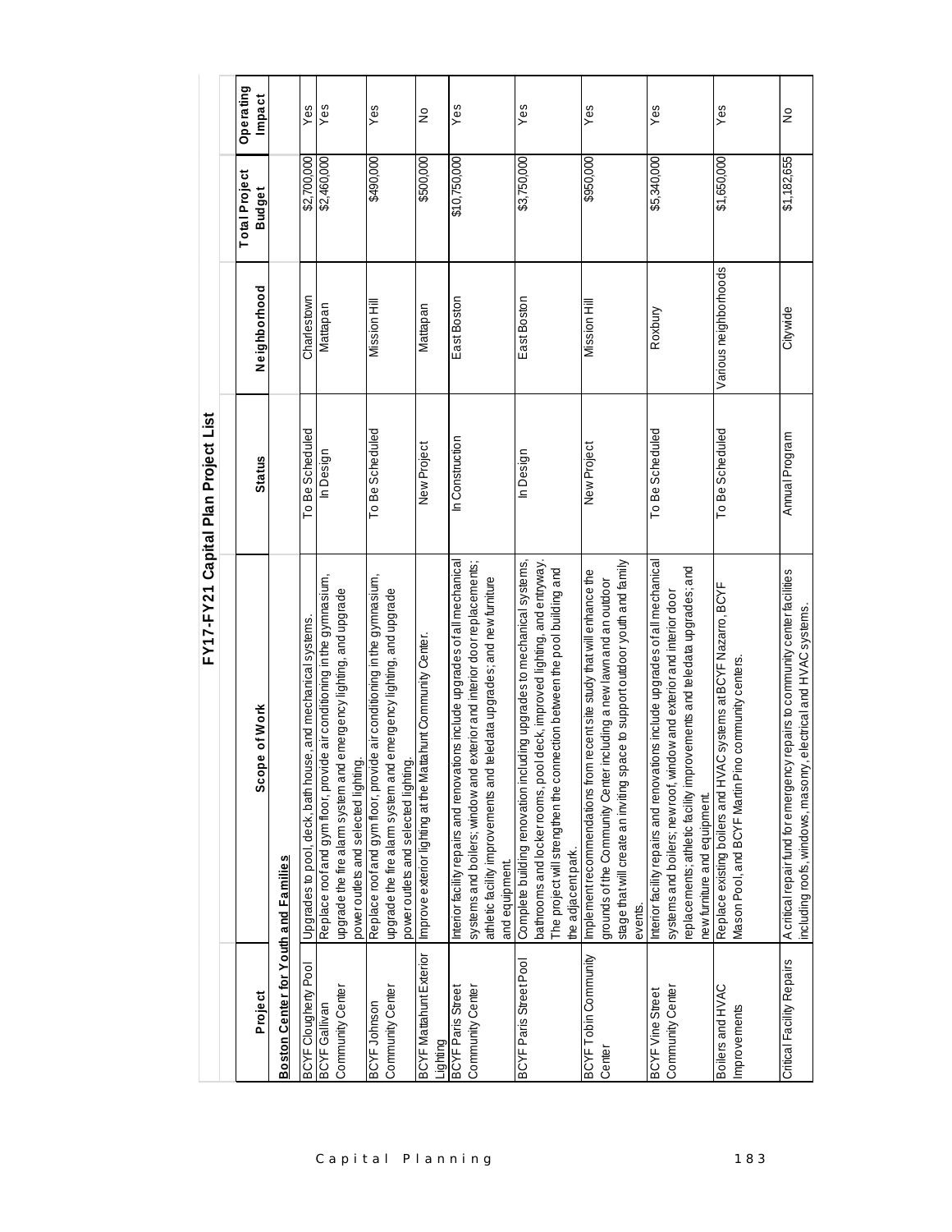# FY17-FY21 Capital Plan Project List

| Project | Scope of Work | Status | Neighborhood | Total Project Budget | Operating Impact |
|---|---|---|---|---|---|
| **Boston Center for Youth and Families** | | | | | |
| BCYF Clougherty Pool | Upgrades to pool, deck, bath house, and mechanical systems. | To Be Scheduled | Charlestown | $2,700,000 | Yes |
| BCYF Gallivan Community Center | Replace roof and gym floor, provide air conditioning in the gymnasium, upgrade the fire alarm system and emergency lighting, and upgrade power outlets and selected lighting. | In Design | Mattapan | $2,460,000 | Yes |
| BCYF Johnson Community Center | Replace roof and gym floor, provide air conditioning in the gymnasium, upgrade the fire alarm system and emergency lighting, and upgrade power outlets and selected lighting. | To Be Scheduled | Mission Hill | $490,000 | Yes |
| BCYF Mattahunt Exterior Lighting | Improve exterior lighting at the Mattahunt Community Center. | New Project | Mattapan | $500,000 | No |
| BCYF Paris Street Community Center | Interior facility repairs and renovations include upgrades of all mechanical systems and boilers; window and exterior and interior door replacements; athletic facility improvements and teledata upgrades; and new furniture and equipment. | In Construction | East Boston | $10,750,000 | Yes |
| BCYF Paris Street Pool | Complete building renovation including upgrades to mechanical systems, bathrooms and locker rooms, pool deck, improved lighting, and entryway. The project will strengthen the connection between the pool building and the adjacent park. | In Design | East Boston | $3,750,000 | Yes |
| BCYF Tobin Community Center | Implement recommendations from recent site study that will enhance the grounds of the Community Center including a new lawn and an outdoor stage that will create an inviting space to support outdoor youth and family events. | New Project | Mission Hill | $950,000 | Yes |
| BCYF Vine Street Community Center | Interior facility repairs and renovations include upgrades of all mechanical systems and boilers; new roof, window and exterior and interior door replacements; athletic facility improvements and teledata upgrades; and new furniture and equipment. | To Be Scheduled | Roxbury | $5,340,000 | Yes |
| Boilers and HVAC Improvements | Replace existing boilers and HVAC systems at BCYF Nazarro, BCYF Mason Pool, and BCYF Martin Pino community centers. | To Be Scheduled | Various neighborhoods | $1,650,000 | Yes |
| Critical Facility Repairs | A critical repair fund for emergency repairs to community center facilities including roofs, windows, masonry, electrical and HVAC systems. | Annual Program | Citywide | $1,182,655 | No |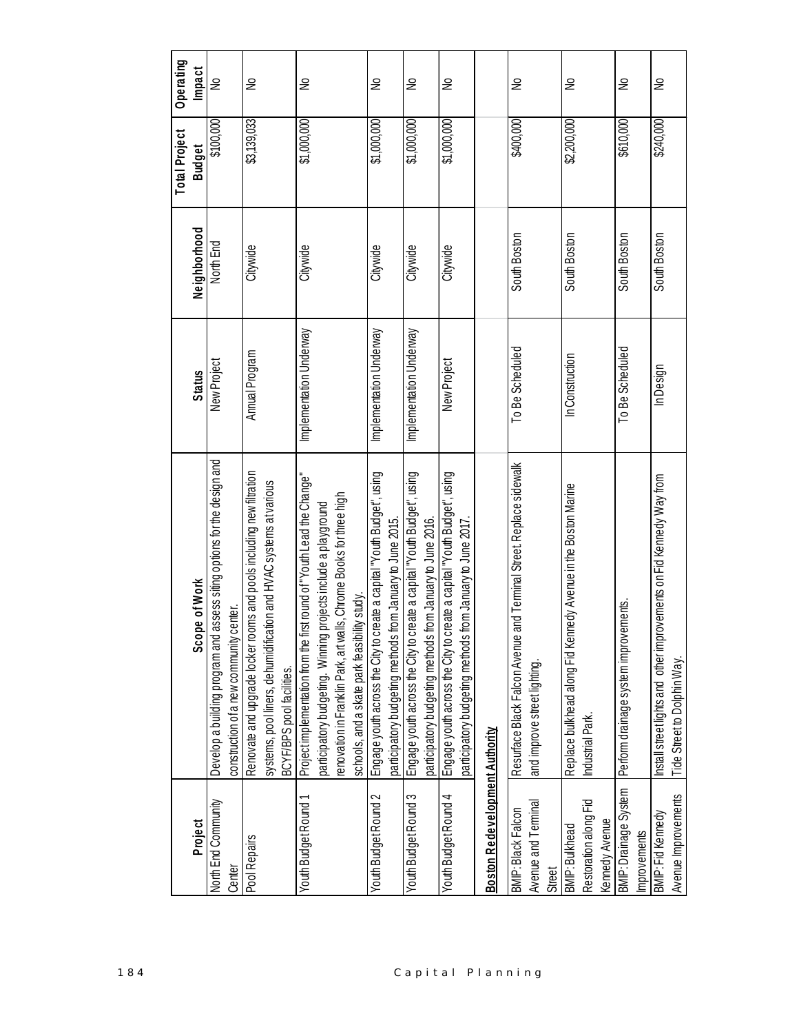| Project | Scope of Work | Status | Neighborhood | Total Project Budget | Operating Impact |
|---|---|---|---|---|---|
| North End Community Center | Develop a building program and assess siting options for the design and construction of a new community center. | New Project | North End | $100,000 | No |
| Pool Repairs | Renovate and upgrade locker rooms and pools including new filtration systems, pool liners, dehumidification and HVAC systems at various BCYF/BPS pool facilities. | Annual Program | Citywide | $3,139,033 | No |
| Youth Budget Round 1 | Project implementation from the first round of "Youth Lead the Change" participatory budgeting. Winning projects include a playground renovation in Franklin Park, art walls, Chrome Books for three high schools, and a skate park feasibility study. | Implementation Underway | Citywide | $1,000,000 | No |
| Youth Budget Round 2 | Engage youth across the City to create a capital "Youth Budget", using participatory budgeting methods from January to June 2015. | Implementation Underway | Citywide | $1,000,000 | No |
| Youth Budget Round 3 | Engage youth across the City to create a capital "Youth Budget", using participatory budgeting methods from January to June 2016. | Implementation Underway | Citywide | $1,000,000 | No |
| Youth Budget Round 4 | Engage youth across the City to create a capital "Youth Budget", using participatory budgeting methods from January to June 2017. | New Project | Citywide | $1,000,000 | No |
| **Boston Redevelopment Authority** | | | | | |
| BMIP: Black Falcon Avenue and Terminal Street | Resurface Black Falcon Avenue and Terminal Street. Replace sidewalk and improve street lighting. | To Be Scheduled | South Boston | $400,000 | No |
| BMIP: Bulkhead Restoration along Fid Kennedy Avenue | Replace bulkhead along Fid Kennedy Avenue in the Boston Marine Industrial Park. | In Construction | South Boston | $2,200,000 | No |
| BMIP: Drainage System Improvements | Perform drainage system improvements. | To Be Scheduled | South Boston | $610,000 | No |
| BMIP: Fid Kennedy Avenue Improvements | Install street lights and other improvements on Fid Kennedy Way from Tide Street to Dolphin Way. | In Design | South Boston | $240,000 | No |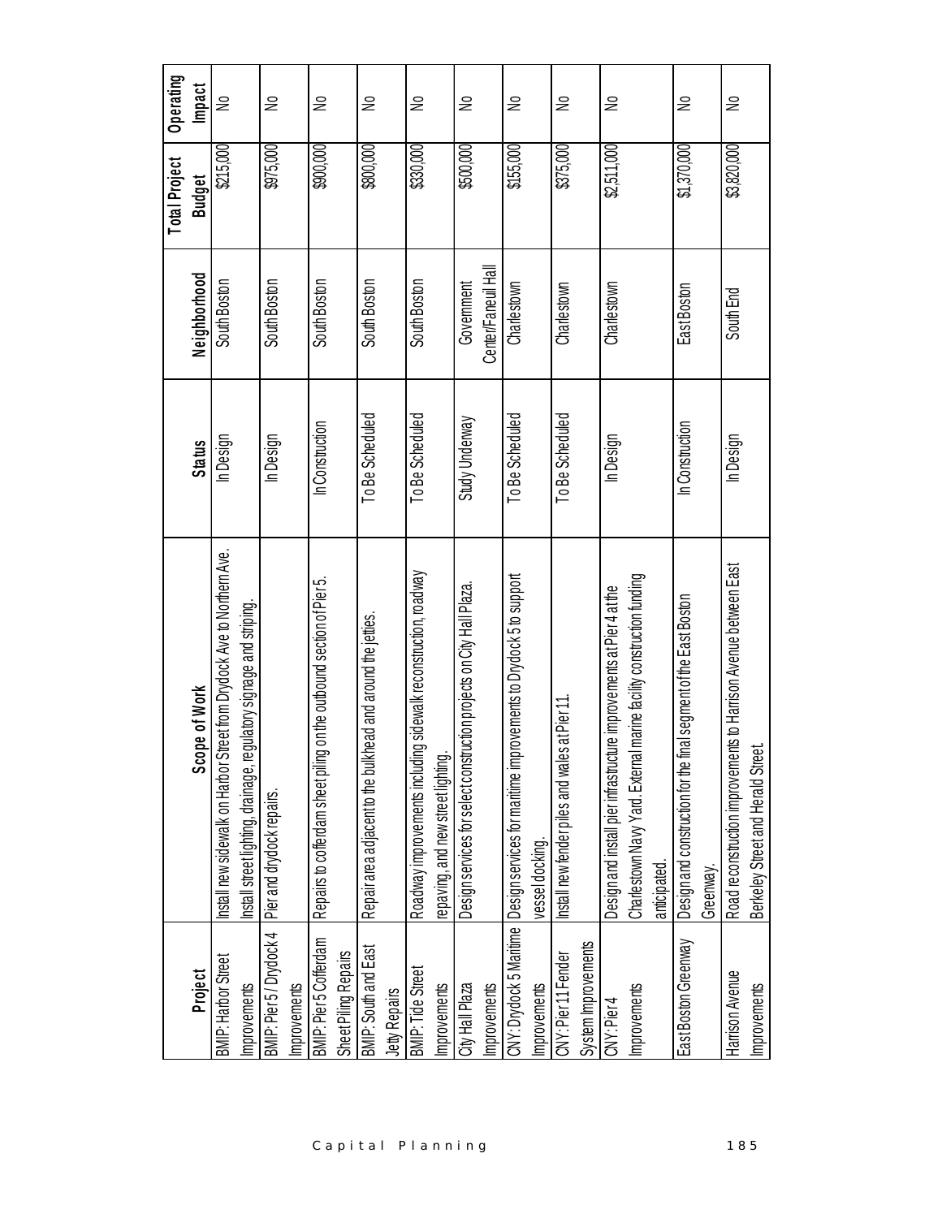| Project | Scope of Work | Status | Neighborhood | Total Project Budget | Operating Impact |
|---|---|---|---|---|---|
| BMIP: Harbor Street Improvements | Install new sidewalk on Harbor Street from Drydock Ave to Northern Ave. Install street lighting, drainage, regulatory signage and striping. | In Design | South Boston | $215,000 | No |
| BMIP: Pier 5 / Drydock 4 Improvements | Pier and drydock repairs. | In Design | South Boston | $975,000 | No |
| BMIP: Pier 5 Cofferdam Sheet Piling Repairs | Repairs to cofferdam sheet piling on the outbound section of Pier 5. | In Construction | South Boston | $900,000 | No |
| BMIP: South and East Jetty Repairs | Repair area adjacent to the bulkhead and around the jetties. | To Be Scheduled | South Boston | $800,000 | No |
| BMIP: Tide Street Improvements | Roadway improvements including sidewalk reconstruction, roadway repaving, and new street lighting. | To Be Scheduled | South Boston | $330,000 | No |
| City Hall Plaza Improvements | Design services for select construction projects on City Hall Plaza. | Study Underway | Government Center/Faneuil Hall | $500,000 | No |
| CNY: Drydock 5 Maritime Improvements | Design services for maritime improvements to Drydock 5 to support vessel docking. | To Be Scheduled | Charlestown | $155,000 | No |
| CNY: Pier 11 Fender System Improvements | Install new fender piles and wales at Pier 11. | To Be Scheduled | Charlestown | $375,000 | No |
| CNY: Pier 4 Improvements | Design and install pier infrastructure improvements at Pier 4 at the Charlestown Navy Yard. External marine facility construction funding anticipated. | In Design | Charlestown | $2,511,000 | No |
| East Boston Greenway | Design and construction for the final segment of the East Boston Greenway. | In Construction | East Boston | $1,370,000 | No |
| Harrison Avenue Improvements | Road reconstruction improvements to Harrison Avenue between East Berkeley Street and Herald Street. | In Design | South End | $3,820,000 | No |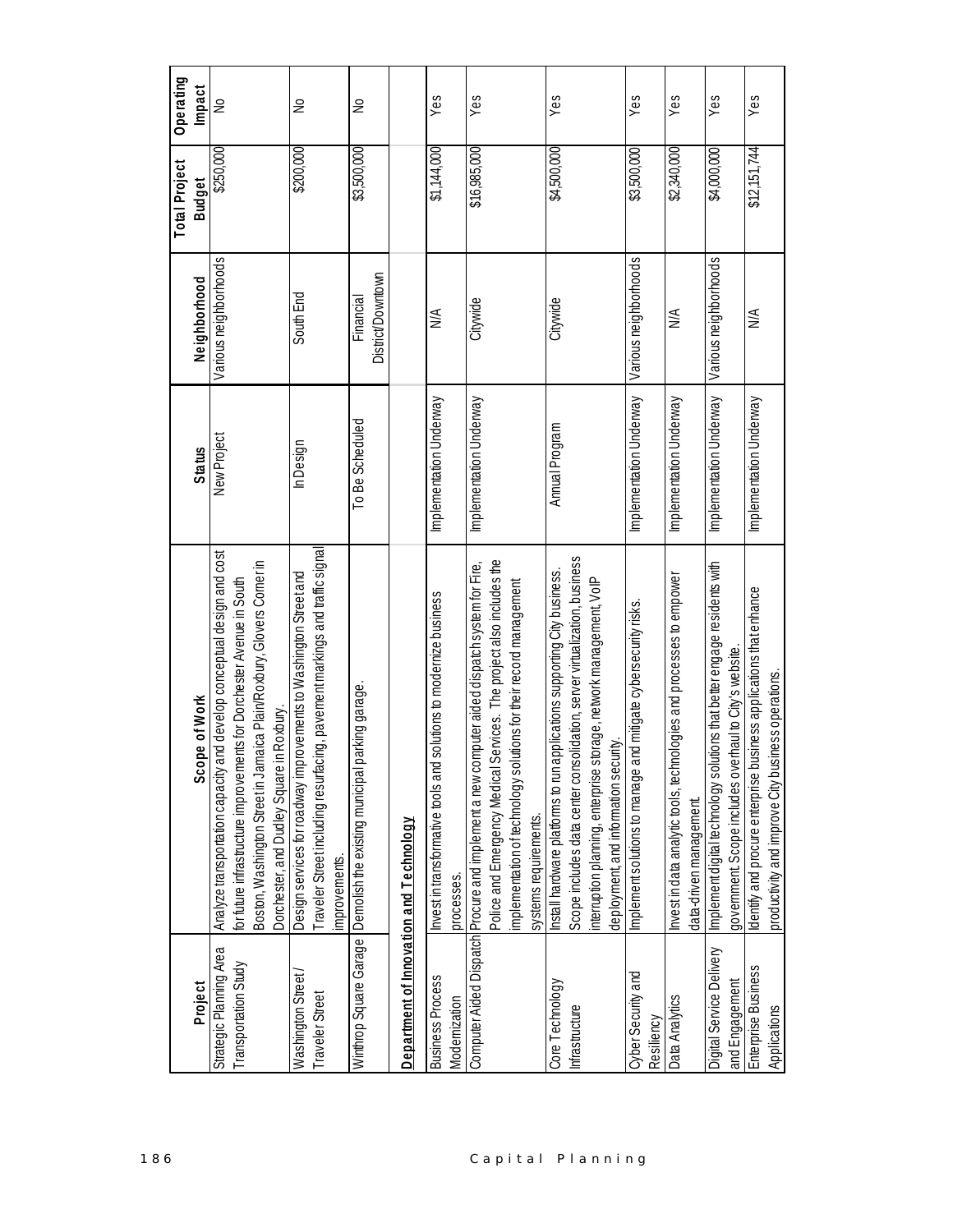| Project | Scope of Work | Status | Neighborhood | Total Project Budget | Operating Impact |
|---|---|---|---|---|---|
| Strategic Planning Area Transportation Study | Analyze transportation capacity and develop conceptual design and cost for future infrastructure improvements for Dorchester Avenue in South Boston, Washington Street in Jamaica Plain/Roxbury, Glovers Corner in Dorchester, and Dudley Square in Roxbury. | New Project | Various neighborhoods | $250,000 | No |
| Washington Street / Traveler Street | Design services for roadway improvements to Washington Street and Traveler Street including resurfacing, pavement markings and traffic signal improvements. | In Design | South End | $200,000 | No |
| Winthrop Square Garage | Demolish the existing municipal parking garage. | To Be Scheduled | Financial District/Downtown | $3,500,000 | No |
| **Department of Innovation and Technology** | | | | | |
| Business Process Modernization | Invest in transformative tools and solutions to modernize business processes. | Implementation Underway | N/A | $1,144,000 | Yes |
| Computer Aided Dispatch | Procure and implement a new computer aided dispatch system for Fire, Police and Emergency Medical Services. The project also includes the implementation of technology solutions for their record management systems requirements. | Implementation Underway | Citywide | $16,985,000 | Yes |
| Core Technology Infrastructure | Install hardware platforms to run applications supporting City business. Scope includes data center consolidation, server virtualization, business interruption planning, enterprise storage, network management, VoIP deployment, and information security. | Annual Program | Citywide | $4,500,000 | Yes |
| Cyber Security and Resiliency | Implement solutions to manage and mitigate cybersecurity risks. | Implementation Underway | Various neighborhoods | $3,500,000 | Yes |
| Data Analytics | Invest in data analytic tools, technologies and processes to empower data-driven management. | Implementation Underway | N/A | $2,340,000 | Yes |
| Digital Service Delivery and Engagement | Implement digital technology solutions that better engage residents with government. Scope includes overhaul to City's website. | Implementation Underway | Various neighborhoods | $4,000,000 | Yes |
| Enterprise Business Applications | Identify and procure enterprise business applications that enhance productivity and improve City business operations. | Implementation Underway | N/A | $12,151,744 | Yes |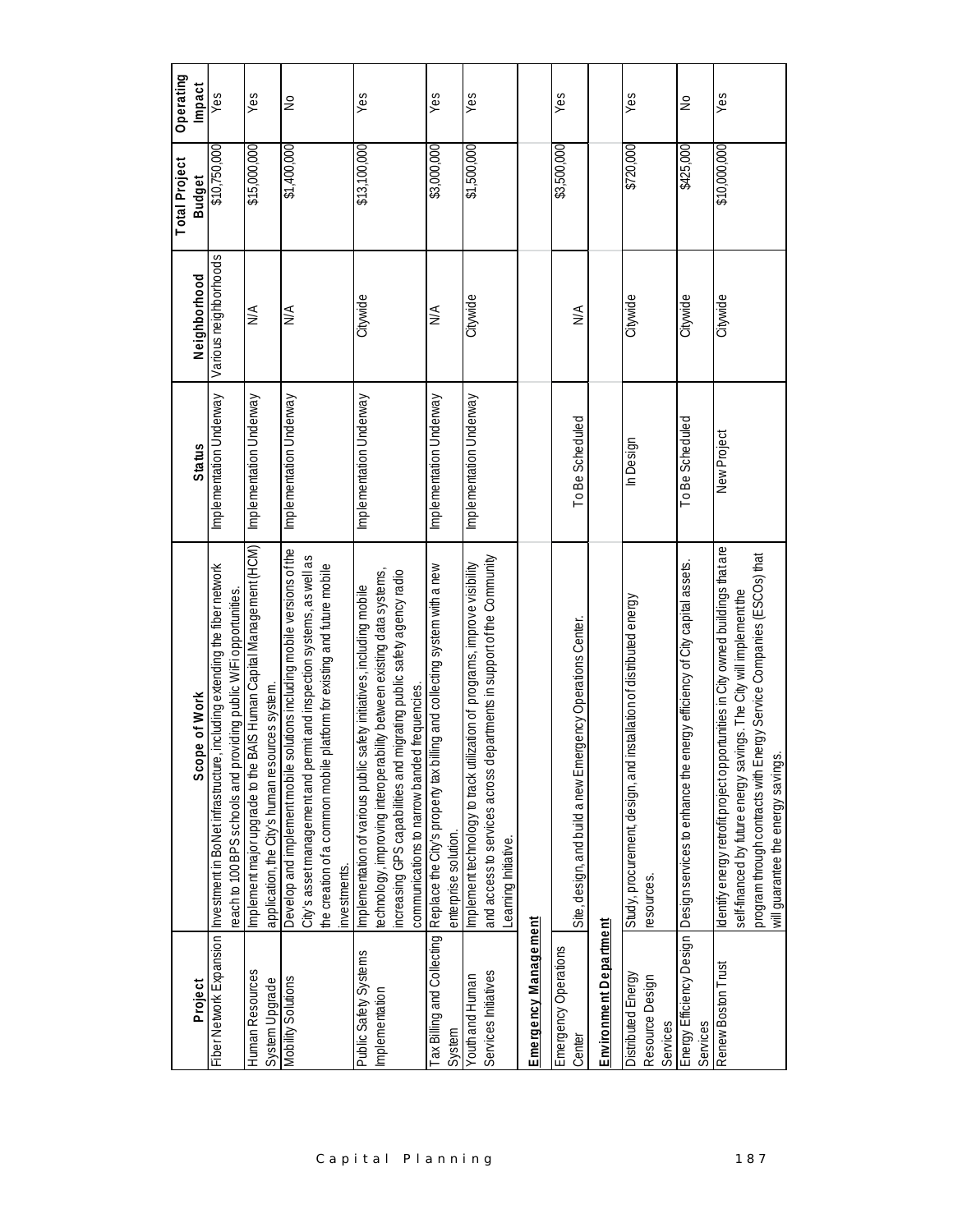| Project | Scope of Work | Status | Neighborhood | Total Project Budget | Operating Impact |
|---|---|---|---|---|---|
| Fiber Network Expansion | Investment in BoNet infrastructure, including extending the fiber network reach to 100 BPS schools and providing public WiFi opportunities. | Implementation Underway | Various neighborhoods | $10,750,000 | Yes |
| Human Resources System Upgrade | Implement major upgrade to the BAIS Human Capital Management (HCM) application, the City's human resources system. | Implementation Underway | N/A | $15,000,000 | Yes |
| Mobility Solutions | Develop and implement mobile solutions including mobile versions of the City's asset management and permit and inspection systems, as well as the creation of a common mobile platform for existing and future mobile investments. | Implementation Underway | N/A | $1,400,000 | No |
| Public Safety Systems Implementation | Implementation of various public safety initiatives, including mobile technology, improving interoperability between existing data systems, increasing GPS capabilities and migrating public safety agency radio communications to narrow banded frequencies. | Implementation Underway | Citywide | $13,100,000 | Yes |
| Tax Billing and Collecting System | Replace the City's property tax billing and collecting system with a new enterprise solution. | Implementation Underway | N/A | $3,000,000 | Yes |
| Youth and Human Services Initiatives | Implement technology to track utilization of programs, improve visibility and access to services across departments in support of the Community Learning Initiative. | Implementation Underway | Citywide | $1,500,000 | Yes |
| **Emergency Management** | | | | | |
| Emergency Operations Center | Site, design, and build a new Emergency Operations Center. | To Be Scheduled | N/A | $3,500,000 | Yes |
| **Environment Department** | | | | | |
| Distributed Energy Resource Design Services | Study, procurement, design, and installation of distributed energy resources. | In Design | Citywide | $720,000 | Yes |
| Energy Efficiency Design Services | Design services to enhance the energy efficiency of City capital assets. | To Be Scheduled | Citywide | $425,000 | No |
| Renew Boston Trust | Identify energy retrofit project opportunities in City owned buildings that are self-financed by future energy savings. The City will implement the program through contracts with Energy Service Companies (ESCOs) that will guarantee the energy savings. | New Project | Citywide | $10,000,000 | Yes |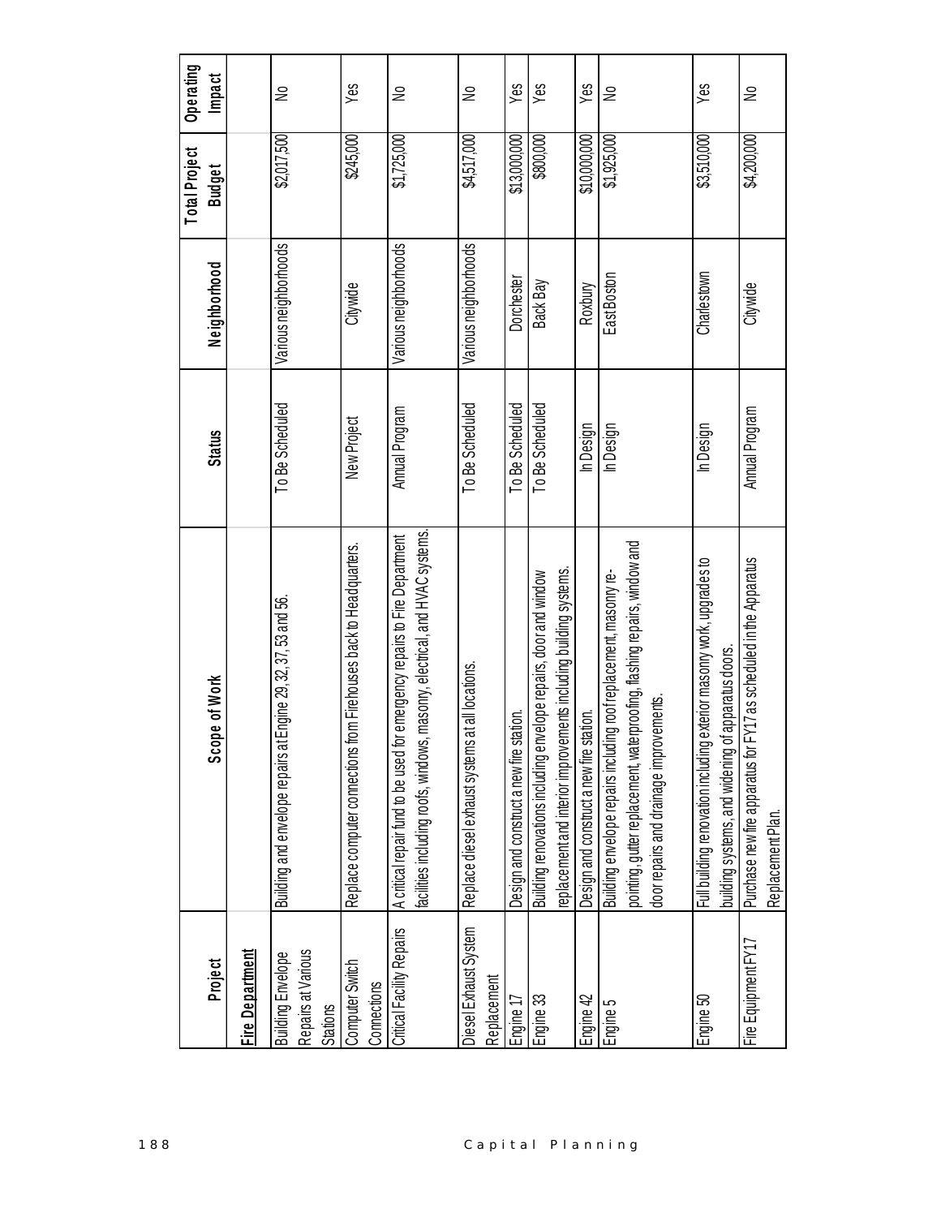| Project | Scope of Work | Status | Neighborhood | Total Project Budget | Operating Impact |
|---|---|---|---|---|---|
| **Fire Department** | | | | | |
| Building Envelope Repairs at Various Stations | Building and envelope repairs at Engine 29, 32, 37, 53 and 56. | To Be Scheduled | Various neighborhoods | $2,017,500 | No |
| Computer Switch Connections | Replace computer connections from Firehouses back to Headquarters. | New Project | Citywide | $245,000 | Yes |
| Critical Facility Repairs | A critical repair fund to be used for emergency repairs to Fire Department facilities including roofs, windows, masonry, electrical, and HVAC systems. | Annual Program | Various neighborhoods | $1,725,000 | No |
| Diesel Exhaust System Replacement | Replace diesel exhaust systems at all locations. | To Be Scheduled | Various neighborhoods | $4,517,000 | No |
| Engine 17 | Design and construct a new fire station. | To Be Scheduled | Dorchester | $13,000,000 | Yes |
| Engine 33 | Building renovations including envelope repairs, door and window replacement and interior improvements including building systems. | To Be Scheduled | Back Bay | $800,000 | Yes |
| Engine 42 | Design and construct a new fire station. | In Design | Roxbury | $10,000,000 | Yes |
| Engine 5 | Building envelope repairs including roof replacement, masonry re-pointing, gutter replacement, waterproofing, flashing repairs, window and door repairs and drainage improvements. | In Design | East Boston | $1,925,000 | No |
| Engine 50 | Full building renovation including exterior masonry work, upgrades to building systems, and widening of apparatus doors. | In Design | Charlestown | $3,510,000 | Yes |
| Fire Equipment FY17 | Purchase new fire apparatus for FY17 as scheduled in the Apparatus Replacement Plan. | Annual Program | Citywide | $4,200,000 | No |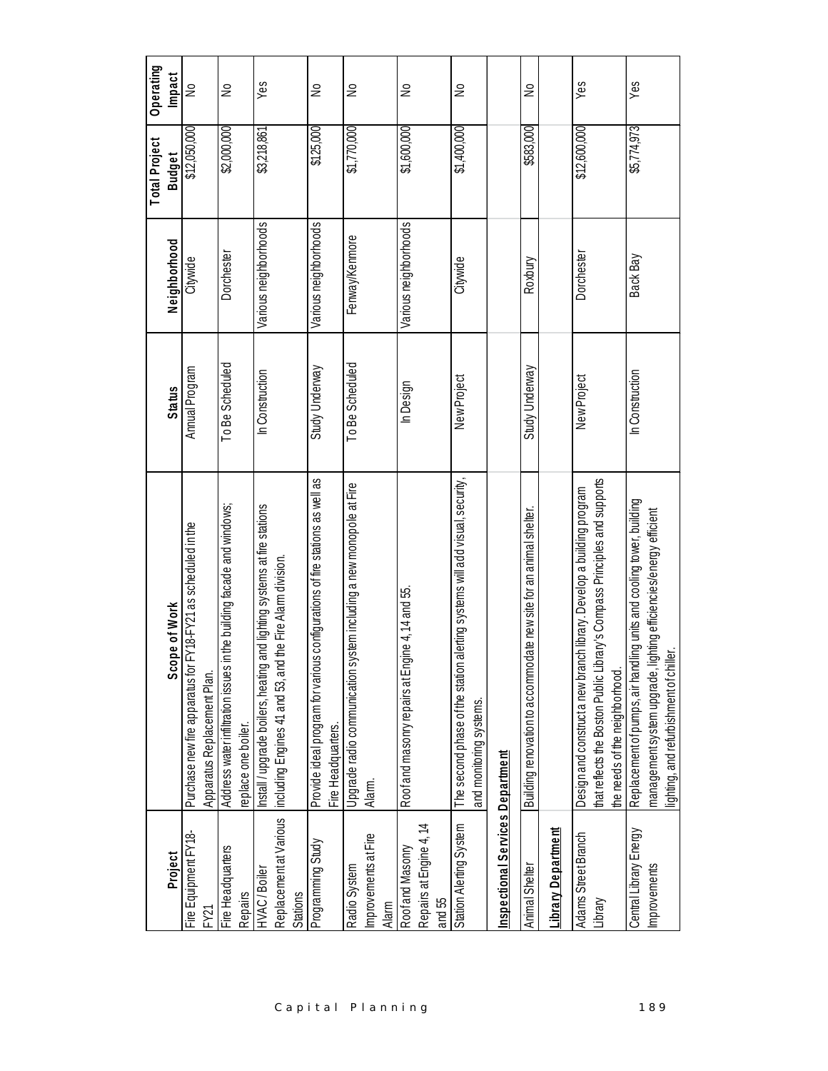| Project | Scope of Work | Status | Neighborhood | Total Project Budget | Operating Impact |
|---|---|---|---|---|---|
| Fire Equipment FY18-FY21 | Purchase new fire apparatus for FY18-FY21 as scheduled in the Apparatus Replacement Plan. | Annual Program | Citywide | $12,050,000 | No |
| Fire Headquarters Repairs | Address water infiltration issues in the building facade and windows; replace one boiler. | To Be Scheduled | Dorchester | $2,000,000 | No |
| HVAC / Boiler Replacement at Various Stations | Install / upgrade boilers, heating and lighting systems at fire stations including Engines 41 and 53, and the Fire Alarm division. | In Construction | Various neighborhoods | $3,218,861 | Yes |
| Programming Study | Provide ideal program for various configurations of fire stations as well as Fire Headquarters. | Study Underway | Various neighborhoods | $125,000 | No |
| Radio System Improvements at Fire Alarm | Upgrade radio communication system including a new monopole at Fire Alarm. | To Be Scheduled | Fenway/Kenmore | $1,770,000 | No |
| Roof and Masonry Repairs at Engine 4, 14 and 55 | Roof and masonry repairs at Engine 4, 14 and 55. | In Design | Various neighborhoods | $1,600,000 | No |
| Station Alerting System | The second phase of the station alerting systems will add visual, security, and monitoring systems. | New Project | Citywide | $1,400,000 | No |
| **Inspectional Services Department** | | | | | |
| Animal Shelter | Building renovation to accommodate new site for an animal shelter. | Study Underway | Roxbury | $583,000 | No |
| **Library Department** | | | | | |
| Adams Street Branch Library | Design and construct a new branch library. Develop a building program that reflects the Boston Public Library's Compass Principles and supports the needs of the neighborhood. | New Project | Dorchester | $12,600,000 | Yes |
| Central Library Energy Improvements | Replacement of pumps, air handling units and cooling tower, building management system upgrade, lighting efficiencies/energy efficient lighting, and refurbishment of chiller. | In Construction | Back Bay | $5,774,973 | Yes |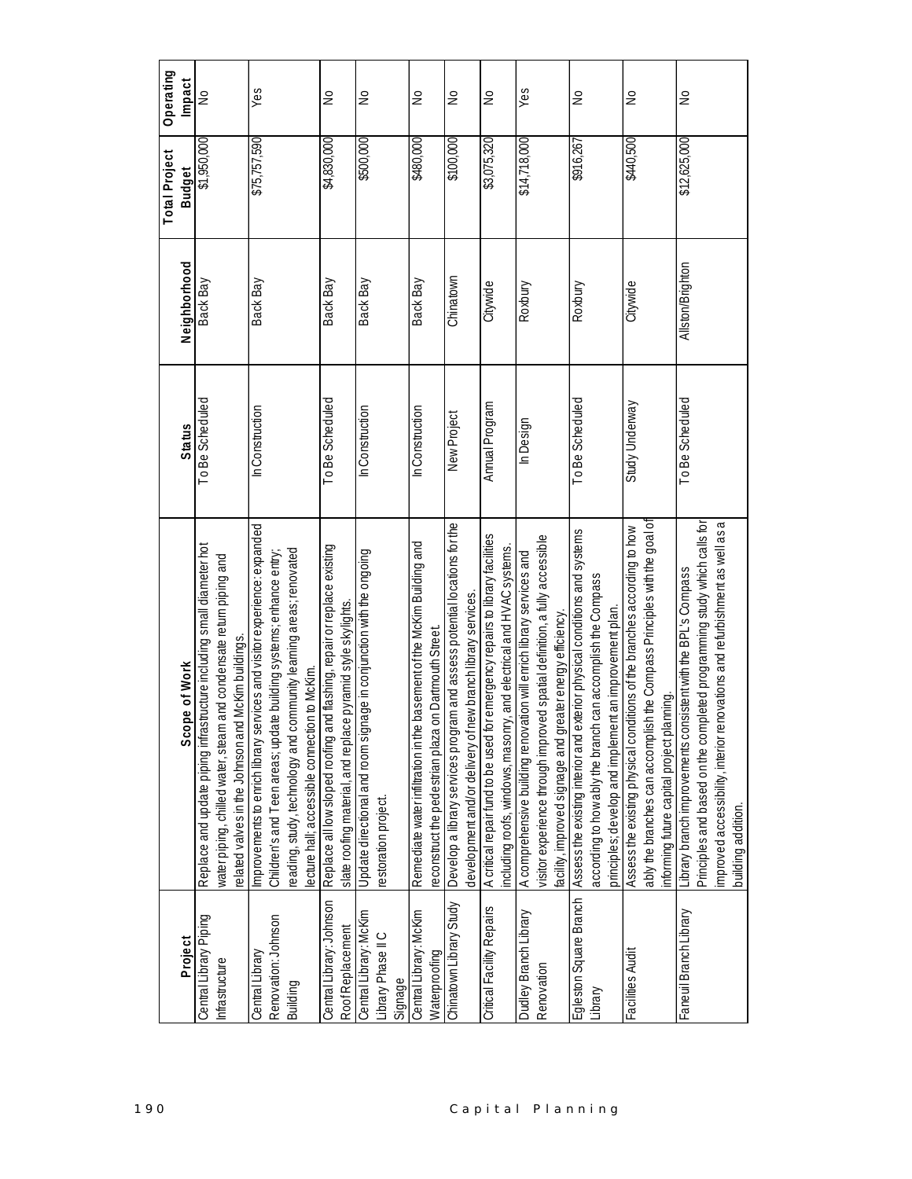| Project | Scope of Work | Status | Neighborhood | Total Project Budget | Operating Impact |
|---|---|---|---|---|---|
| Central Library Piping Infrastructure | Replace and update piping infrastructure including small diameter hot water piping, chilled water, steam and condensate return piping and related valves in the Johnson and McKim buildings. | To Be Scheduled | Back Bay | $1,950,000 | No |
| Central Library Renovation: Johnson Building | Improvements to enrich library services and visitor experience: expanded Children's and Teen areas; update building systems; enhance entry; reading, study, technology and community learning areas; renovated lecture hall; accessible connection to McKim. | In Construction | Back Bay | $75,757,590 | Yes |
| Central Library: Johnson Roof Replacement | Replace all low sloped roofing and flashing, repair or replace existing slate roofing material, and replace pyramid style skylights. | To Be Scheduled | Back Bay | $4,830,000 | No |
| Central Library: McKim Library Phase II C Signage | Update directional and room signage in conjunction with the ongoing restoration project. | In Construction | Back Bay | $500,000 | No |
| Central Library: McKim Waterproofing | Remediate water infiltration in the basement of the McKim Building and reconstruct the pedestrian plaza on Dartmouth Street. | In Construction | Back Bay | $480,000 | No |
| Chinatown Library Study | Develop a library services program and assess potential locations for the development and/or delivery of new branch library services. | New Project | Chinatown | $100,000 | No |
| Critical Facility Repairs | A critical repair fund to be used for emergency repairs to library facilities including roofs, windows, masonry, and electrical and HVAC systems. | Annual Program | Citywide | $3,075,320 | No |
| Dudley Branch Library Renovation | A comprehensive building renovation will enrich library services and visitor experience through improved spatial definition, a fully accessible facility, improved signage and greater energy efficiency. | In Design | Roxbury | $14,718,000 | Yes |
| Egleston Square Branch Library | Assess the existing interior and exterior physical conditions and systems according to how ably the branch can accomplish the Compass principles; develop and implement an improvement plan. | To Be Scheduled | Roxbury | $916,267 | No |
| Facilities Audit | Assess the existing physical conditions of the branches according to how ably the branches can accomplish the Compass Principles with the goal of informing future capital project planning. | Study Underway | Citywide | $440,500 | No |
| Faneuil Branch Library | Library branch improvements consistent with the BPL's Compass Principles and based on the completed programming study which calls for improved accessibility, interior renovations and refurbishment as well as a building addition. | To Be Scheduled | Allston/Brighton | $12,625,000 | No |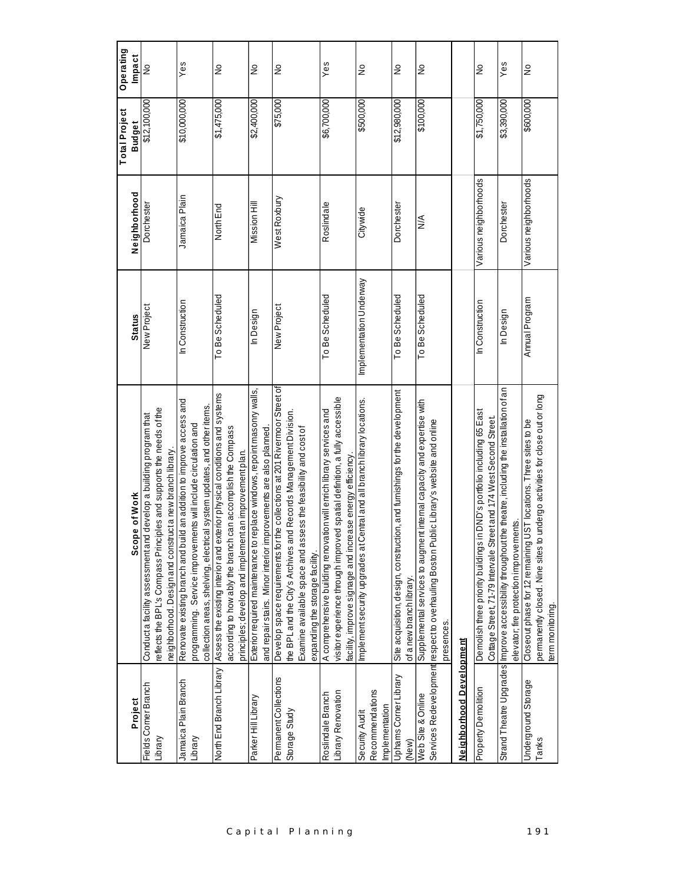| Project | Scope of Work | Status | Neighborhood | Total Project Budget | Operating Impact |
|---|---|---|---|---|---|
| Fields Corner Branch Library | Conduct a facility assessment and develop a building program that reflects the BPL's Compass Principles and supports the needs of the neighborhood. Design and construct a new branch library. | New Project | Dorchester | $12,100,000 | No |
| Jamaica Plain Branch Library | Renovate existing branch and build an addition to improve access and programming. Service improvements will include circulation and collection areas, shelving, electrical system updates, and other items. | In Construction | Jamaica Plain | $10,000,000 | Yes |
| North End Branch Library | Assess the existing interior and exterior physical conditions and systems according to how ably the branch can accomplish the Compass principles; develop and implement an improvement plan. | To Be Scheduled | North End | $1,475,000 | No |
| Parker Hill Library | Exterior required maintenance to replace windows, repoint masonry walls, and repair stairs. Minor interior improvements are also planned. | In Design | Mission Hill | $2,400,000 | No |
| Permanent Collections Storage Study | Develop space requirements for the collections at 201 Rivermoor Street of the BPL and the City's Archives and Records Management Division. Examine available space and assess the feasibility and cost of expanding the storage facility. | New Project | West Roxbury | $75,000 | No |
| Roslindale Branch Library Renovation | A comprehensive building renovation will enrich library services and visitor experience through improved spatial definition, a fully accessible facility, improve signage and increase energy efficiency. | To Be Scheduled | Roslindale | $6,700,000 | Yes |
| Security Audit Recommendations Implementation | Implement security upgrades at Central and all branch library locations. | Implementation Underway | Citywide | $500,000 | No |
| Uphams Corner Library (New) | Site acquisition, design, construction, and furnishings for the development of a new branch library. | To Be Scheduled | Dorchester | $12,980,000 | No |
| Web Site & Online Services Redevelopment | Supplemental services to augment internal capacity and expertise with respect to overhauling Boston Public Library's website and online presences. | To Be Scheduled | N/A | $100,000 | No |
| **Neighborhood Development** | | | | | |
| Property Demolition | Demolish three priority buildings in DND's portfolio including 65 East Cottage Street, 71-79 Intervale Street and 174 West Second Street. | In Construction | Various neighborhoods | $1,750,000 | No |
| Strand Theatre Upgrades | Improve accessibility throughout the theatre, including the installation of an elevator; fire protection improvements. | In Design | Dorchester | $3,390,000 | Yes |
| Underground Storage Tanks | Closeout phase for 12 remaining UST locations. Three sites to be permanently closed. Nine sites to undergo activities for close out or long term monitoring. | Annual Program | Various neighborhoods | $600,000 | No |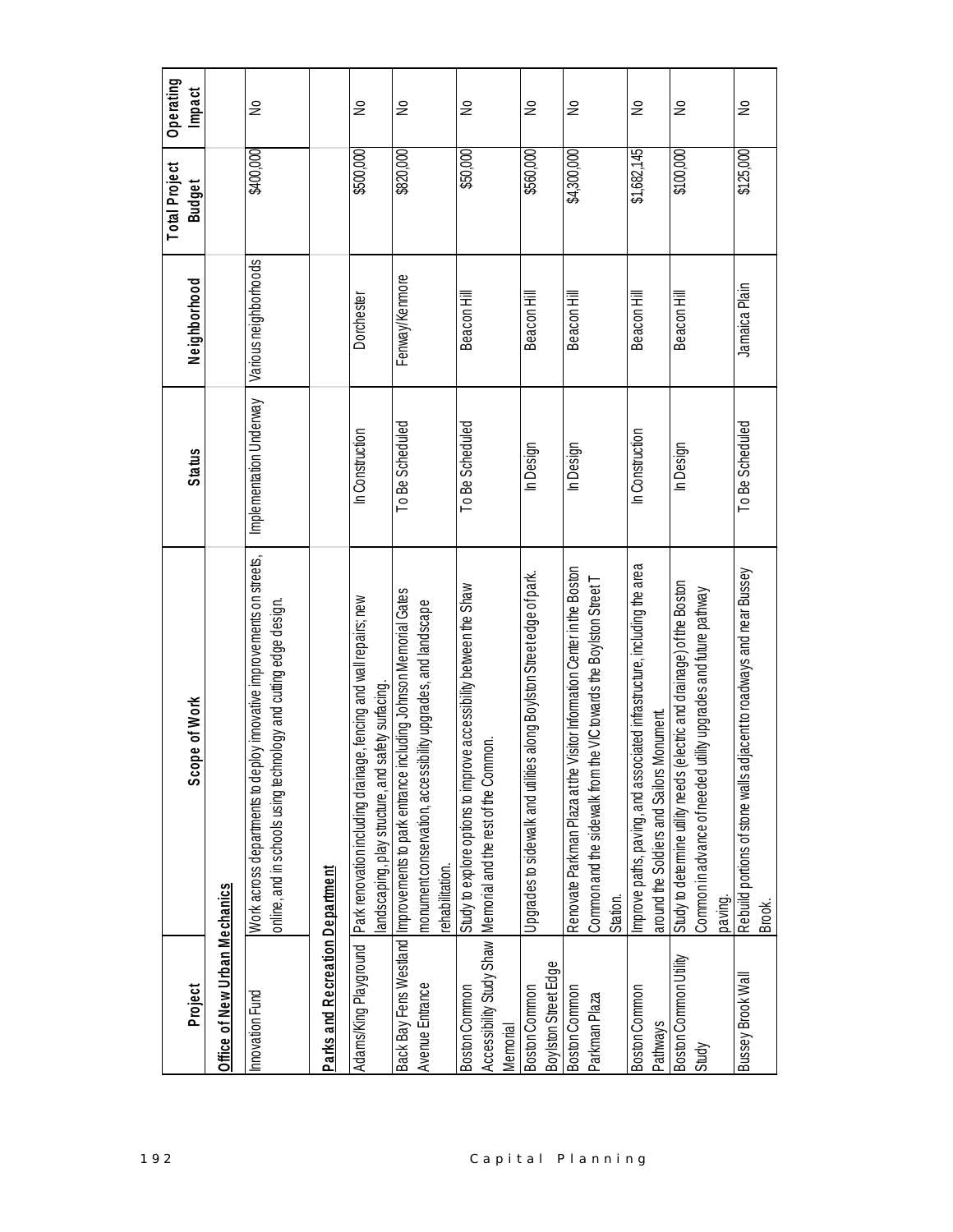| Project | Scope of Work | Status | Neighborhood | Total Project Budget | Operating Impact |
|---|---|---|---|---|---|
| **Office of New Urban Mechanics** | | | | | |
| Innovation Fund | Work across departments to deploy innovative improvements on streets, online, and in schools using technology and cutting edge design. | Implementation Underway | Various neighborhoods | $400,000 | No |
| **Parks and Recreation Department** | | | | | |
| Adams/King Playground | Park renovation including drainage, fencing and wall repairs; new landscaping, play structure, and safety surfacing. | In Construction | Dorchester | $500,000 | No |
| Back Bay Fens Westland Avenue Entrance | Improvements to park entrance including Johnson Memorial Gates monument conservation, accessibility upgrades, and landscape rehabilitation. | To Be Scheduled | Fenway/Kenmore | $820,000 | No |
| Boston Common Accessibility Study Shaw Memorial | Study to explore options to improve accessibility between the Shaw Memorial and the rest of the Common. | To Be Scheduled | Beacon Hill | $50,000 | No |
| Boston Common Boylston Street Edge | Upgrades to sidewalk and utilities along Boylston Street edge of park. | In Design | Beacon Hill | $560,000 | No |
| Boston Common Parkman Plaza | Renovate Parkman Plaza at the Visitor Information Center in the Boston Common and the sidewalk from the VIC towards the Boylston Street T Station. | In Design | Beacon Hill | $4,300,000 | No |
| Boston Common Pathways | Improve paths, paving, and associated infrastructure, including the area around the Soldiers and Sailors Monument. | In Construction | Beacon Hill | $1,682,145 | No |
| Boston Common Utility Study | Study to determine utility needs (electric and drainage) of the Boston Common in advance of needed utility upgrades and future pathway paving. | In Design | Beacon Hill | $100,000 | No |
| Bussey Brook Wall | Rebuild portions of stone walls adjacent to roadways and near Bussey Brook. | To Be Scheduled | Jamaica Plain | $125,000 | No |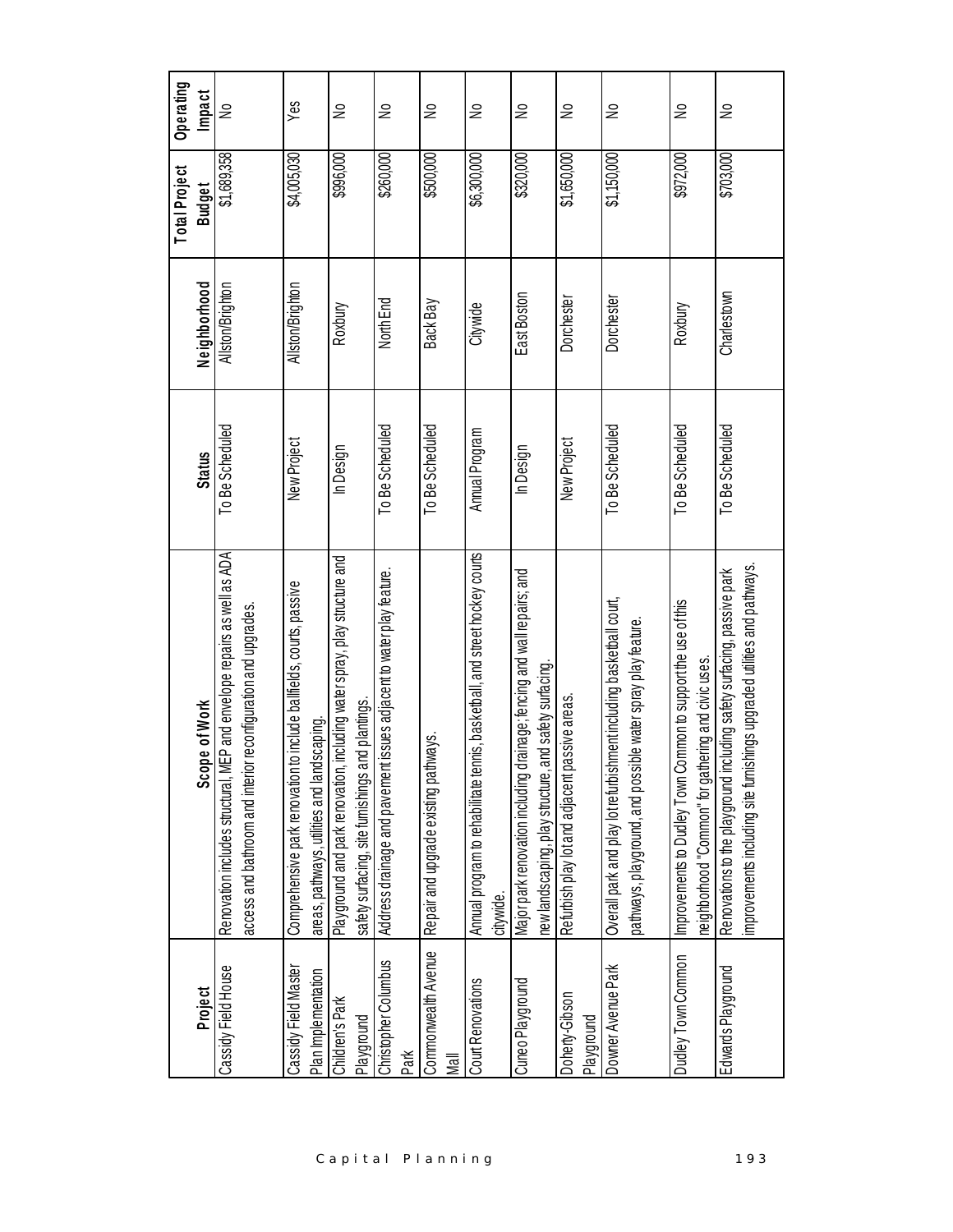| Project | Scope of Work | Status | Neighborhood | Total Project Budget | Operating Impact |
|---|---|---|---|---|---|
| Cassidy Field House | Renovation includes structural, MEP and envelope repairs as well as ADA access and bathroom and interior reconfiguration and upgrades. | To Be Scheduled | Allston/Brighton | $1,689,358 | No |
| Cassidy Field Master Plan Implementation | Comprehensive park renovation to include ballfields, courts, passive areas, pathways, utilities and landscaping. | New Project | Allston/Brighton | $4,005,030 | Yes |
| Children's Park Playground | Playground and park renovation, including water spray, play structure and safety surfacing, site furnishings and plantings. | In Design | Roxbury | $996,000 | No |
| Christopher Columbus Park | Address drainage and pavement issues adjacent to water play feature. | To Be Scheduled | North End | $260,000 | No |
| Commonwealth Avenue Mall | Repair and upgrade existing pathways. | To Be Scheduled | Back Bay | $500,000 | No |
| Court Renovations | Annual program to rehabilitate tennis, basketball, and street hockey courts citywide. | Annual Program | Citywide | $6,300,000 | No |
| Cuneo Playground | Major park renovation including drainage; fencing and wall repairs; and new landscaping, play structure, and safety surfacing. | In Design | East Boston | $320,000 | No |
| Doherty-Gibson Playground | Refurbish play lot and adjacent passive areas. | New Project | Dorchester | $1,650,000 | No |
| Downer Avenue Park | Overall park and play lot refurbishment including basketball court, pathways, playground, and possible water spray play feature. | To Be Scheduled | Dorchester | $1,150,000 | No |
| Dudley Town Common | Improvements to Dudley Town Common to support the use of this neighborhood "Common" for gathering and civic uses. | To Be Scheduled | Roxbury | $972,000 | No |
| Edwards Playground | Renovations to the playground including safety surfacing, passive park improvements including site furnishings upgraded utilities and pathways. | To Be Scheduled | Charlestown | $703,000 | No |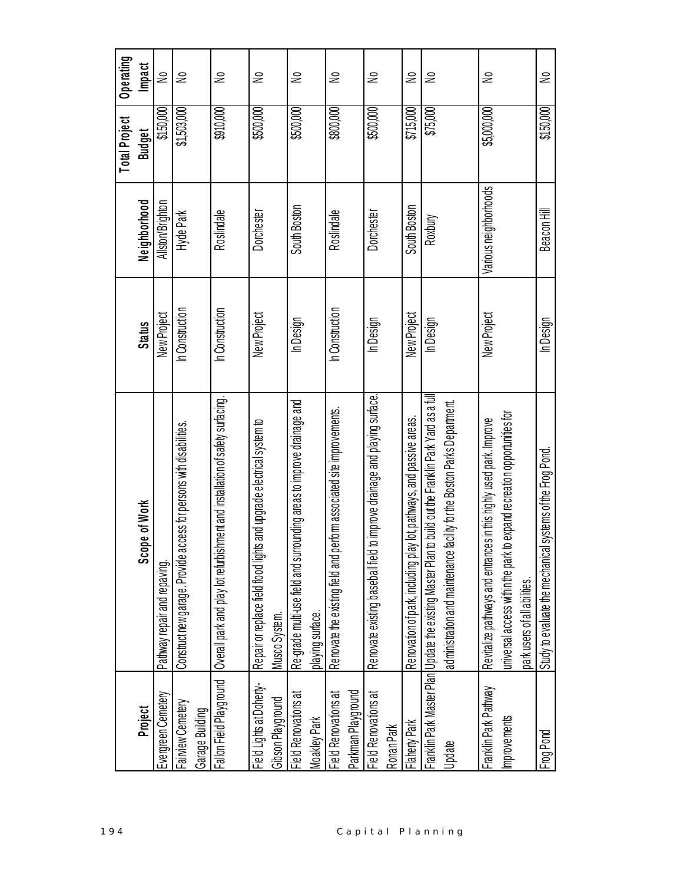| Project | Scope of Work | Status | Neighborhood | Total Project Budget | Operating Impact |
|---|---|---|---|---|---|
| Evergreen Cemetery | Pathway repair and repaving. | New Project | Allston/Brighton | $150,000 | No |
| Fairview Cemetery Garage Building | Construct new garage. Provide access for persons with disabilities. | In Construction | Hyde Park | $1,503,000 | No |
| Fallon Field Playground | Overall park and play lot refurbishment and installation of safety surfacing. | In Construction | Roslindale | $910,000 | No |
| Field Lights at Doherty-Gibson Playground | Repair or replace field flood lights and upgrade electrical system to Musco System. | New Project | Dorchester | $500,000 | No |
| Field Renovations at Moakley Park | Re-grade multi-use field and surrounding areas to improve drainage and playing surface. | In Design | South Boston | $500,000 | No |
| Field Renovations at Parkman Playground | Renovate the existing field and perform associated site improvements. | In Construction | Roslindale | $800,000 | No |
| Field Renovations at Ronan Park | Renovate existing baseball field to improve drainage and playing surface. | In Design | Dorchester | $500,000 | No |
| Flaherty Park | Renovation of park, including play lot, pathways, and passive areas. | New Project | South Boston | $715,000 | No |
| Franklin Park Master Plan Update | Update the existing Master Plan to build out the Franklin Park Yard as a full administration and maintenance facility for the Boston Parks Department. | In Design | Roxbury | $75,000 | No |
| Franklin Park Pathway Improvements | Revitalize pathways and entrances in this highly used park. Improve universal access within the park to expand recreation opportunities for park users of all abilities. | New Project | Various neighborhoods | $5,000,000 | No |
| Frog Pond | Study to evaluate the mechanical systems of the Frog Pond. | In Design | Beacon Hill | $150,000 | No |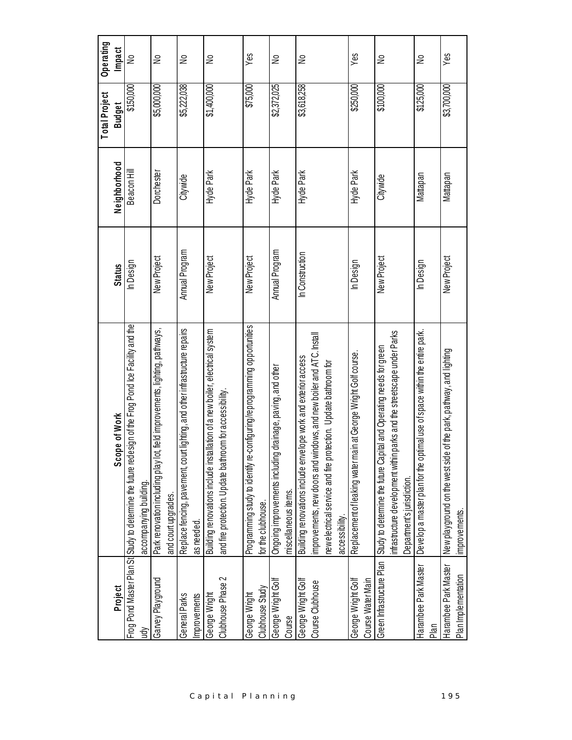| Project | Scope of Work | Status | Neighborhood | Total Project Budget | Operating Impact |
|---|---|---|---|---|---|
| Frog Pond Master Plan Study | Study to determine the future redesign of the Frog Pond Ice Facility and the accompanying building. | In Design | Beacon Hill | $150,000 | No |
| Garvey Playground | Park renovation including play lot, field improvements, lighting, pathways, and court upgrades. | New Project | Dorchester | $5,000,000 | No |
| General Parks Improvements | Replace fencing, pavement, court lighting, and other infrastructure repairs as needed. | Annual Program | Citywide | $5,222,038 | No |
| George Wright Clubhouse Phase 2 | Building renovations include installation of a new boiler, electrical system and fire protection. Update bathroom for accessibility. | New Project | Hyde Park | $1,400,000 | No |
| George Wright Clubhouse Study | Programming study to identify re-configuring/reprogramming opportunities for the clubhouse. | New Project | Hyde Park | $75,000 | Yes |
| George Wright Golf Course | Ongoing improvements including drainage, paving, and other miscellaneous items. | Annual Program | Hyde Park | $2,372,025 | No |
| George Wright Golf Course Clubhouse | Building renovations include envelope work and exterior access improvements, new doors and windows, and new boiler and ATC. Install new electrical service and fire protection. Update bathroom for accessibility. | In Construction | Hyde Park | $3,618,258 | No |
| George Wright Golf Course Water Main | Replacement of leaking water main at George Wright Golf course. | In Design | Hyde Park | $250,000 | Yes |
| Green Infrastructure Plan | Study to determine the future Capital and Operating needs for green infrastructure development within parks and the streetscape under Parks Department's jurisdiction. | New Project | Citywide | $100,000 | No |
| Harambee Park Master Plan | Develop a master plan for the optimal use of space within the entire park. | In Design | Mattapan | $125,000 | No |
| Harambee Park Master Plan Implementation | New playground on the west side of the park, pathway, and lighting improvements. | New Project | Mattapan | $3,700,000 | Yes |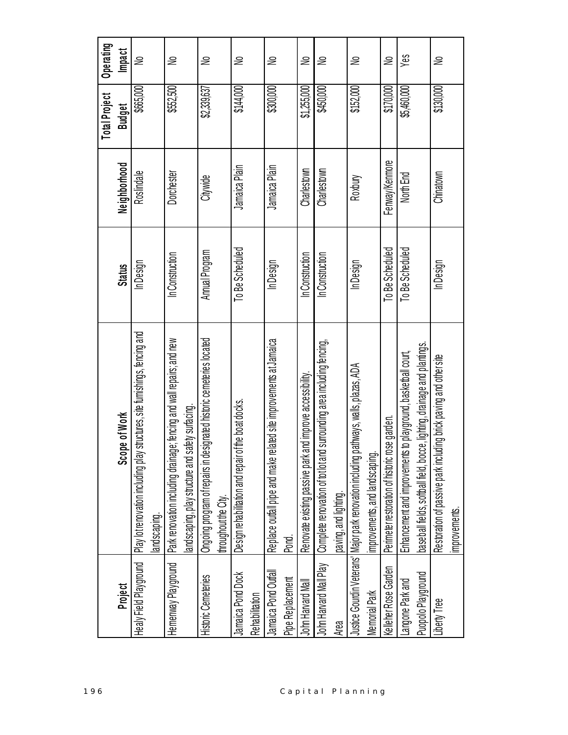| Project | Scope of Work | Status | Neighborhood | Total Project Budget | Operating Impact |
|---|---|---|---|---|---|
| Healy Field Playground | Play lot renovation including play structures, site furnishings, fencing and landscaping. | In Design | Roslindale | $665,000 | No |
| Hemenway Playground | Park renovation including drainage; fencing and wall repairs; and new landscaping, play structure and safety surfacing. | In Construction | Dorchester | $552,500 | No |
| Historic Cemeteries | Ongoing program of repairs in designated historic cemeteries located throughout the City. | Annual Program | Citywide | $2,339,637 | No |
| Jamaica Pond Dock Rehabilitation | Design rehabilitation and repair of the boat docks. | To Be Scheduled | Jamaica Plain | $144,000 | No |
| Jamaica Pond Outfall Pipe Replacement | Replace outfall pipe and make related site improvements at Jamaica Pond. | In Design | Jamaica Plain | $300,000 | No |
| John Harvard Mall | Renovate existing passive park and improve accessibility. | In Construction | Charlestown | $1,255,000 | No |
| John Harvard Mall Play Area | Complete renovation of tot lot and surrounding area including fencing, paving, and lighting. | In Construction | Charlestown | $450,000 | No |
| Justice Gourdin Veterans' Memorial Park | Major park renovation including pathways, walls, plazas, ADA improvements, and landscaping. | In Design | Roxbury | $152,000 | No |
| Kelleher Rose Garden | Perimeter restoration of historic rose garden. | To Be Scheduled | Fenway/Kenmore | $170,000 | No |
| Langone Park and Puopolo Playground | Enhancement and improvements to playground, basketball court, baseball fields, softball field, bocce, lighting, drainage and plantings. | To Be Scheduled | North End | $5,460,000 | Yes |
| Liberty Tree | Restoration of passive park including brick paving and other site improvements. | In Design | Chinatown | $130,000 | No |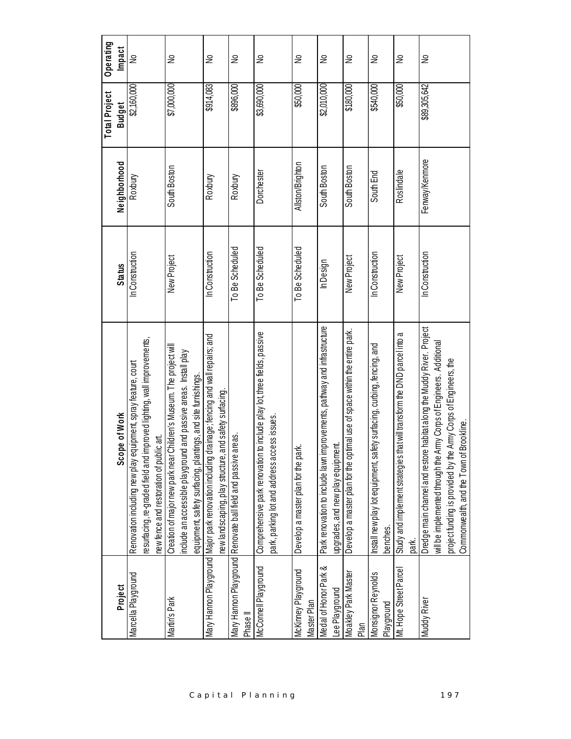| Project | Scope of Work | Status | Neighborhood | Total Project Budget | Operating Impact |
|---|---|---|---|---|---|
| Marcella Playground | Renovation including new play equipment, spray feature, court resurfacing, re-graded field and improved lighting, wall improvements, new fence and restoration of public art. | In Construction | Roxbury | $2,160,000 | No |
| Martin's Park | Creation of major new park near Children's Museum. The project will include an accessible playground and passive areas. Install play equipment, safety surfacing, plantings, and site furnishings. | New Project | South Boston | $7,000,000 | No |
| Mary Hannon Playground | Major park renovation including drainage; fencing and wall repairs; and new landscaping, play structure, and safety surfacing. | In Construction | Roxbury | $914,083 | No |
| Mary Hannon Playground Phase II | Renovate ball field and passive areas. | To Be Scheduled | Roxbury | $896,000 | No |
| McConnell Playground | Comprehensive park renovation to include play lot, three fields, passive park, parking lot and address access issues. | To Be Scheduled | Dorchester | $3,690,000 | No |
| McKinney Playground Master Plan | Develop a master plan for the park. | To Be Scheduled | Allston/Brighton | $50,000 | No |
| Medal of Honor Park & Lee Playground | Park renovation to include lawn improvements, pathway and infrastructure upgrades, and new play equipment. | In Design | South Boston | $2,010,000 | No |
| Moakley Park Master Plan | Develop a master plan for the optimal use of space within the entire park. | New Project | South Boston | $180,000 | No |
| Monsignor Reynolds Playground | Install new play lot equipment, safety surfacing, curbing, fencing, and benches. | In Construction | South End | $540,000 | No |
| Mt. Hope Street Parcel | Study and implement strategies that will transform the DND parcel into a park. | New Project | Roslindale | $50,000 | No |
| Muddy River | Dredge main channel and restore habitat along the Muddy River. Project will be implemented through the Army Corps of Engineers. Additional project funding is provided by the Army Corps of Engineers, the Commonwealth, and the Town of Brookline. | In Construction | Fenway/Kenmore | $89,305,642 | No |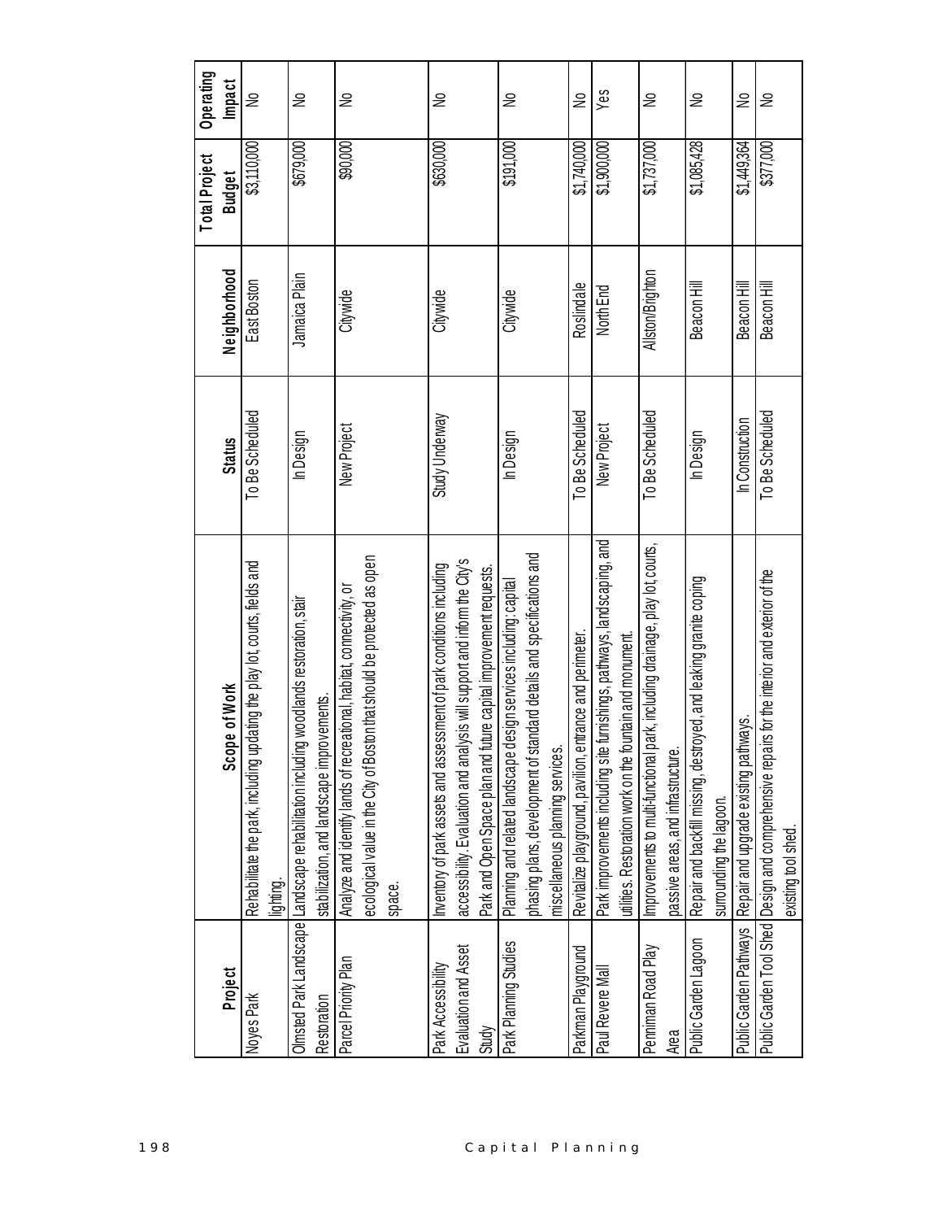| Project | Scope of Work | Status | Neighborhood | Total Project Budget | Operating Impact |
|---|---|---|---|---|---|
| Noyes Park | Rehabilitate the park, including updating the play lot, courts, fields and lighting. | To Be Scheduled | East Boston | $3,110,000 | No |
| Olmsted Park Landscape Restoration | Landscape rehabilitation including woodlands restoration, stair stabilization, and landscape improvements. | In Design | Jamaica Plain | $679,000 | No |
| Parcel Priority Plan | Analyze and identify lands of recreational, habitat, connectivity, or ecological value in the City of Boston that should be protected as open space. | New Project | Citywide | $90,000 | No |
| Park Accessibility Evaluation and Asset Study | Inventory of park assets and assessment of park conditions including accessibility. Evaluation and analysis will support and inform the City's Park and Open Space plan and future capital improvement requests. | Study Underway | Citywide | $630,000 | No |
| Park Planning Studies | Planning and related landscape design services including: capital phasing plans, development of standard details and specifications and miscellaneous planning services. | In Design | Citywide | $191,000 | No |
| Parkman Playground | Revitalize playground, pavilion, entrance and perimeter. | To Be Scheduled | Roslindale | $1,740,000 | No |
| Paul Revere Mall | Park improvements including site furnishings, pathways, landscaping, and utilities. Restoration work on the fountain and monument. | New Project | North End | $1,900,000 | Yes |
| Penniman Road Play Area | Improvements to multi-functional park, including drainage, play lot, courts, passive areas, and infrastructure. | To Be Scheduled | Allston/Brighton | $1,737,000 | No |
| Public Garden Lagoon | Repair and backfill missing, destroyed, and leaking granite coping surrounding the lagoon. | In Design | Beacon Hill | $1,085,428 | No |
| Public Garden Pathways | Repair and upgrade existing pathways. | In Construction | Beacon Hill | $1,449,364 | No |
| Public Garden Tool Shed | Design and comprehensive repairs for the interior and exterior of the existing tool shed. | To Be Scheduled | Beacon Hill | $377,000 | No |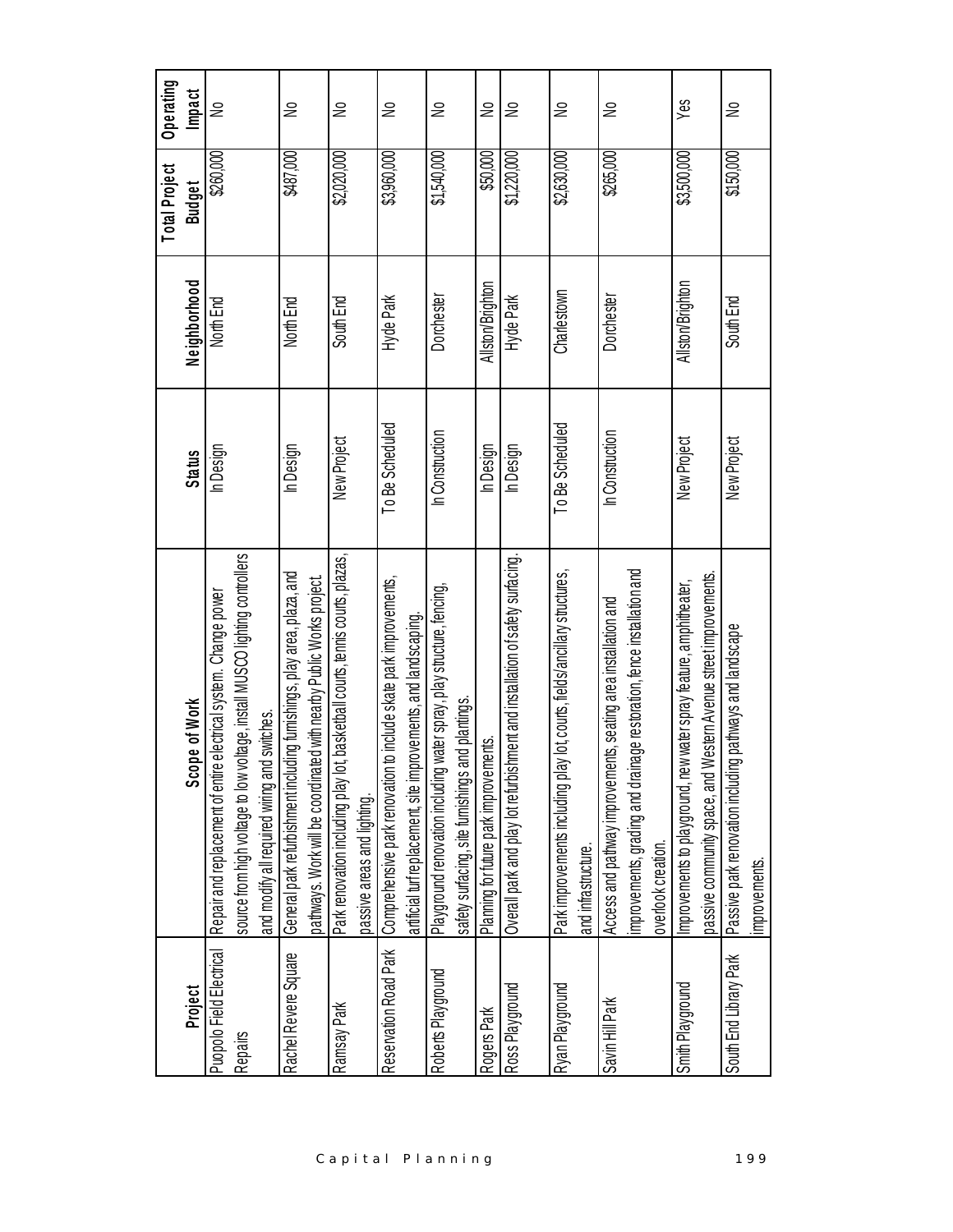| Project | Scope of Work | Status | Neighborhood | Total Project Budget | Operating Impact |
|---|---|---|---|---|---|
| Puopolo Field Electrical Repairs | Repair and replacement of entire electrical system. Change power source from high voltage to low voltage, install MUSCO lighting controllers and modify all required wiring and switches. | In Design | North End | $260,000 | No |
| Rachel Revere Square | General park refurbishment including furnishings, play area, plaza, and pathways. Work will be coordinated with nearby Public Works project. | In Design | North End | $487,000 | No |
| Ramsay Park | Park renovation including play lot, basketball courts, tennis courts, plazas, passive areas and lighting. | New Project | South End | $2,020,000 | No |
| Reservation Road Park | Comprehensive park renovation to include skate park improvements, artificial turf replacement, site improvements, and landscaping. | To Be Scheduled | Hyde Park | $3,960,000 | No |
| Roberts Playground | Playground renovation including water spray, play structure, fencing, safety surfacing, site furnishings and plantings. | In Construction | Dorchester | $1,540,000 | No |
| Rogers Park | Planning for future park improvements. | In Design | Allston/Brighton | $50,000 | No |
| Ross Playground | Overall park and play lot refurbishment and installation of safety surfacing. | In Design | Hyde Park | $1,220,000 | No |
| Ryan Playground | Park improvements including play lot, courts, fields/ancillary structures, and infrastructure. | To Be Scheduled | Charlestown | $2,630,000 | No |
| Savin Hill Park | Access and pathway improvements, seating area installation and improvements, grading and drainage restoration, fence installation and overlook creation. | In Construction | Dorchester | $265,000 | No |
| Smith Playground | Improvements to playground, new water spray feature, amphitheater, passive community space, and Western Avenue street improvements. | New Project | Allston/Brighton | $3,500,000 | Yes |
| South End Library Park | Passive park renovation including pathways and landscape improvements. | New Project | South End | $150,000 | No |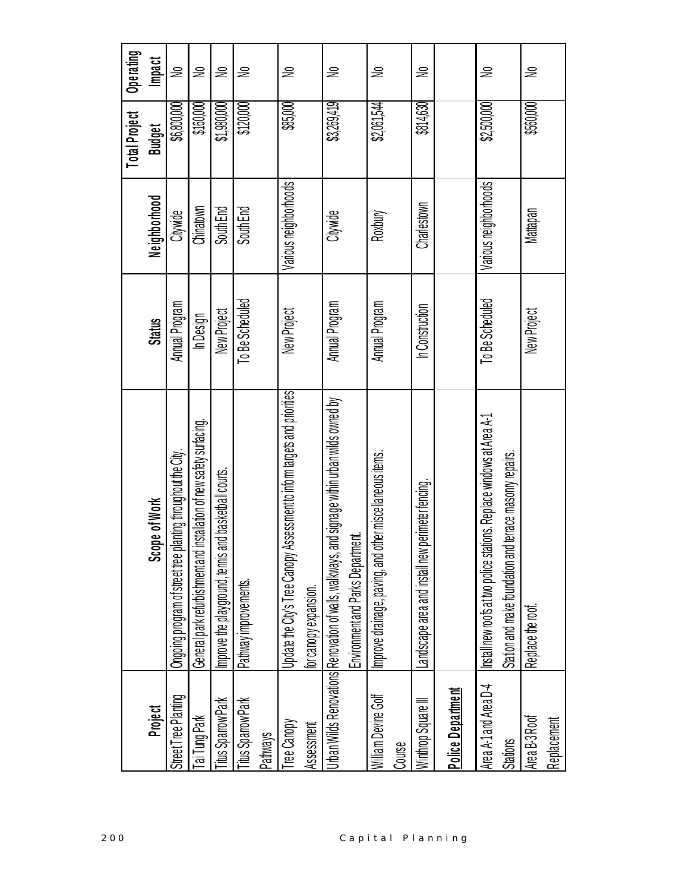| Project | Scope of Work | Status | Neighborhood | Total Project Budget | Operating Impact |
|---|---|---|---|---|---|
| Street Tree Planting | Ongoing program of street tree planting throughout the City. | Annual Program | Citywide | $6,800,000 | No |
| Tai Tung Park | General park refurbishment and installation of new safety surfacing. | In Design | Chinatown | $160,000 | No |
| Titus Sparrow Park | Improve the playground, tennis and basketball courts. | New Project | South End | $1,980,000 | No |
| Titus Sparrow Park Pathways | Pathway improvements. | To Be Scheduled | South End | $120,000 | No |
| Tree Canopy Assessment | Update the City's Tree Canopy Assessment to inform targets and priorities for canopy expansion. | New Project | Various neighborhoods | $85,000 | No |
| Urban Wilds Renovations | Renovation of walls, walkways, and signage within urban wilds owned by Environment and Parks Department. | Annual Program | Citywide | $3,269,419 | No |
| William Devine Golf Course | Improve drainage, paving, and other miscellaneous items. | Annual Program | Roxbury | $2,061,544 | No |
| Winthrop Square III | Landscape area and install new perimeter fencing. | In Construction | Charlestown | $814,630 | No |
| **Police Department** | | | | | |
| Area A-1 and Area D-4 Stations | Install new roofs at two police stations. Replace windows at Area A-1 Station and make foundation and terrace masonry repairs. | To Be Scheduled | Various neighborhoods | $2,500,000 | No |
| Area B-3 Roof Replacement | Replace the roof. | New Project | Mattapan | $560,000 | No |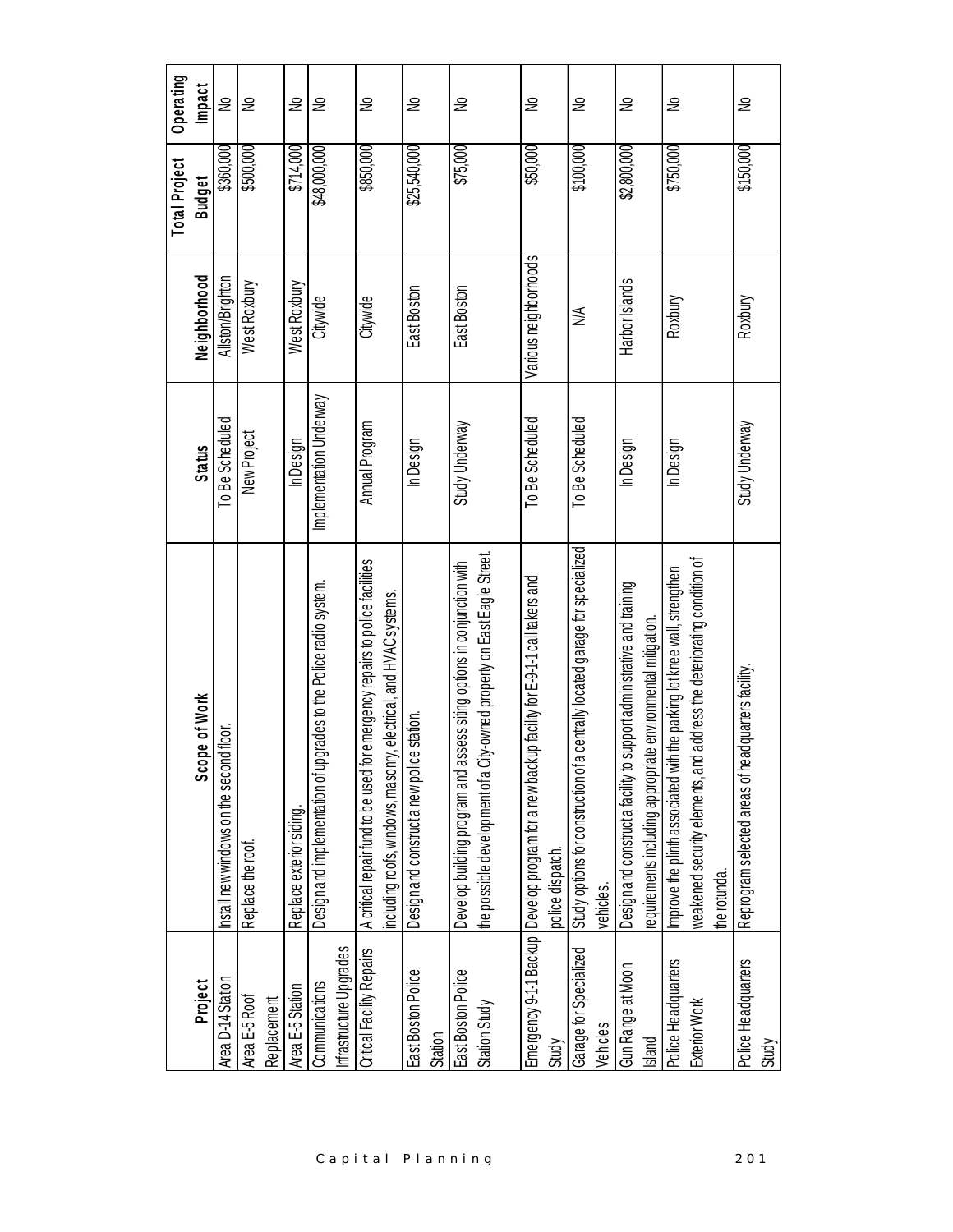| Project | Scope of Work | Status | Neighborhood | Total Project Budget | Operating Impact |
|---|---|---|---|---|---|
| Area D-14 Station | Install new windows on the second floor. | To Be Scheduled | Allston/Brighton | $360,000 | No |
| Area E-5 Roof Replacement | Replace the roof. | New Project | West Roxbury | $500,000 | No |
| Area E-5 Station | Replace exterior siding. | In Design | West Roxbury | $714,000 | No |
| Communications Infrastructure Upgrades | Design and implementation of upgrades to the Police radio system. | Implementation Underway | Citywide | $48,000,000 | No |
| Critical Facility Repairs | A critical repair fund to be used for emergency repairs to police facilities including roofs, windows, masonry, electrical, and HVAC systems. | Annual Program | Citywide | $850,000 | No |
| East Boston Police Station | Design and construct a new police station. | In Design | East Boston | $25,540,000 | No |
| East Boston Police Station Study | Develop building program and assess siting options in conjunction with the possible development of a City-owned property on East Eagle Street. | Study Underway | East Boston | $75,000 | No |
| Emergency 9-1-1 Backup Study | Develop program for a new backup facility for E-9-1-1 call takers and police dispatch. | To Be Scheduled | Various neighborhoods | $50,000 | No |
| Garage for Specialized Vehicles | Study options for construction of a centrally located garage for specialized vehicles. | To Be Scheduled | N/A | $100,000 | No |
| Gun Range at Moon Island | Design and construct a facility to support administrative and training requirements including appropriate environmental mitigation. | In Design | Harbor Islands | $2,800,000 | No |
| Police Headquarters Exterior Work | Improve the plinth associated with the parking lot knee wall, strengthen weakened security elements, and address the deteriorating condition of the rotunda. | In Design | Roxbury | $750,000 | No |
| Police Headquarters Study | Reprogram selected areas of headquarters facility. | Study Underway | Roxbury | $150,000 | No |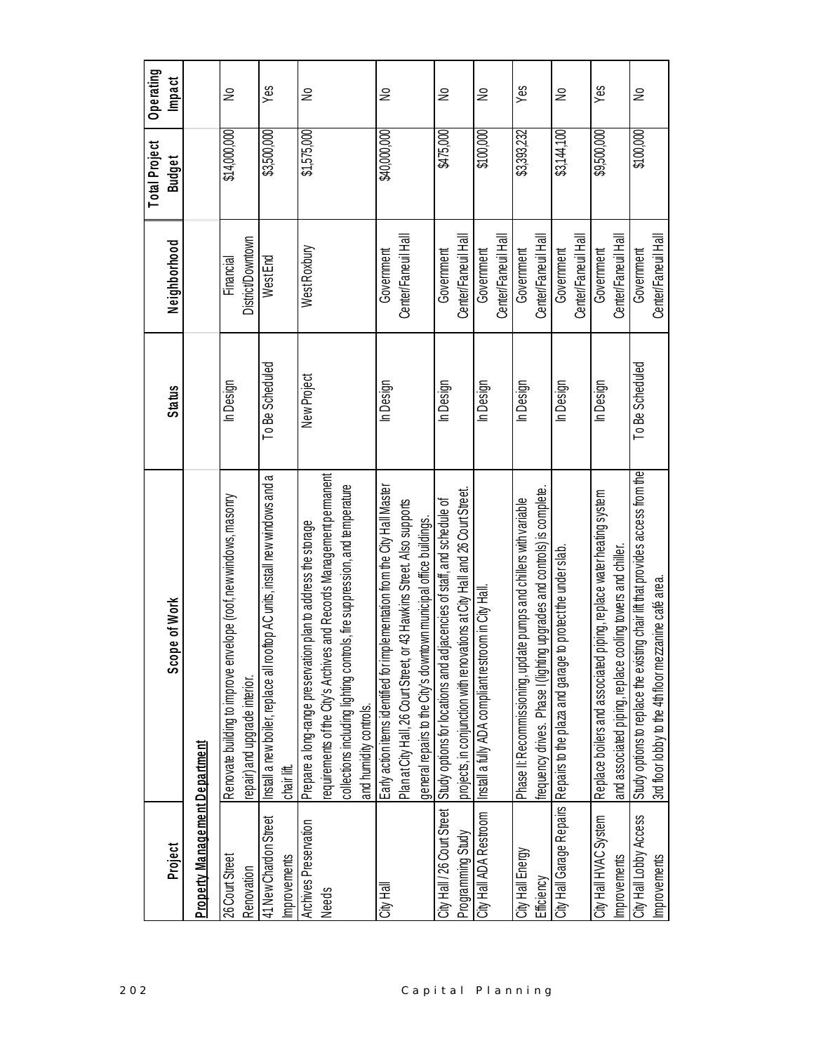| Project | Scope of Work | Status | Neighborhood | Total Project Budget | Operating Impact |
|---|---|---|---|---|---|
| **Property Management Department** | | | | | |
| 26 Court Street Renovation | Renovate building to improve envelope (roof, new windows, masonry repair) and upgrade interior. | In Design | Financial District/Downtown | $14,000,000 | No |
| 41 New Chardon Street Improvements | Install a new boiler, replace all rooftop AC units, install new windows and a chair lift. | To Be Scheduled | West End | $3,500,000 | Yes |
| Archives Preservation Needs | Prepare a long-range preservation plan to address the storage requirements of the City's Archives and Records Management permanent collections including lighting controls, fire suppression, and temperature and humidity controls. | New Project | West Roxbury | $1,575,000 | No |
| City Hall | Early action items identified for implementation from the City Hall Master Plan at City Hall, 26 Court Street, or 43 Hawkins Street. Also supports general repairs to the City's downtown municipal office buildings. | In Design | Government Center/Faneuil Hall | $40,000,000 | No |
| City Hall / 26 Court Street Programming Study | Study options for locations and adjacencies of staff, and schedule of projects, in conjunction with renovations at City Hall and 26 Court Street. | In Design | Government Center/Faneuil Hall | $475,000 | No |
| City Hall ADA Restroom | Install a fully ADA compliant restroom in City Hall. | In Design | Government Center/Faneuil Hall | $100,000 | No |
| City Hall Energy Efficiency | Phase II: Recommissioning, update pumps and chillers with variable frequency drives. Phase I (lighting upgrades and controls) is complete. | In Design | Government Center/Faneuil Hall | $3,393,232 | Yes |
| City Hall Garage Repairs | Repairs to the plaza and garage to protect the under slab. | In Design | Government Center/Faneuil Hall | $3,144,100 | No |
| City Hall HVAC System Improvements | Replace boilers and associated piping, replace water heating system and associated piping, replace cooling towers and chiller. | In Design | Government Center/Faneuil Hall | $9,500,000 | Yes |
| City Hall Lobby Access Improvements | Study options to replace the existing chair lift that provides access from the 3rd floor lobby to the 4th floor mezzanine café area. | To Be Scheduled | Government Center/Faneuil Hall | $100,000 | No |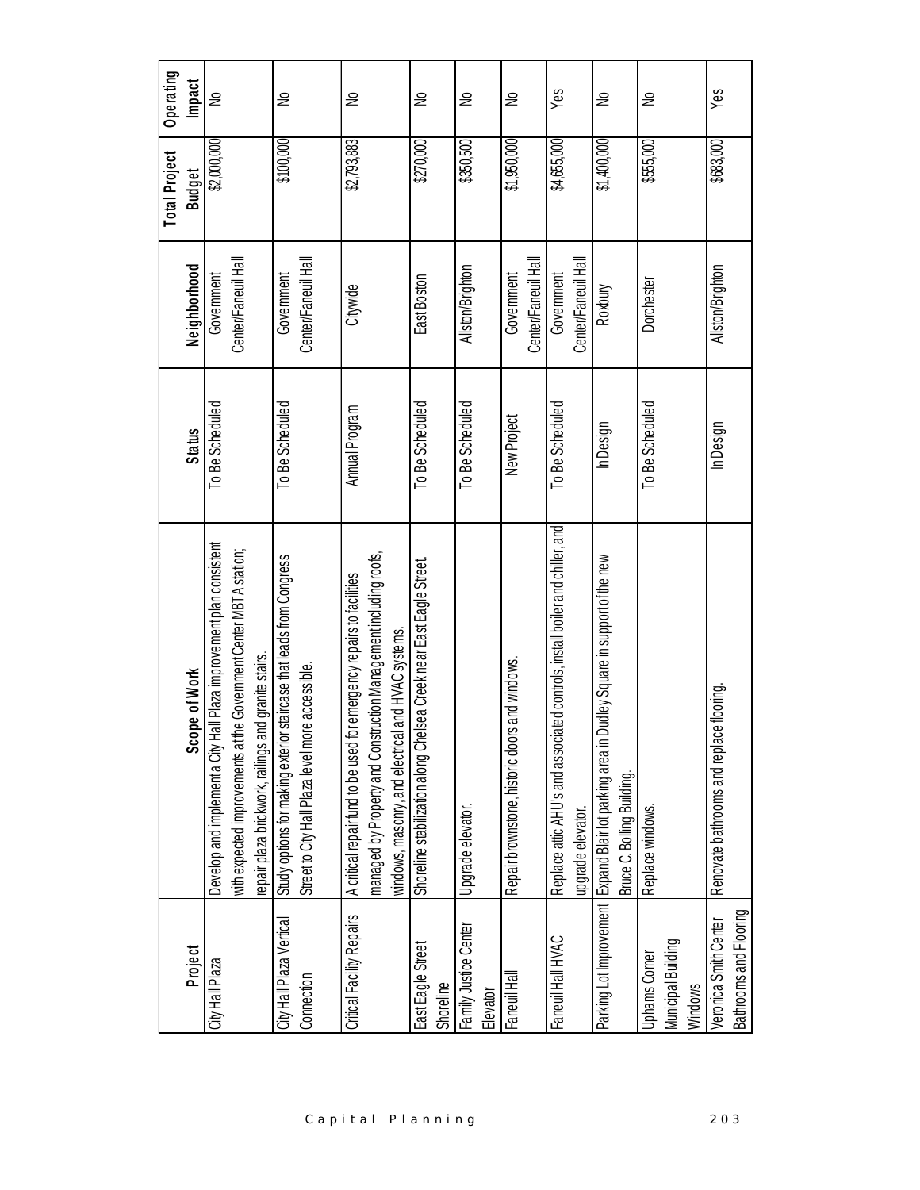| Project | Scope of Work | Status | Neighborhood | Total Project Budget | Operating Impact |
|---|---|---|---|---|---|
| City Hall Plaza | Develop and implement a City Hall Plaza improvement plan consistent with expected improvements at the Government Center MBTA station; repair plaza brickwork, railings and granite stairs. | To Be Scheduled | Government Center/Faneuil Hall | $2,000,000 | No |
| City Hall Plaza Vertical Connection | Study options for making exterior staircase that leads from Congress Street to City Hall Plaza level more accessible. | To Be Scheduled | Government Center/Faneuil Hall | $100,000 | No |
| Critical Facility Repairs | A critical repair fund to be used for emergency repairs to facilities managed by Property and Construction Management including roofs, windows, masonry, and electrical and HVAC systems. | Annual Program | Citywide | $2,793,883 | No |
| East Eagle Street Shoreline | Shoreline stabilization along Chelsea Creek near East Eagle Street. | To Be Scheduled | East Boston | $270,000 | No |
| Family Justice Center Elevator | Upgrade elevator. | To Be Scheduled | Allston/Brighton | $350,500 | No |
| Faneuil Hall | Repair brownstone, historic doors and windows. | New Project | Government Center/Faneuil Hall | $1,950,000 | No |
| Faneuil Hall HVAC | Replace attic AHU's and associated controls, install boiler and chiller, and upgrade elevator. | To Be Scheduled | Government Center/Faneuil Hall | $4,655,000 | Yes |
| Parking Lot Improvement | Expand Blair lot parking area in Dudley Square in support of the new Bruce C. Bolling Building. | In Design | Roxbury | $1,400,000 | No |
| Uphams Corner Municipal Building Windows | Replace windows. | To Be Scheduled | Dorchester | $555,000 | No |
| Veronica Smith Center Bathrooms and Flooring | Renovate bathrooms and replace flooring. | In Design | Allston/Brighton | $683,000 | Yes |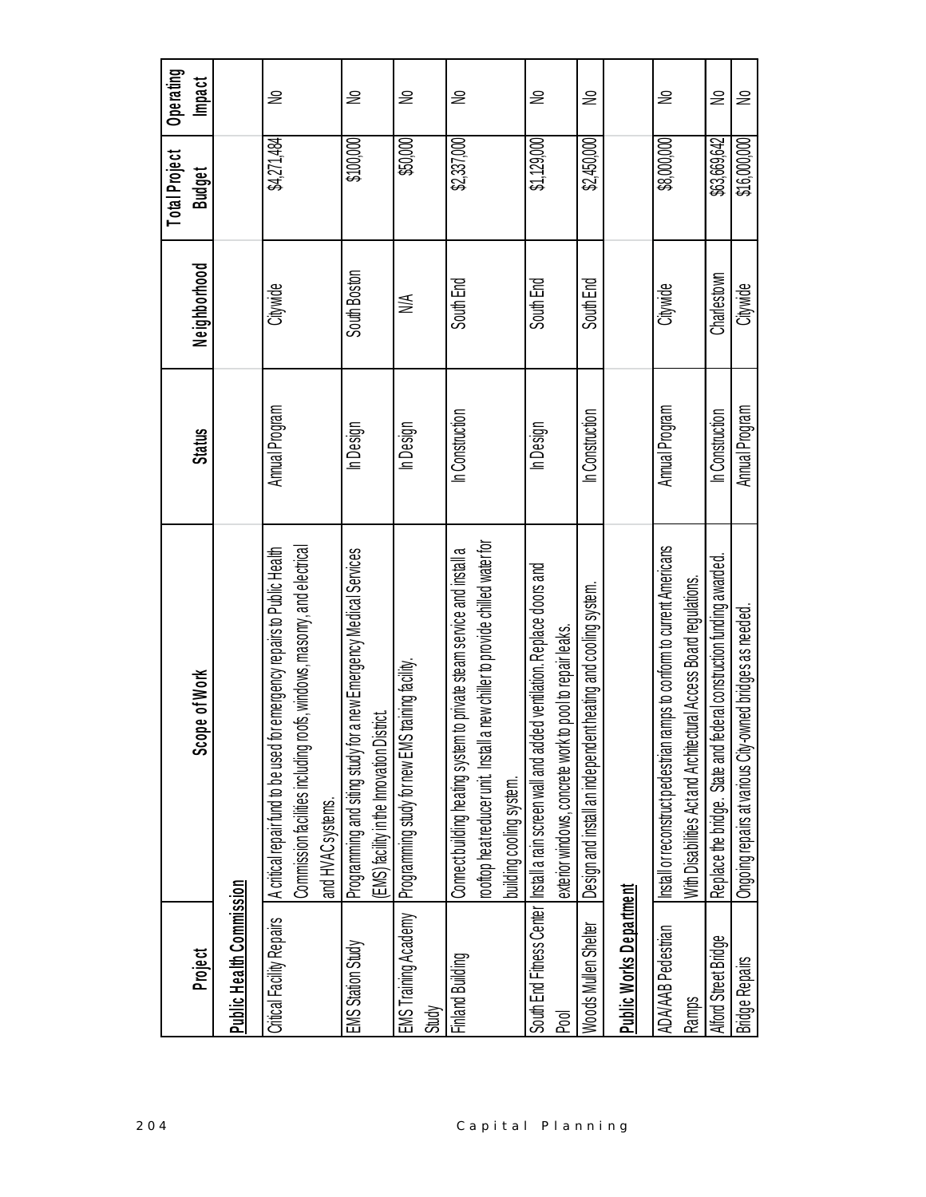| Project | Scope of Work | Status | Neighborhood | Total Project Budget | Operating Impact |
|---|---|---|---|---|---|
| **Public Health Commission** | | | | | |
| Critical Facility Repairs | A critical repair fund to be used for emergency repairs to Public Health Commission facilities including roofs, windows, masonry, and electrical and HVAC systems. | Annual Program | Citywide | $4,271,484 | No |
| EMS Station Study | Programming and siting study for a new Emergency Medical Services (EMS) facility in the Innovation District | In Design | South Boston | $100,000 | No |
| EMS Training Academy Study | Programming study for new EMS training facility. | In Design | N/A | $50,000 | No |
| Finland Building | Connect building heating system to private steam service and install a rooftop heat reducer unit. Install a new chiller to provide chilled water for building cooling system. | In Construction | South End | $2,337,000 | No |
| South End Fitness Center Pool | Install a rain screen wall and added ventilation. Replace doors and exterior windows, concrete work to pool to repair leaks. | In Design | South End | $1,129,000 | No |
| Woods Mullen Shelter | Design and install an independent heating and cooling system. | In Construction | South End | $2,450,000 | No |
| **Public Works Department** | | | | | |
| ADA/AAB Pedestrian Ramps | Install or reconstruct pedestrian ramps to conform to current Americans With Disabilities Act and Architectural Access Board regulations. | Annual Program | Citywide | $8,000,000 | No |
| Alford Street Bridge | Replace the bridge. State and federal construction funding awarded. | In Construction | Charlestown | $63,669,642 | No |
| Bridge Repairs | Ongoing repairs at various City-owned bridges as needed. | Annual Program | Citywide | $16,000,000 | No |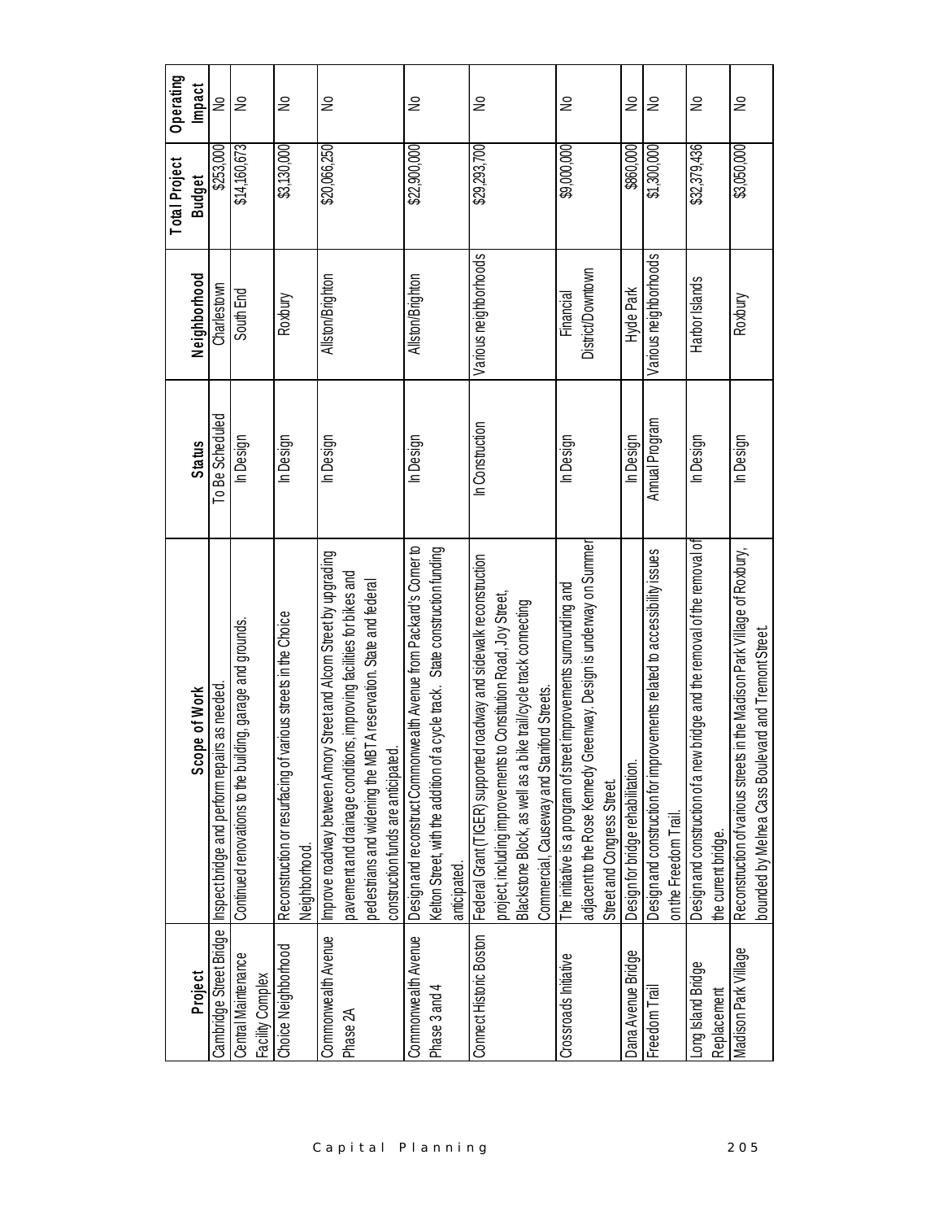| Project | Scope of Work | Status | Neighborhood | Total Project Budget | Operating Impact |
|---|---|---|---|---|---|
| Cambridge Street Bridge | Inspect bridge and perform repairs as needed. | To Be Scheduled | Charlestown | $253,000 | No |
| Central Maintenance Facility Complex | Continued renovations to the building, garage and grounds. | In Design | South End | $14,160,673 | No |
| Choice Neighborhood | Reconstruction or resurfacing of various streets in the Choice Neighborhood. | In Design | Roxbury | $3,130,000 | No |
| Commonwealth Avenue Phase 2A | Improve roadway between Amory Street and Alcorn Street by upgrading pavement and drainage conditions, improving facilities for bikes and pedestrians and widening the MBTA reservation. State and federal construction funds are anticipated. | In Design | Allston/Brighton | $20,066,250 | No |
| Commonwealth Avenue Phase 3 and 4 | Design and reconstruct Commonwealth Avenue from Packard's Corner to Kelton Street, with the addition of a cycle track. State construction funding anticipated. | In Design | Allston/Brighton | $22,900,000 | No |
| Connect Historic Boston | Federal Grant (TIGER) supported roadway and sidewalk reconstruction project, including improvements to Constitution Road, Joy Street, Blackstone Block, as well as a bike trail/cycle track connecting Commercial, Causeway and Staniford Streets. | In Construction | Various neighborhoods | $29,293,700 | No |
| Crossroads Initiative | The initiative is a program of street improvements surrounding and adjacent to the Rose Kennedy Greenway. Design is underway on Summer Street and Congress Street. | In Design | Financial District/Downtown | $9,000,000 | No |
| Dana Avenue Bridge | Design for bridge rehabilitation. | In Design | Hyde Park | $860,000 | No |
| Freedom Trail | Design and construction for improvements related to accessibility issues on the Freedom Trail. | Annual Program | Various neighborhoods | $1,300,000 | No |
| Long Island Bridge Replacement | Design and construction of a new bridge and the removal of the removal of the current bridge. | In Design | Harbor Islands | $32,379,436 | No |
| Madison Park Village | Reconstruction of various streets in the Madison Park Village of Roxbury, bounded by Melnea Cass Boulevard and Tremont Street. | In Design | Roxbury | $3,050,000 | No |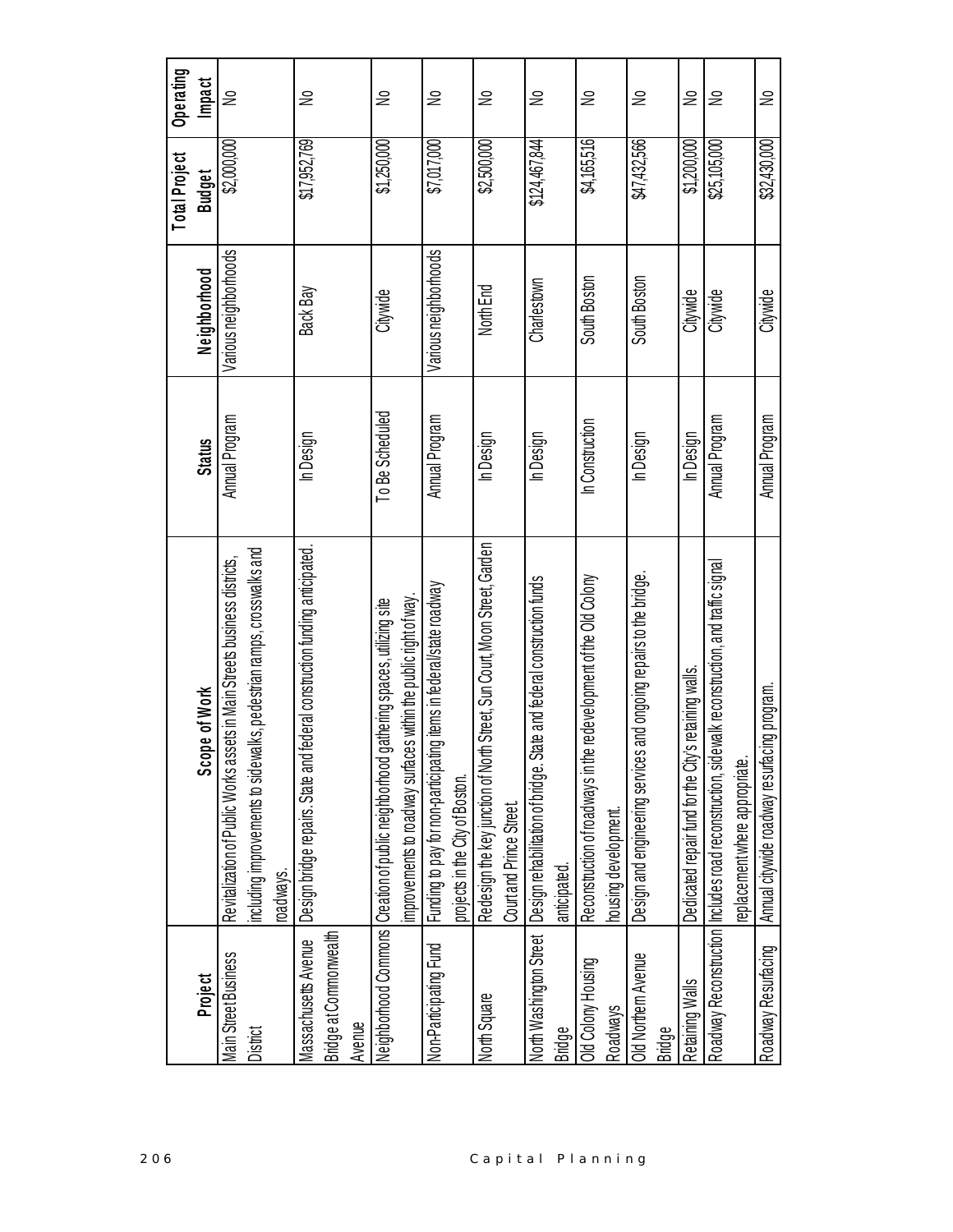| Project | Scope of Work | Status | Neighborhood | Total Project Budget | Operating Impact |
|---|---|---|---|---|---|
| Main Street Business District | Revitalization of Public Works assets in Main Streets business districts, including improvements to sidewalks, pedestrian ramps, crosswalks and roadways. | Annual Program | Various neighborhoods | $2,000,000 | No |
| Massachusetts Avenue Bridge at Commonwealth Avenue | Design bridge repairs. State and federal construction funding anticipated. | In Design | Back Bay | $17,952,769 | No |
| Neighborhood Commons | Creation of public neighborhood gathering spaces, utilizing site improvements to roadway surfaces within the public right of way. | To Be Scheduled | Citywide | $1,250,000 | No |
| Non-Participating Fund | Funding to pay for non-participating items in federal/state roadway projects in the City of Boston. | Annual Program | Various neighborhoods | $7,017,000 | No |
| North Square | Redesign the key junction of North Street, Sun Court, Moon Street, Garden Court and Prince Street. | In Design | North End | $2,500,000 | No |
| North Washington Street Bridge | Design rehabilitation of bridge. State and federal construction funds anticipated. | In Design | Charlestown | $124,467,844 | No |
| Old Colony Housing Roadways | Reconstruction of roadways in the redevelopment of the Old Colony housing development. | In Construction | South Boston | $4,165,516 | No |
| Old Northern Avenue Bridge | Design and engineering services and ongoing repairs to the bridge. | In Design | South Boston | $47,432,566 | No |
| Retaining Walls | Dedicated repair fund for the City's retaining walls. | In Design | Citywide | $1,200,000 | No |
| Roadway Reconstruction | Includes road reconstruction, sidewalk reconstruction, and traffic signal replacement where appropriate. | Annual Program | Citywide | $25,105,000 | No |
| Roadway Resurfacing | Annual citywide roadway resurfacing program. | Annual Program | Citywide | $32,430,000 | No |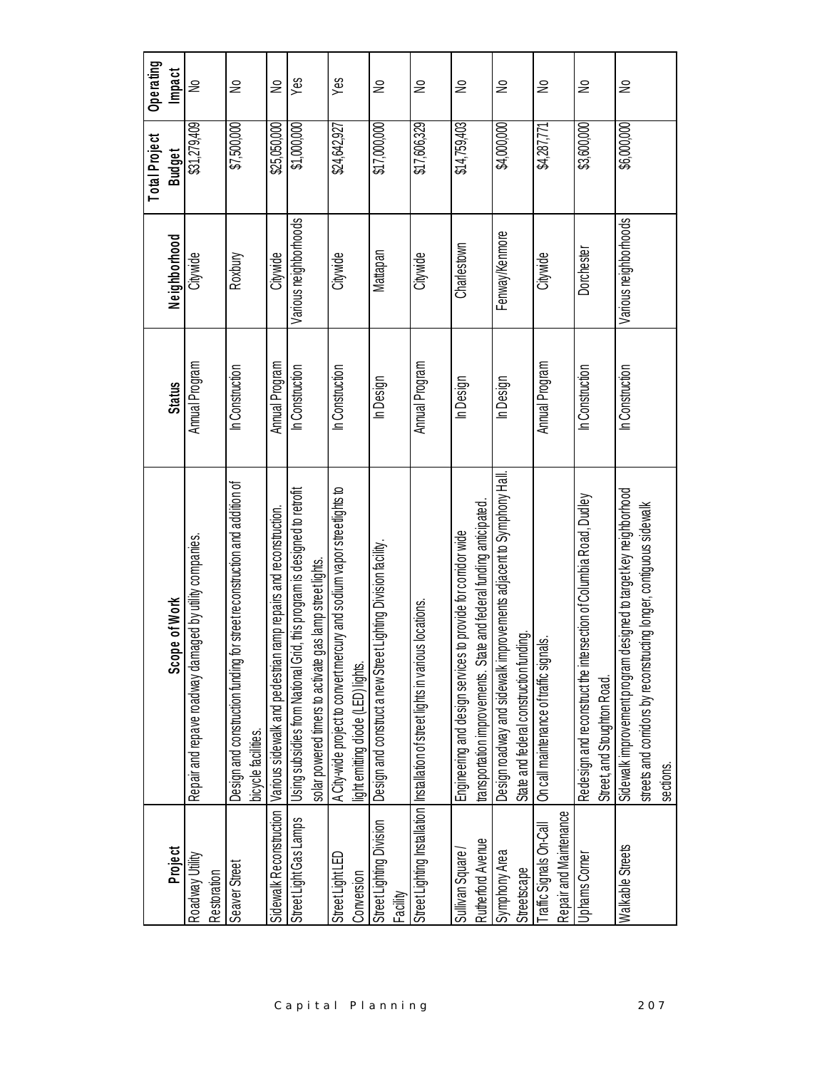| Project | Scope of Work | Status | Neighborhood | Total Project Budget | Operating Impact |
|---|---|---|---|---|---|
| Roadway Utility Restoration | Repair and repave roadway damaged by utility companies. | Annual Program | Citywide | $31,279,409 | No |
| Seaver Street | Design and construction funding for street reconstruction and addition of bicycle facilities. | In Construction | Roxbury | $7,500,000 | No |
| Sidewalk Reconstruction | Various sidewalk and pedestrian ramp repairs and reconstruction. | Annual Program | Citywide | $25,050,000 | No |
| Street Light Gas Lamps | Using subsidies from National Grid, this program is designed to retrofit solar powered timers to activate gas lamp street lights. | In Construction | Various neighborhoods | $1,000,000 | Yes |
| Street Light LED Conversion | A City-wide project to convert mercury and sodium vapor streetlights to light emitting diode (LED) lights. | In Construction | Citywide | $24,642,927 | Yes |
| Street Lighting Division Facility | Design and construct a new Street Lighting Division facility. | In Design | Mattapan | $17,000,000 | No |
| Street Lighting Installation | Installation of street lights in various locations. | Annual Program | Citywide | $17,606,329 | No |
| Sullivan Square / Rutherford Avenue | Engineering and design services to provide for corridor wide transportation improvements. State and federal funding anticipated. | In Design | Charlestown | $14,759,403 | No |
| Symphony Area Streetscape | Design roadway and sidewalk improvements adjacent to Symphony Hall. State and federal construction funding. | In Design | Fenway/Kenmore | $4,000,000 | No |
| Traffic Signals On-Call Repair and Maintenance | On call maintenance of traffic signals. | Annual Program | Citywide | $4,287,771 | No |
| Uphams Corner | Redesign and reconstruct the intersection of Columbia Road, Dudley Street, and Stoughton Road. | In Construction | Dorchester | $3,600,000 | No |
| Walkable Streets | Sidewalk improvement program designed to target key neighborhood streets and corridors by reconstructing longer, contiguous sidewalk sections. | In Construction | Various neighborhoods | $6,000,000 | No |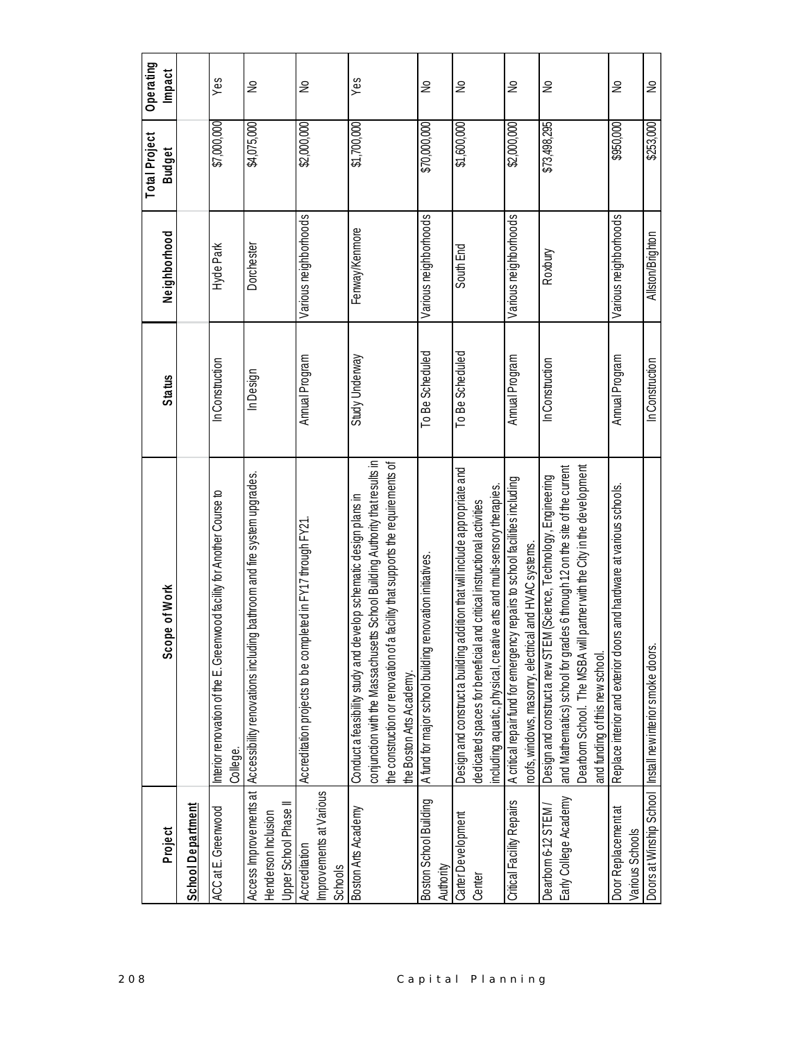| Project | Scope of Work | Status | Neighborhood | Total Project Budget | Operating Impact |
|---|---|---|---|---|---|
| **School Department** | | | | | |
| ACC at E. Greenwood | Interior renovation of the E. Greenwood facility for Another Course to College. | In Construction | Hyde Park | $7,000,000 | Yes |
| Access Improvements at Henderson Inclusion Upper School Phase II | Accessibility renovations including bathroom and fire system upgrades. | In Design | Dorchester | $4,075,000 | No |
| Accreditation Improvements at Various Schools | Accreditation projects to be completed in FY17 through FY21. | Annual Program | Various neighborhoods | $2,000,000 | No |
| Boston Arts Academy | Conduct a feasibility study and develop schematic design plans in conjunction with the Massachusetts School Building Authority that results in the construction or renovation of a facility that supports the requirements of the Boston Arts Academy. | Study Underway | Fenway/Kenmore | $1,700,000 | Yes |
| Boston School Building Authority | A fund for major school building renovation initiatives. | To Be Scheduled | Various neighborhoods | $70,000,000 | No |
| Carter Development Center | Design and construct a building addition that will include appropriate and dedicated spaces for beneficial and critical instructional activities including aquatic, physical, creative arts and multi-sensory therapies. | To Be Scheduled | South End | $1,600,000 | No |
| Critical Facility Repairs | A critical repair fund for emergency repairs to school facilities including roofs, windows, masonry, electrical and HVAC systems. | Annual Program | Various neighborhoods | $2,000,000 | No |
| Dearborn 6-12 STEM / Early College Academy | Design and construct a new STEM (Science, Technology, Engineering and Mathematics) school for grades 6 through 12 on the site of the current Dearborn School. The MSBA will partner with the City in the development and funding of this new school. | In Construction | Roxbury | $73,498,295 | No |
| Door Replacement at Various Schools | Replace interior and exterior doors and hardware at various schools. | Annual Program | Various neighborhoods | $950,000 | No |
| Doors at Winship School | Install new interior smoke doors. | In Construction | Allston/Brighton | $253,000 | No |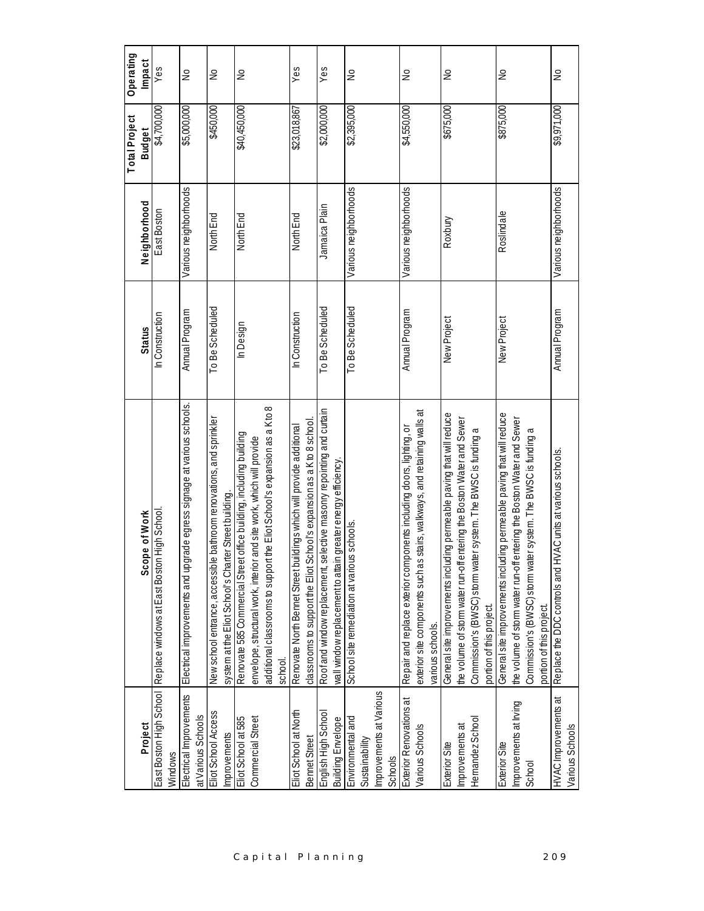| Project | Scope of Work | Status | Neighborhood | Total Project Budget | Operating Impact |
|---|---|---|---|---|---|
| East Boston High School Windows | Replace windows at East Boston High School. | In Construction | East Boston | $4,700,000 | Yes |
| Electrical Improvements at Various Schools | Electrical improvements and upgrade egress signage at various schools. | Annual Program | Various neighborhoods | $5,000,000 | No |
| Eliot School Access Improvements | New school entrance, accessible bathroom renovations, and sprinkler system at the Eliot School's Charter Street building. | To Be Scheduled | North End | $450,000 | No |
| Eliot School at 585 Commercial Street | Renovate 585 Commercial Street office building, including building envelope, structural work, interior and site work, which will provide additional classrooms to support the Eliot School's expansion as a K to 8 school. | In Design | North End | $40,450,000 | No |
| Eliot School at North Bennet Street | Renovate North Bennet Street buildings which will provide additional classrooms to support the Eliot School's expansion as a K to 8 school. | In Construction | North End | $23,018,867 | Yes |
| English High School Building Envelope | Roof and window replacement, selective masonry repointing and curtain wall window replacement to attain greater energy efficiency. | To Be Scheduled | Jamaica Plain | $2,000,000 | Yes |
| Environmental and Sustainability Improvements at Various Schools | School site remediation at various schools. | To Be Scheduled | Various neighborhoods | $2,395,000 | No |
| Exterior Renovations at Various Schools | Repair and replace exterior components including doors, lighting, or exterior site components such as stairs, walkways, and retaining walls at various schools. | Annual Program | Various neighborhoods | $4,550,000 | No |
| Exterior Site Improvements at Hernandez School | General site improvements including permeable paving that will reduce the volume of storm water run-off entering the Boston Water and Sewer Commission's (BWSC) storm water system. The BWSC is funding a portion of this project. | New Project | Roxbury | $675,000 | No |
| Exterior Site Improvements at Irving School | General site improvements including permeable paving that will reduce the volume of storm water run-off entering the Boston Water and Sewer Commission's (BWSC) storm water system. The BWSC is funding a portion of this project. | New Project | Roslindale | $875,000 | No |
| HVAC Improvements at Various Schools | Replace the DDC controls and HVAC units at various schools. | Annual Program | Various neighborhoods | $9,971,000 | No |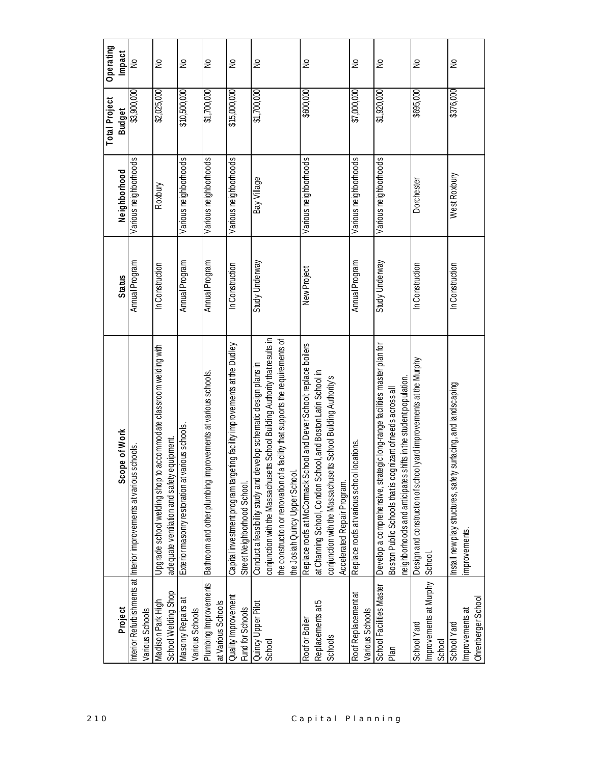| Project | Scope of Work | Status | Neighborhood | Total Project Budget | Operating Impact |
|---|---|---|---|---|---|
| Interior Refurbishments at Various Schools | Interior improvements at various schools. | Annual Program | Various neighborhoods | $3,900,000 | No |
| Madison Park High School Welding Shop | Upgrade school welding shop to accommodate classroom welding with adequate ventilation and safety equipment. | In Construction | Roxbury | $2,025,000 | No |
| Masonry Repairs at Various Schools | Exterior masonry restoration at various schools. | Annual Program | Various neighborhoods | $10,500,000 | No |
| Plumbing Improvements at Various Schools | Bathroom and other plumbing improvements at various schools. | Annual Program | Various neighborhoods | $1,700,000 | No |
| Quality Improvement Fund for Schools | Capital investment program targeting facility improvements at the Dudley Street Neighborhood School. | In Construction | Various neighborhoods | $15,000,000 | No |
| Quincy Upper Pilot School | Conduct a feasibility study and develop schematic design plans in conjunction with the Massachusetts School Building Authority that results in the construction or renovation of a facility that supports the requirements of the Josiah Quincy Upper School. | Study Underway | Bay Village | $1,700,000 | No |
| Roof or Boiler Replacements at 5 Schools | Replace roofs at McCormack School and Dever School; replace boilers at Channing School, Condon School, and Boston Latin School in conjunction with the Massachusetts School Building Authority's Accelerated Repair Program. | New Project | Various neighborhoods | $600,000 | No |
| Roof Replacement at Various Schools | Replace roofs at various school locations. | Annual Program | Various neighborhoods | $7,000,000 | No |
| School Facilities Master Plan | Develop a comprehensive, strategic long-range facilities master plan for Boston Public Schools that is cognizant of needs across all neighborhoods and anticipates shifts in the student population. | Study Underway | Various neighborhoods | $1,920,000 | No |
| School Yard Improvements at Murphy School | Design and construction of school yard improvements at the Murphy School. | In Construction | Dorchester | $695,000 | No |
| School Yard Improvements at Ohrenberger School | Install new play structures, safety surfacing, and landscaping improvements. | In Construction | West Roxbury | $376,000 | No |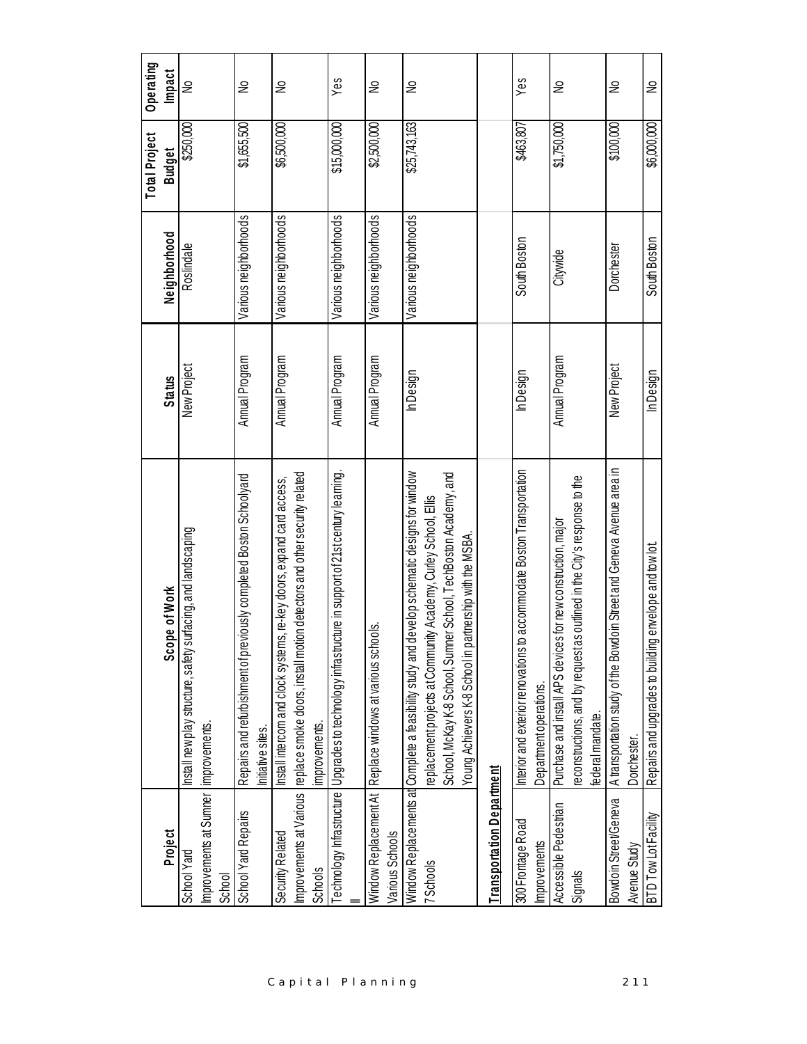| Project | Scope of Work | Status | Neighborhood | Total Project Budget | Operating Impact |
|---|---|---|---|---|---|
| School Yard Improvements at Sumner School | Install new play structure, safety surfacing, and landscaping improvements. | New Project | Roslindale | $250,000 | No |
| School Yard Repairs | Repairs and refurbishment of previously completed Boston Schoolyard Initiative sites. | Annual Program | Various neighborhoods | $1,655,500 | No |
| Security Related Improvements at Various Schools | Install intercom and clock systems, re-key doors, expand card access, replace smoke doors, install motion detectors and other security related improvements. | Annual Program | Various neighborhoods | $6,500,000 | No |
| Technology Infrastructure II | Upgrades to technology infrastructure in support of 21st century learning. | Annual Program | Various neighborhoods | $15,000,000 | Yes |
| Window Replacement At Various Schools | Replace windows at various schools. | Annual Program | Various neighborhoods | $2,500,000 | No |
| Window Replacements at 7 Schools | Complete a feasibility study and develop schematic designs for window replacement projects at Community Academy, Curley School, Ellis School, McKay K-8 School, Sumner School, TechBoston Academy, and Young Achievers K-8 School in partnership with the MSBA. | In Design | Various neighborhoods | $25,743,163 | No |
| **Transportation Department** | | | | | |
| 300 Frontage Road Improvements | Interior and exterior renovations to accommodate Boston Transportation Department operations. | In Design | South Boston | $463,807 | Yes |
| Accessible Pedestrian Signals | Purchase and install APS devices for new construction, major reconstructions, and by request as outlined in the City's response to the federal mandate. | Annual Program | Citywide | $1,750,000 | No |
| Bowdoin Street/Geneva Avenue Study | A transportation study of the Bowdoin Street and Geneva Avenue area in Dorchester. | New Project | Dorchester | $100,000 | No |
| BTD Tow Lot Facility | Repairs and upgrades to building envelope and tow lot. | In Design | South Boston | $6,000,000 | No |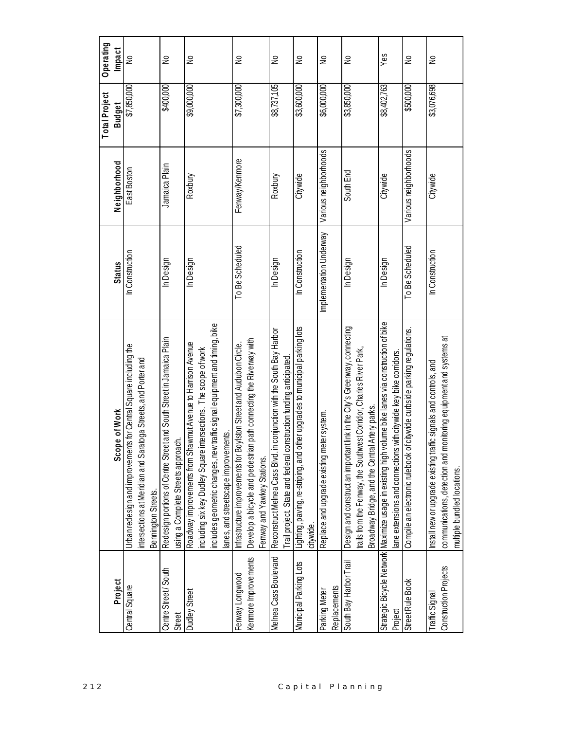| Project | Scope of Work | Status | Neighborhood | Total Project Budget | Operating Impact |
|---|---|---|---|---|---|
| Central Square | Urban redesign and improvements for Central Square including the intersections at Meridian and Saratoga Streets, and Porter and Bennington Streets. | In Construction | East Boston | $7,850,000 | No |
| Centre Street / South Street | Redesign portions of Centre Street and South Street in Jamaica Plain using a Complete Streets approach. | In Design | Jamaica Plain | $400,000 | No |
| Dudley Street | Roadway improvements from Shawmut Avenue to Harrison Avenue including six key Dudley Square intersections. The scope of work includes geometric changes, new traffic signal equipment and timing, bike lanes, and streetscape improvements. | In Design | Roxbury | $9,000,000 | No |
| Fenway Longwood Kenmore Improvements | Infrastructure improvements for Boylston Street and Audubon Circle. Develop a bicycle and pedestrian path connecting the Riverway with Fenway and Yawkey Stations. | To Be Scheduled | Fenway/Kenmore | $7,300,000 | No |
| Melnea Cass Boulevard | Reconstruct Melnea Cass Blvd. in conjunction with the South Bay Harbor Trail project. State and federal construction funding anticipated. | In Design | Roxbury | $8,737,105 | No |
| Municipal Parking Lots | Lighting, paving, re-striping, and other upgrades to municipal parking lots citywide. | In Construction | Citywide | $3,600,000 | No |
| Parking Meter Replacements | Replace and upgrade existing meter system. | Implementation Underway | Various neighborhoods | $6,000,000 | No |
| South Bay Harbor Trail | Design and construct an important link in the City's Greenway, connecting trails from the Fenway, the Southwest Corridor, Charles River Park, Broadway Bridge, and the Central Artery parks. | In Design | South End | $3,850,000 | No |
| Strategic Bicycle Network Project | Maximize usage in existing high volume bike lanes via construction of bike lane extensions and connections with citywide key bike corridors. | In Design | Citywide | $8,402,763 | Yes |
| Street Rule Book | Compile an electronic rulebook of citywide curbside parking regulations. | To Be Scheduled | Various neighborhoods | $500,000 | No |
| Traffic Signal Construction Projects | Install new or upgrade existing traffic signals and controls, and communications, detection and monitoring equipment and systems at multiple bundled locations. | In Construction | Citywide | $3,076,698 | No |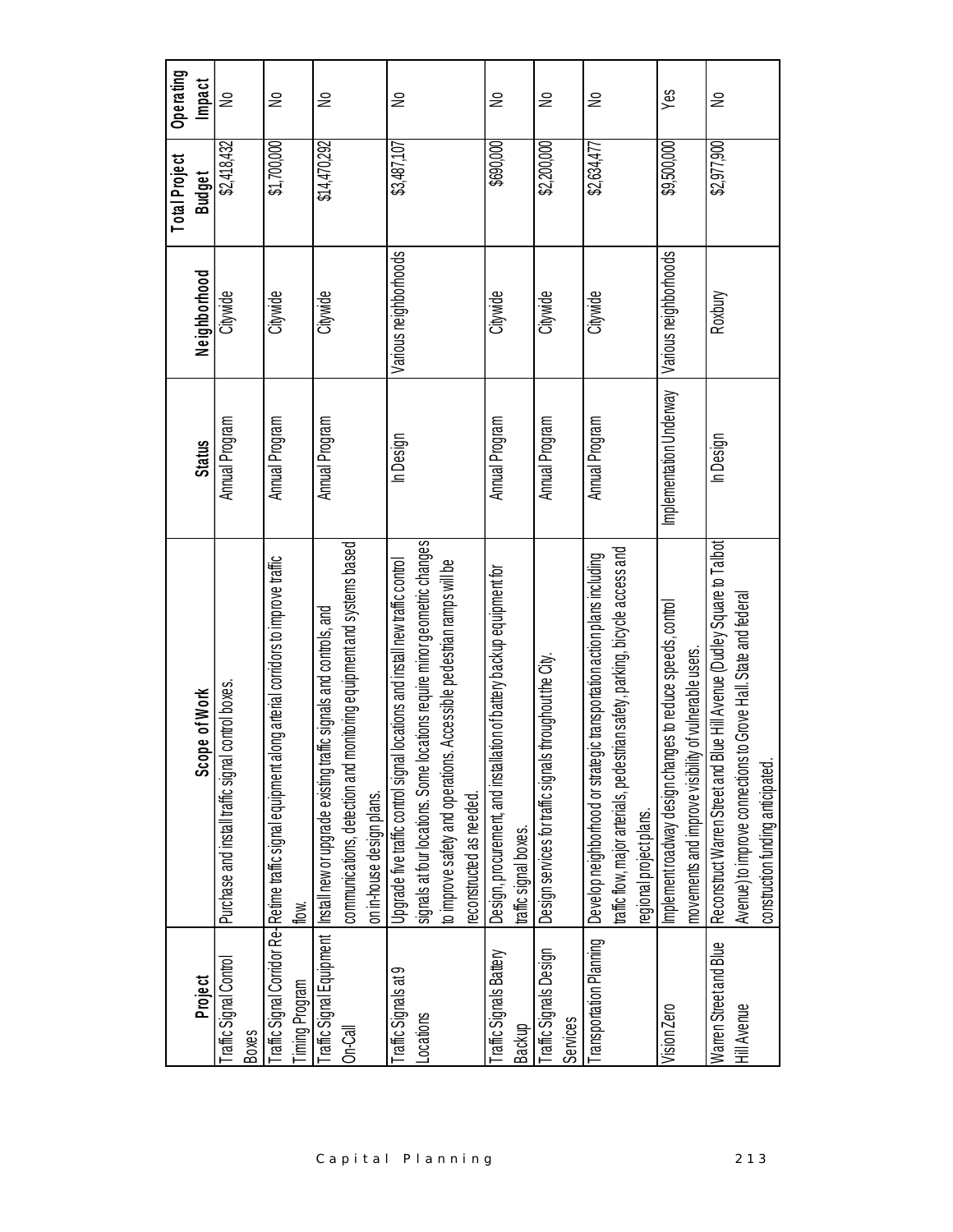| Project | Scope of Work | Status | Neighborhood | Total Project Budget | Operating Impact |
|---|---|---|---|---|---|
| Traffic Signal Control Boxes | Purchase and install traffic signal control boxes. | Annual Program | Citywide | $2,418,432 | No |
| Traffic Signal Corridor Re-Timing Program | Retime traffic signal equipment along arterial corridors to improve traffic flow. | Annual Program | Citywide | $1,700,000 | No |
| Traffic Signal Equipment On-Call | Install new or upgrade existing traffic signals and controls, and communications, detection and monitoring equipment and systems based on in-house design plans. | Annual Program | Citywide | $14,470,292 | No |
| Traffic Signals at 9 Locations | Upgrade five traffic control signal locations and install new traffic control signals at four locations. Some locations require minor geometric changes to improve safety and operations. Accessible pedestrian ramps will be reconstructed as needed. | In Design | Various neighborhoods | $3,487,107 | No |
| Traffic Signals Battery Backup | Design, procurement, and installation of battery backup equipment for traffic signal boxes. | Annual Program | Citywide | $690,000 | No |
| Traffic Signals Design Services | Design services for traffic signals throughout the City. | Annual Program | Citywide | $2,200,000 | No |
| Transportation Planning | Develop neighborhood or strategic transportation action plans including traffic flow, major arterials, pedestrian safety, parking, bicycle access and regional project plans. | Annual Program | Citywide | $2,634,477 | No |
| Vision Zero | Implement roadway design changes to reduce speeds, control movements and improve visibility of vulnerable users. | Implementation Underway | Various neighborhoods | $9,500,000 | Yes |
| Warren Street and Blue Hill Avenue | Reconstruct Warren Street and Blue Hill Avenue (Dudley Square to Talbot Avenue) to improve connections to Grove Hall. State and federal construction funding anticipated. | In Design | Roxbury | $2,977,900 | No |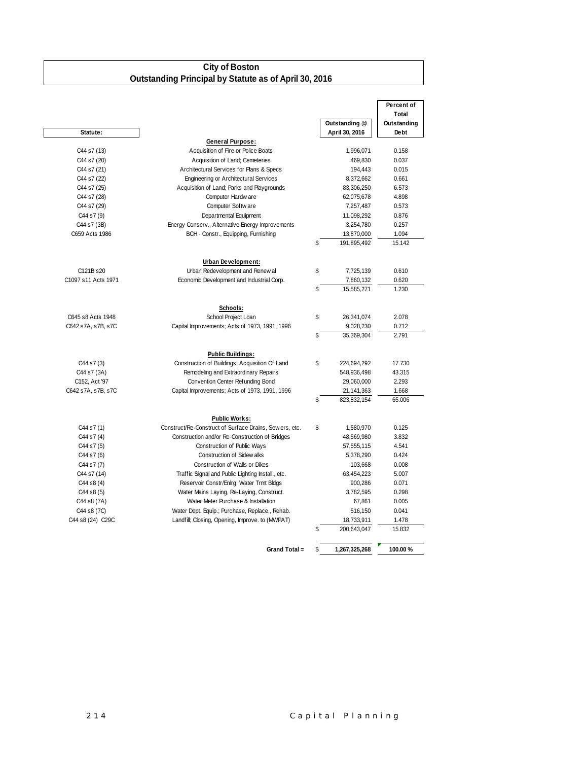## City of Boston
## Outstanding Principal by Statute as of April 30, 2016

| Statute: | | Outstanding @ April 30, 2016 | Percent of Total Outstanding Debt |
|---|---|---|---|
| | **General Purpose:** | | |
| C44 s7 (13) | Acquisition of Fire or Police Boats | 1,996,071 | 0.158 |
| C44 s7 (20) | Acquisition of Land; Cemeteries | 469,830 | 0.037 |
| C44 s7 (21) | Architectural Services for Plans & Specs | 194,443 | 0.015 |
| C44 s7 (22) | Engineering or Architectural Services | 8,372,662 | 0.661 |
| C44 s7 (25) | Acquisition of Land; Parks and Playgrounds | 83,306,250 | 6.573 |
| C44 s7 (28) | Computer Hardware | 62,075,678 | 4.898 |
| C44 s7 (29) | Computer Software | 7,257,487 | 0.573 |
| C44 s7 (9) | Departmental Equipment | 11,098,292 | 0.876 |
| C44 s7 (3B) | Energy Conserv., Alternative Energy Improvements | 3,254,780 | 0.257 |
| C659 Acts 1986 | BCH - Constr., Equipping, Furnishing | 13,870,000 | 1.094 |
| | | $ 191,895,492 | 15.142 |
| | **Urban Development:** | | |
| C121B s20 | Urban Redevelopment and Renewal | $ 7,725,139 | 0.610 |
| C1097 s11 Acts 1971 | Economic Development and Industrial Corp. | 7,860,132 | 0.620 |
| | | $ 15,585,271 | 1.230 |
| | **Schools:** | | |
| C645 s8 Acts 1948 | School Project Loan | $ 26,341,074 | 2.078 |
| C642 s7A, s7B, s7C | Capital Improvements; Acts of 1973, 1991, 1996 | 9,028,230 | 0.712 |
| | | $ 35,369,304 | 2.791 |
| | **Public Buildings:** | | |
| C44 s7 (3) | Construction of Buildings; Acquisition Of Land | $ 224,694,292 | 17.730 |
| C44 s7 (3A) | Remodeling and Extraordinary Repairs | 548,936,498 | 43.315 |
| C152, Act '97 | Convention Center Refunding Bond | 29,060,000 | 2.293 |
| C642 s7A, s7B, s7C | Capital Improvements; Acts of 1973, 1991, 1996 | 21,141,363 | 1.668 |
| | | $ 823,832,154 | 65.006 |
| | **Public Works:** | | |
| C44 s7 (1) | Construct/Re-Construct of Surface Drains, Sewers, etc. | $ 1,580,970 | 0.125 |
| C44 s7 (4) | Construction and/or Re-Construction of Bridges | 48,569,980 | 3.832 |
| C44 s7 (5) | Construction of Public Ways | 57,555,115 | 4.541 |
| C44 s7 (6) | Construction of Sidewalks | 5,378,290 | 0.424 |
| C44 s7 (7) | Construction of Walls or Dikes | 103,668 | 0.008 |
| C44 s7 (14) | Traffic Signal and Public Lighting Install., etc. | 63,454,223 | 5.007 |
| C44 s8 (4) | Reservoir Constr/Enlrg; Water Trmt Bldgs | 900,286 | 0.071 |
| C44 s8 (5) | Water Mains Laying, Re-Laying, Construct. | 3,782,595 | 0.298 |
| C44 s8 (7A) | Water Meter Purchase & Installation | 67,861 | 0.005 |
| C44 s8 (7C) | Water Dept. Equip.; Purchase, Replace., Rehab. | 516,150 | 0.041 |
| C44 s8 (24) C29C | Landfill; Closing, Opening, Improve. to (MWPAT) | 18,733,911 | 1.478 |
| | | $ 200,643,047 | 15.832 |
| | **Grand Total =** | **$ 1,267,325,268** | **100.00 %** |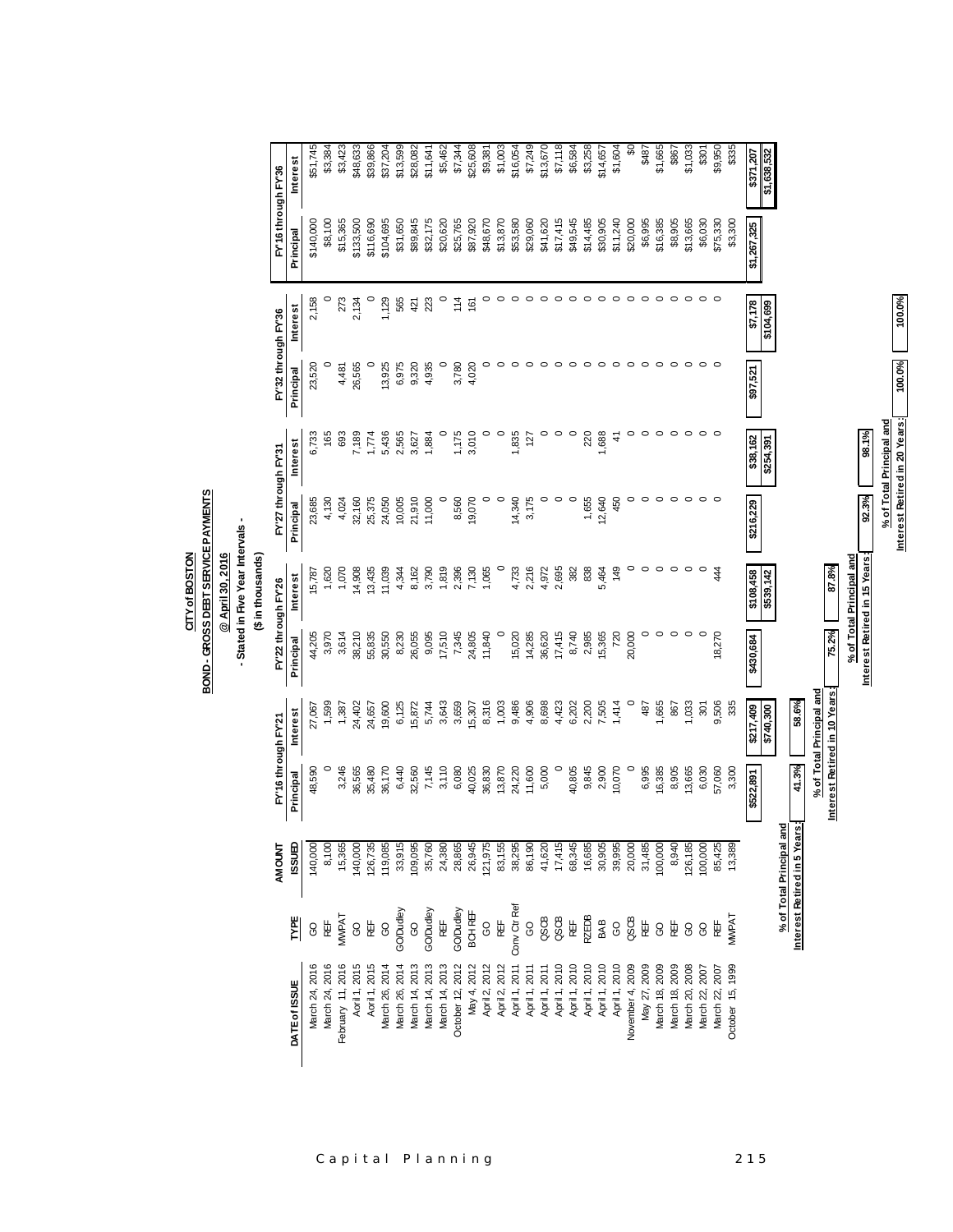# CITY of BOSTON

## BOND - GROSS DEBT SERVICE PAYMENTS

**@ April 30, 2016**

**- Stated in Five Year Intervals -**

**($ in thousands)**

| DATE of ISSUE | TYPE | AMOUNT ISSUED | FY'16 through FY'21 Principal | FY'16 through FY'21 Interest | FY'22 through FY'26 Principal | FY'22 through FY'26 Interest | FY'27 through FY'31 Principal | FY'27 through FY'31 Interest | FY'32 through FY'36 Principal | FY'32 through FY'36 Interest | FY'16 through FY'36 Principal | FY'16 through FY'36 Interest |
|---|---|---|---|---|---|---|---|---|---|---|---|---|
| March 24, 2016 | GO | 140,000 | 48,590 | 27,067 | 44,205 | 15,787 | 23,685 | 6,733 | 23,520 | 2,158 | $140,000 | $51,745 |
| March 24, 2016 | REF | 8,100 | 0 | 1,599 | 3,970 | 1,620 | 4,130 | 165 | 0 | 0 | $8,100 | $3,384 |
| February 11, 2016 | MWPAT | 15,365 | 3,246 | 1,387 | 3,614 | 1,070 | 4,024 | 693 | 4,481 | 273 | $15,365 | $3,423 |
| April 1, 2015 | GO | 140,000 | 36,565 | 24,402 | 38,210 | 14,908 | 32,160 | 7,189 | 26,565 | 2,134 | $133,500 | $48,633 |
| April 1, 2015 | REF | 126,735 | 35,480 | 24,657 | 55,835 | 13,435 | 25,375 | 1,774 | 0 | 0 | $116,690 | $39,866 |
| March 26, 2014 | GO | 119,085 | 36,170 | 19,600 | 30,550 | 11,039 | 24,050 | 5,436 | 13,925 | 1,129 | $104,695 | $37,204 |
| March 26, 2014 | GO/Dudley | 33,915 | 6,440 | 6,125 | 8,230 | 4,344 | 10,005 | 2,565 | 6,975 | 565 | $31,650 | $13,599 |
| March 14, 2013 | GO | 109,095 | 32,560 | 15,872 | 26,055 | 8,162 | 21,910 | 3,627 | 9,320 | 421 | $89,845 | $28,082 |
| March 14, 2013 | GO/Dudley | 35,760 | 7,145 | 5,744 | 9,095 | 3,790 | 11,000 | 1,884 | 4,935 | 223 | $32,175 | $11,641 |
| March 14, 2013 | REF | 24,380 | 3,110 | 3,643 | 17,510 | 1,819 | 0 | 0 | 0 | 0 | $20,620 | $5,462 |
| October 12, 2012 | GO/Dudley | 28,865 | 6,080 | 3,659 | 7,345 | 2,396 | 8,560 | 1,175 | 3,780 | 114 | $25,765 | $7,344 |
| May 4, 2012 | BCH REF | 26,945 | 40,025 | 15,307 | 24,805 | 7,130 | 19,070 | 3,010 | 4,020 | 161 | $87,920 | $25,608 |
| April 2, 2012 | GO | 121,975 | 36,830 | 8,316 | 11,840 | 1,065 | 0 | 0 | 0 | 0 | $48,670 | $9,381 |
| April 2, 2012 | REF | 83,155 | 13,870 | 1,003 | 0 | 0 | 0 | 0 | 0 | 0 | $13,870 | $1,003 |
| April 1, 2011 | Conv Ctr Ref | 38,295 | 24,220 | 9,486 | 15,020 | 4,733 | 14,340 | 1,835 | 0 | 0 | $53,580 | $16,054 |
| April 1, 2011 | GO | 86,190 | 11,600 | 4,906 | 14,285 | 2,216 | 3,175 | 127 | 0 | 0 | $29,060 | $7,249 |
| April 1, 2011 | QSCB | 41,620 | 5,000 | 8,698 | 36,620 | 4,972 | 0 | 0 | 0 | 0 | $41,620 | $13,670 |
| April 1, 2010 | QSCB | 17,415 | 0 | 4,423 | 17,415 | 2,695 | 0 | 0 | 0 | 0 | $17,415 | $7,118 |
| April 1, 2010 | REF | 68,345 | 40,805 | 6,202 | 8,740 | 382 | 0 | 0 | 0 | 0 | $49,545 | $6,584 |
| April 1, 2010 | RZEDB | 16,685 | 9,845 | 2,200 | 2,985 | 838 | 1,655 | 220 | 0 | 0 | $14,485 | $3,258 |
| April 1, 2010 | BAB | 30,905 | 2,900 | 7,505 | 15,365 | 5,464 | 12,640 | 1,688 | 0 | 0 | $30,905 | $14,657 |
| April 1, 2010 | GO | 39,995 | 10,070 | 1,414 | 720 | 149 | 450 | 41 | 0 | 0 | $11,240 | $1,604 |
| November 4, 2009 | QSCB | 20,000 | 0 | 0 | 20,000 | 0 | 0 | 0 | 0 | 0 | $20,000 | $0 |
| May 27, 2009 | REF | 31,485 | 6,995 | 487 | 0 | 0 | 0 | 0 | 0 | 0 | $6,995 | $487 |
| March 18, 2009 | GO | 100,000 | 16,385 | 1,665 | 0 | 0 | 0 | 0 | 0 | 0 | $16,385 | $1,665 |
| March 18, 2009 | REF | 8,940 | 8,905 | 867 | 0 | 0 | 0 | 0 | 0 | 0 | $8,905 | $867 |
| March 20, 2008 | GO | 126,185 | 13,665 | 1,033 | 0 | 0 | 0 | 0 | 0 | 0 | $13,665 | $1,033 |
| March 22, 2007 | GO | 100,000 | 6,030 | 301 | 0 | 0 | 0 | 0 | 0 | 0 | $6,030 | $301 |
| March 22, 2007 | REF | 85,425 | 57,060 | 9,506 | 18,270 | 444 | 0 | 0 | 0 | 0 | $75,330 | $9,950 |
| October 15, 1999 | MWPAT | 13,389 | 3,300 | 335 | | | | | | | $3,300 | $335 |
| | | | $522,891 | $217,409 | $430,684 | $108,458 | $216,229 | $38,162 | $97,521 | $7,178 | $1,267,325 | $371,207 |
| | | | | $740,300 | | $539,142 | | $254,391 | | $104,699 | | $1,638,532 |

| | |
|---|---|
| % of Total Principal and Interest Retired in 5 Years: | 41.3% |
| % of Total Principal and Interest Retired in 10 Years: | 58.6% / 75.2% |
| % of Total Principal and Interest Retired in 15 Years: | 87.8% / 92.3% |
| % of Total Principal and Interest Retired in 20 Years: | 98.1% / 100.0% / 100.0% |

Capital Planning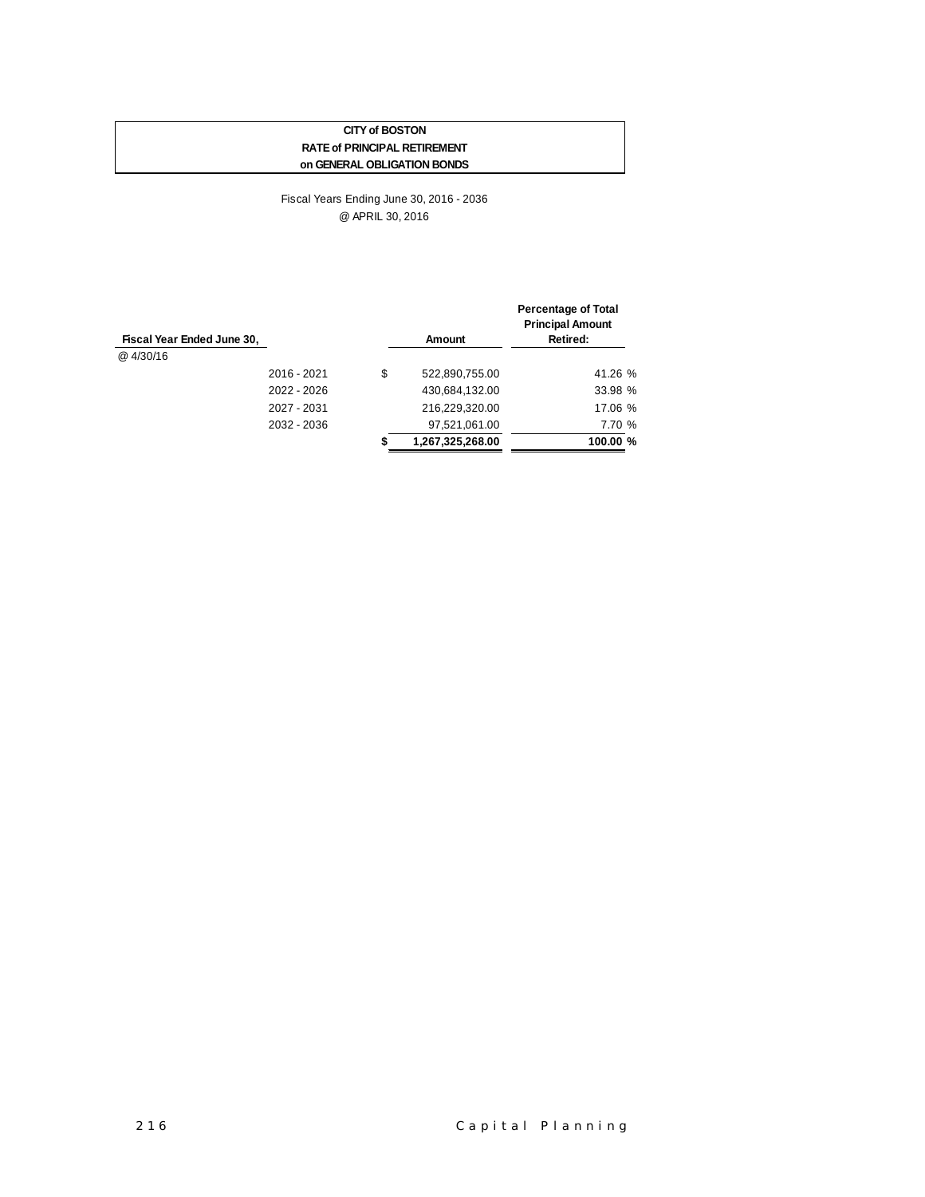**CITY of BOSTON**
**RATE of PRINCIPAL RETIREMENT**
**on GENERAL OBLIGATION BONDS**

Fiscal Years Ending June 30, 2016 - 2036
@ APRIL 30, 2016

| **Fiscal Year Ended June 30,** | | | **Amount** | **Percentage of Total Principal Amount Retired:** |
|---|---|---|---|---|
| @ 4/30/16 | | | | |
| | 2016 - 2021 | $ | 522,890,755.00 | 41.26 % |
| | 2022 - 2026 | | 430,684,132.00 | 33.98 % |
| | 2027 - 2031 | | 216,229,320.00 | 17.06 % |
| | 2032 - 2036 | | 97,521,061.00 | 7.70 % |
| | | **$** | **1,267,325,268.00** | **100.00 %** |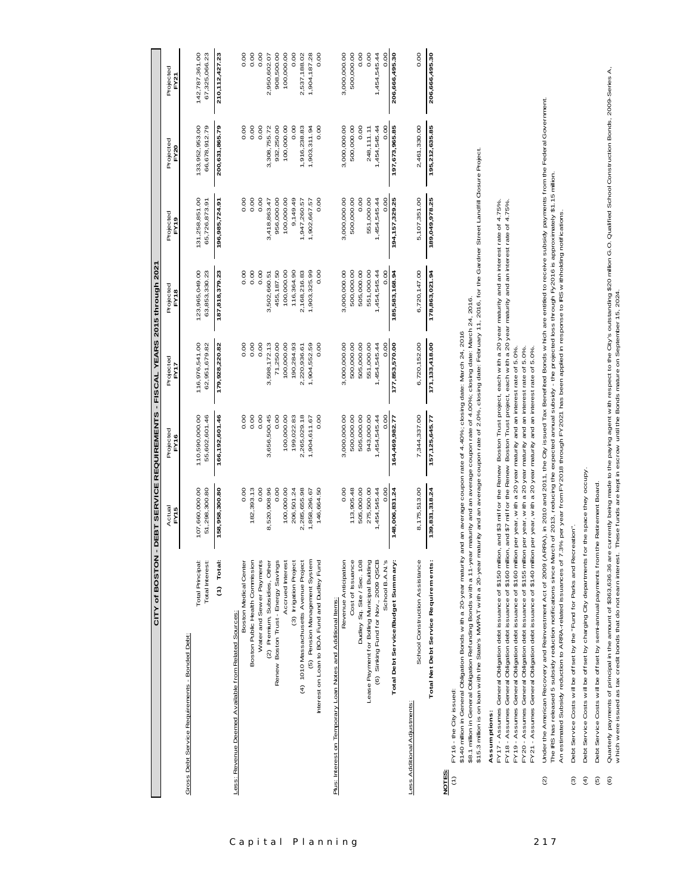# CITY of BOSTON - DEBT SERVICE REQUIREMENTS - FISCAL YEARS 2015 through 2021

| | Actual FY15 | Projected FY16 | Projected FY17 | Projected FY18 | Projected FY19 | Projected FY20 | Projected FY21 |
|---|---|---|---|---|---|---|---|
| Gross Debt Service Requirements - Bonded Debt: | | | | | | | |
| Total Principal: | 107,660,000.00 | 110,590,000.00 | 116,976,541.00 | 123,965,049.00 | 131,258,851.00 | 133,952,953.00 | 142,787,361.00 |
| Total Interest: | 51,298,300.80 | 55,602,601.46 | 62,951,679.82 | 63,853,330.23 | 65,726,873.91 | 66,678,912.79 | 67,325,066.23 |
| **(1) Total:** | **158,958,300.80** | **166,192,601.46** | **179,928,220.82** | **187,818,379.23** | **196,985,724.91** | **200,631,865.79** | **210,112,427.23** |
| Less: Revenue Deemed Available from Related Sources: | | | | | | | |
| Boston Medical Center | 0.00 | 0.00 | 0.00 | 0.00 | 0.00 | 0.00 | 0.00 |
| Boston Public Health Commission | 182,393.13 | 0.00 | 0.00 | 0.00 | 0.00 | 0.00 | 0.00 |
| Water and Sewer Payments | 0.00 | 0.00 | 0.00 | 0.00 | 0.00 | 0.00 | 0.00 |
| (2) Premium, Subsidies, Other | 8,520,908.96 | 3,656,500.45 | 3,598,172.13 | 3,502,660.51 | 3,418,863.47 | 3,308,755.72 | 2,950,602.07 |
| Renew Boston Trust - Energy Savings | 0.00 | 0.00 | 71,250.00 | 455,187.50 | 956,000.00 | 932,250.00 | 908,500.00 |
| Accrued Interest | 100,000.00 | 100,000.00 | 100,000.00 | 100,000.00 | 100,000.00 | 100,000.00 | 100,000.00 |
| (3) Irrigation Project | 206,501.24 | 199,022.83 | 190,284.93 | 116,364.90 | 9,149.49 | 0.00 | 0.00 |
| (4) 1010 Massachusetts Avenue Project | 2,285,655.98 | 2,265,029.18 | 2,220,936.61 | 2,168,216.83 | 1,947,260.57 | 1,916,238.83 | 2,537,188.02 |
| (5) Pension Management System | 1,858,296.67 | 1,904,611.67 | 1,904,552.59 | 1,903,325.99 | 1,902,667.57 | 1,903,311.94 | 1,904,187.28 |
| Interest on Loan to BOA Fund and Dudley Fund | 146,664.50 | 0.00 | 0.00 | 0.00 | 0.00 | 0.00 | 0.00 |
| Plus: Interest on Temporary Loan Notes and Additional Items: | | | | | | | |
| Revenue Anticipation | 0.00 | 3,000,000.00 | 3,000,000.00 | 3,000,000.00 | 3,000,000.00 | 3,000,000.00 | 3,000,000.00 |
| Cost of Issuance | 113,905.48 | 500,000.00 | 500,000.00 | 500,000.00 | 500,000.00 | 500,000.00 | 500,000.00 |
| Dudley Sq. Site / Sec. 108 | 505,000.00 | 505,000.00 | 505,000.00 | 505,000.00 | 0.00 | 0.00 | 0.00 |
| Lease Payment for Bolling Municipal Building | 275,500.00 | 943,000.00 | 551,000.00 | 551,000.00 | 551,000.00 | 248,111.11 | 0.00 |
| (6) Sinking Fund for Nov., 2009 QSCB | 1,454,545.44 | 1,454,545.44 | 1,454,545.44 | 1,454,545.44 | 1,454,545.44 | 1,454,545.44 | 1,454,545.44 |
| School B.A.N.'s | 0.00 | 0.00 | 0.00 | 0.00 | 0.00 | 0.00 | 0.00 |
| **Total Debt Service/Budget Summary:** | **148,006,831.24** | **164,469,982.77** | **177,853,570.00** | **185,583,168.94** | **194,157,329.25** | **197,673,965.85** | **206,666,495.30** |
| Less Additional Adjustments: | | | | | | | |
| School Construction Assistance | 8,175,513.00 | 7,344,337.00 | 6,720,152.00 | 6,720,147.00 | 5,107,351.00 | 2,461,330.00 | 0.00 |
| **Total Net Debt Service Requirements:** | **139,831,318.24** | **157,125,645.77** | **171,133,418.00** | **178,863,021.94** | **189,049,978.25** | **195,212,635.85** | **206,666,495.30** |

**NOTES:**

(1) FY16 - the City issued:
$140 million in General Obligation Bonds with a 20-year maturity and an average coupon rate of 4.40%; closing date: March 24, 2016
$8.1 million in General Obligation Refunding Bonds with a 11-year maturity and an average coupon rate of 4.00%; closing date: March 24, 2016.
$15.3 million is on loan with the State's MWPAT with a 20-year maturity and an average coupon rate of 2.0%, closing date: February 11, 2016, for the Gardner Street Landfill Closure Project.

**Assumptions:**
FY17 - Assumes General Obligation debt issuance of $150 million, and $3 mil for the Renew Boston Trust project, each with a 20 year maturity and an interest rate of 4.75%.
FY18 - Assumes General Obligation debt issuance of $160 million, and $7 mil for the Renew Boston Trust project, each with a 20 year maturity and an interest rate of 4.75%.
FY19 - Assumes General Obligation debt issuance of $160 million per year, with a 20 year maturity and an interest rate of 5.0%.
FY20 - Assumes General Obligation debt issuance of $155 million per year, with a 20 year maturity and an interest rate of 5.0%.
FY21 - Assumes General Obligation debt issuance of $140 million per year, with a 20 year maturity and an interest rate of 5.0%.

(2) Under the American Recovery and Reinvestment Act of 2009 (ARRA), in 2010 and 2011, the City issued Tax Benefited Bonds which are entitled to receive subsidy payments from the Federal Government.
The IRS has released 5 subsidy reduction notifications since March of 2013, reducing the expected annual subsidy - the projected loss through Fy2016 is approximately $1.15 million.
An estimated Subsidy reduction to ARRA-related issuances of 7.3% per year from FY2018 through FY2021 has been applied in response to IRS withholding notifications.

(3) Debt Service Costs will be offset by the "Fund for Parks and Recreation".

(4) Debt Service Costs will be offset by charging City departments for the space they occupy.

(5) Debt Service Costs will be offset by semi-annual payments from the Retirement Board.

(6) Quarterly payments of principal in the amount of $363,636.36 are currently being made to the paying agent with respect to the City's outstanding $20 million G.O. Qualified School Construction Bonds, 2009 Series A, which were issued as tax credit bonds that do not earn interest. These funds are kept in escrow until the Bonds mature on September 15, 2024.